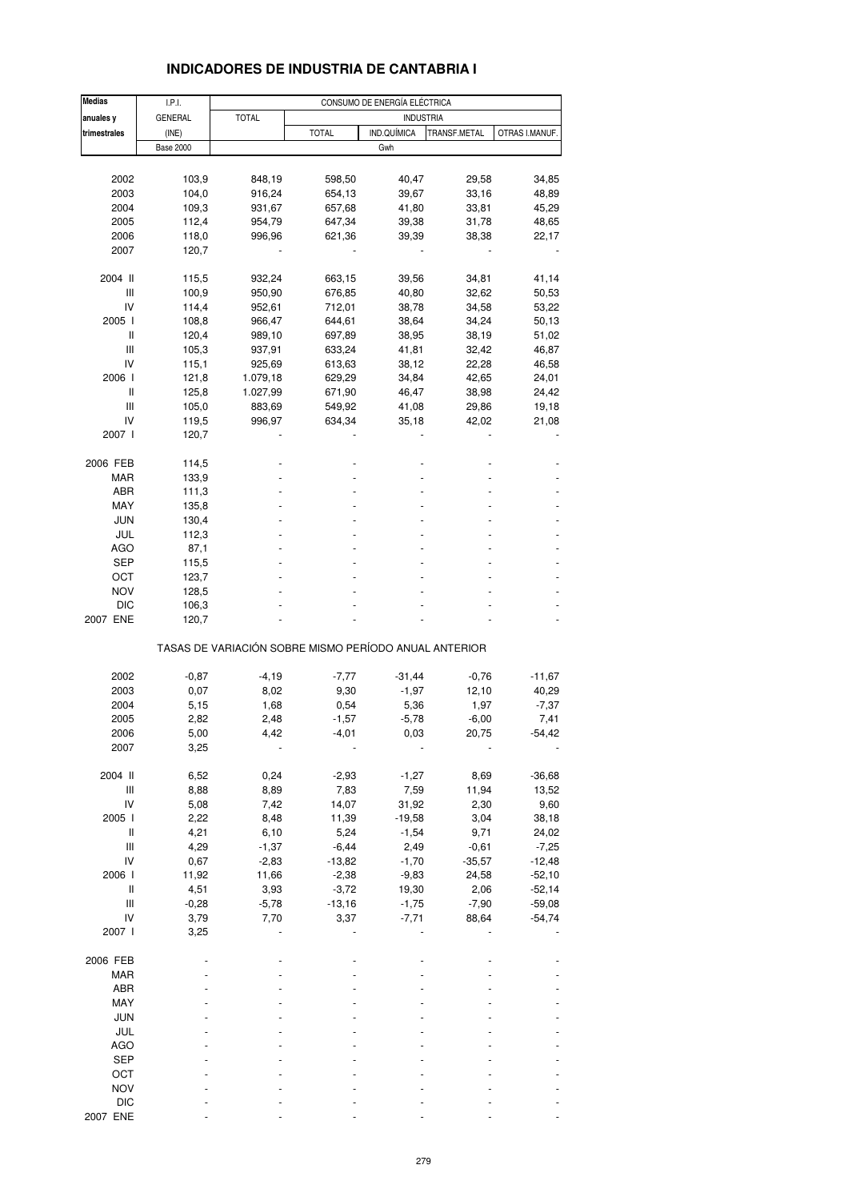# INDICADORES DE INDUSTRIA DE CANTABRIA I

| Medias anuales y trimestrales | I.P.I. GENERAL (INE) | CONSUMO DE ENERGÍA ELÉCTRICA | | | | |
|---|---|---|---|---|---|---|
| | | TOTAL | INDUSTRIA | | | |
| | | | TOTAL | IND.QUÍMICA | TRANSF.METAL | OTRAS I.MANUF. |
| | Base 2000 | Gwh | | | | |
| 2002 | 103,9 | 848,19 | 598,50 | 40,47 | 29,58 | 34,85 |
| 2003 | 104,0 | 916,24 | 654,13 | 39,67 | 33,16 | 48,89 |
| 2004 | 109,3 | 931,67 | 657,68 | 41,80 | 33,81 | 45,29 |
| 2005 | 112,4 | 954,79 | 647,34 | 39,38 | 31,78 | 48,65 |
| 2006 | 118,0 | 996,96 | 621,36 | 39,39 | 38,38 | 22,17 |
| 2007 | 120,7 | - | - | - | - | - |
| 2004 II | 115,5 | 932,24 | 663,15 | 39,56 | 34,81 | 41,14 |
| III | 100,9 | 950,90 | 676,85 | 40,80 | 32,62 | 50,53 |
| IV | 114,4 | 952,61 | 712,01 | 38,78 | 34,58 | 53,22 |
| 2005 I | 108,8 | 966,47 | 644,61 | 38,64 | 34,24 | 50,13 |
| II | 120,4 | 989,10 | 697,89 | 38,95 | 38,19 | 51,02 |
| III | 105,3 | 937,91 | 633,24 | 41,81 | 32,42 | 46,87 |
| IV | 115,1 | 925,69 | 613,63 | 38,12 | 22,28 | 46,58 |
| 2006 I | 121,8 | 1.079,18 | 629,29 | 34,84 | 42,65 | 24,01 |
| II | 125,8 | 1.027,99 | 671,90 | 46,47 | 38,98 | 24,42 |
| III | 105,0 | 883,69 | 549,92 | 41,08 | 29,86 | 19,18 |
| IV | 119,5 | 996,97 | 634,34 | 35,18 | 42,02 | 21,08 |
| 2007 I | 120,7 | - | - | - | - | - |
| 2006 FEB | 114,5 | - | - | - | - | - |
| MAR | 133,9 | - | - | - | - | - |
| ABR | 111,3 | - | - | - | - | - |
| MAY | 135,8 | - | - | - | - | - |
| JUN | 130,4 | - | - | - | - | - |
| JUL | 112,3 | - | - | - | - | - |
| AGO | 87,1 | - | - | - | - | - |
| SEP | 115,5 | - | - | - | - | - |
| OCT | 123,7 | - | - | - | - | - |
| NOV | 128,5 | - | - | - | - | - |
| DIC | 106,3 | - | - | - | - | - |
| 2007 ENE | 120,7 | - | - | - | - | - |
| **TASAS DE VARIACIÓN SOBRE MISMO PERÍODO ANUAL ANTERIOR** | | | | | | |
| 2002 | -0,87 | -4,19 | -7,77 | -31,44 | -0,76 | -11,67 |
| 2003 | 0,07 | 8,02 | 9,30 | -1,97 | 12,10 | 40,29 |
| 2004 | 5,15 | 1,68 | 0,54 | 5,36 | 1,97 | -7,37 |
| 2005 | 2,82 | 2,48 | -1,57 | -5,78 | -6,00 | 7,41 |
| 2006 | 5,00 | 4,42 | -4,01 | 0,03 | 20,75 | -54,42 |
| 2007 | 3,25 | - | - | - | - | - |
| 2004 II | 6,52 | 0,24 | -2,93 | -1,27 | 8,69 | -36,68 |
| III | 8,88 | 8,89 | 7,83 | 7,59 | 11,94 | 13,52 |
| IV | 5,08 | 7,42 | 14,07 | 31,92 | 2,30 | 9,60 |
| 2005 I | 2,22 | 8,48 | 11,39 | -19,58 | 3,04 | 38,18 |
| II | 4,21 | 6,10 | 5,24 | -1,54 | 9,71 | 24,02 |
| III | 4,29 | -1,37 | -6,44 | 2,49 | -0,61 | -7,25 |
| IV | 0,67 | -2,83 | -13,82 | -1,70 | -35,57 | -12,48 |
| 2006 I | 11,92 | 11,66 | -2,38 | -9,83 | 24,58 | -52,10 |
| II | 4,51 | 3,93 | -3,72 | 19,30 | 2,06 | -52,14 |
| III | -0,28 | -5,78 | -13,16 | -1,75 | -7,90 | -59,08 |
| IV | 3,79 | 7,70 | 3,37 | -7,71 | 88,64 | -54,74 |
| 2007 I | 3,25 | - | - | - | - | - |
| 2006 FEB | - | - | - | - | - | - |
| MAR | - | - | - | - | - | - |
| ABR | - | - | - | - | - | - |
| MAY | - | - | - | - | - | - |
| JUN | - | - | - | - | - | - |
| JUL | - | - | - | - | - | - |
| AGO | - | - | - | - | - | - |
| SEP | - | - | - | - | - | - |
| OCT | - | - | - | - | - | - |
| NOV | - | - | - | - | - | - |
| DIC | - | - | - | - | - | - |
| 2007 ENE | - | - | - | - | - | - |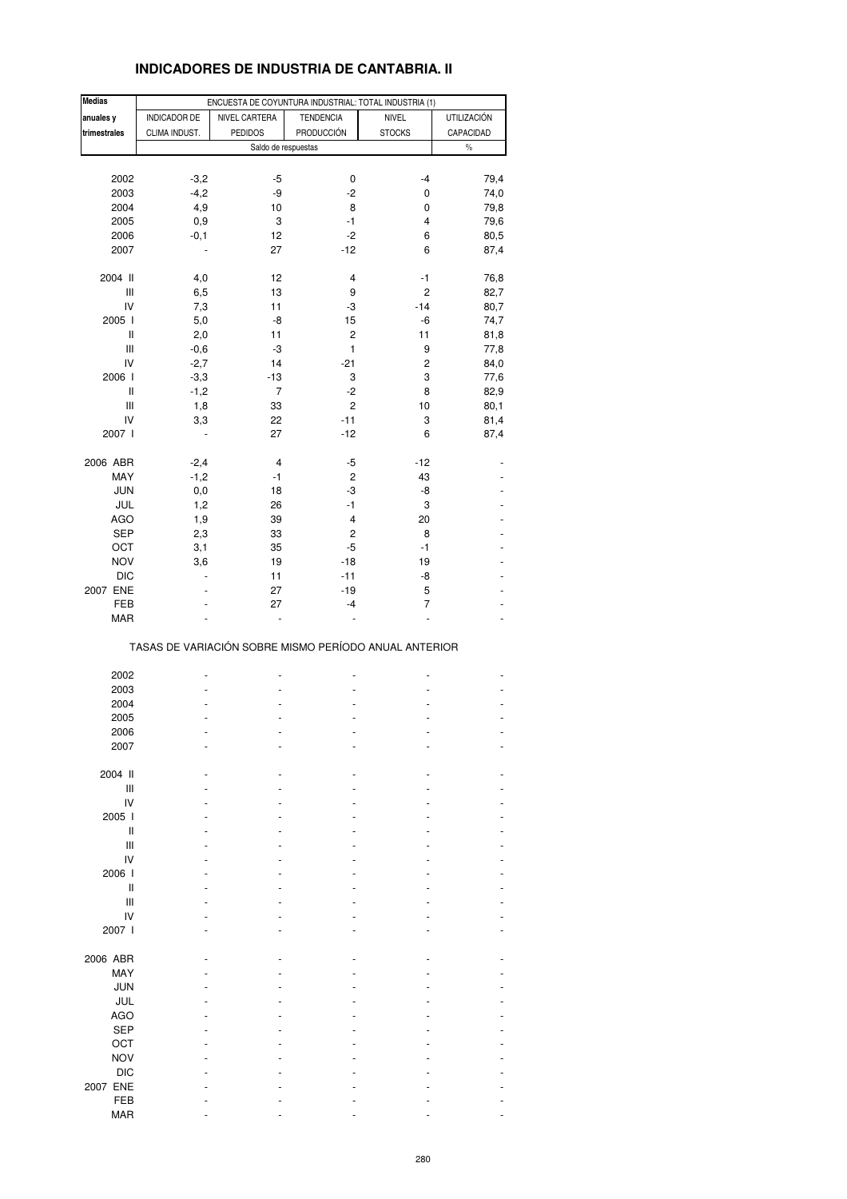## INDICADORES DE INDUSTRIA DE CANTABRIA. II

| Medias anuales y trimestrales | ENCUESTA DE COYUNTURA INDUSTRIAL: TOTAL INDUSTRIA (1) | | | | |
|---|---|---|---|---|---|
| | INDICADOR DE CLIMA INDUST. | NIVEL CARTERA PEDIDOS | TENDENCIA PRODUCCIÓN | NIVEL STOCKS | UTILIZACIÓN CAPACIDAD |
| | Saldo de respuestas | | | | % |
| 2002 | -3,2 | -5 | 0 | -4 | 79,4 |
| 2003 | -4,2 | -9 | -2 | 0 | 74,0 |
| 2004 | 4,9 | 10 | 8 | 0 | 79,8 |
| 2005 | 0,9 | 3 | -1 | 4 | 79,6 |
| 2006 | -0,1 | 12 | -2 | 6 | 80,5 |
| 2007 | - | 27 | -12 | 6 | 87,4 |
| 2004 II | 4,0 | 12 | 4 | -1 | 76,8 |
| III | 6,5 | 13 | 9 | 2 | 82,7 |
| IV | 7,3 | 11 | -3 | -14 | 80,7 |
| 2005 I | 5,0 | -8 | 15 | -6 | 74,7 |
| II | 2,0 | 11 | 2 | 11 | 81,8 |
| III | -0,6 | -3 | 1 | 9 | 77,8 |
| IV | -2,7 | 14 | -21 | 2 | 84,0 |
| 2006 I | -3,3 | -13 | 3 | 3 | 77,6 |
| II | -1,2 | 7 | -2 | 8 | 82,9 |
| III | 1,8 | 33 | 2 | 10 | 80,1 |
| IV | 3,3 | 22 | -11 | 3 | 81,4 |
| 2007 I | - | 27 | -12 | 6 | 87,4 |
| 2006 ABR | -2,4 | 4 | -5 | -12 | - |
| MAY | -1,2 | -1 | 2 | 43 | - |
| JUN | 0,0 | 18 | -3 | -8 | - |
| JUL | 1,2 | 26 | -1 | 3 | - |
| AGO | 1,9 | 39 | 4 | 20 | - |
| SEP | 2,3 | 33 | 2 | 8 | - |
| OCT | 3,1 | 35 | -5 | -1 | - |
| NOV | 3,6 | 19 | -18 | 19 | - |
| DIC | - | 11 | -11 | -8 | - |
| 2007 ENE | - | 27 | -19 | 5 | - |
| FEB | - | 27 | -4 | 7 | - |
| MAR | - | - | - | - | - |
| | TASAS DE VARIACIÓN SOBRE MISMO PERÍODO ANUAL ANTERIOR | | | | |
| 2002 | - | - | - | - | - |
| 2003 | - | - | - | - | - |
| 2004 | - | - | - | - | - |
| 2005 | - | - | - | - | - |
| 2006 | - | - | - | - | - |
| 2007 | - | - | - | - | - |
| 2004 II | - | - | - | - | - |
| III | - | - | - | - | - |
| IV | - | - | - | - | - |
| 2005 I | - | - | - | - | - |
| II | - | - | - | - | - |
| III | - | - | - | - | - |
| IV | - | - | - | - | - |
| 2006 I | - | - | - | - | - |
| II | - | - | - | - | - |
| III | - | - | - | - | - |
| IV | - | - | - | - | - |
| 2007 I | - | - | - | - | - |
| 2006 ABR | - | - | - | - | - |
| MAY | - | - | - | - | - |
| JUN | - | - | - | - | - |
| JUL | - | - | - | - | - |
| AGO | - | - | - | - | - |
| SEP | - | - | - | - | - |
| OCT | - | - | - | - | - |
| NOV | - | - | - | - | - |
| DIC | - | - | - | - | - |
| 2007 ENE | - | - | - | - | - |
| FEB | - | - | - | - | - |
| MAR | - | - | - | - | - |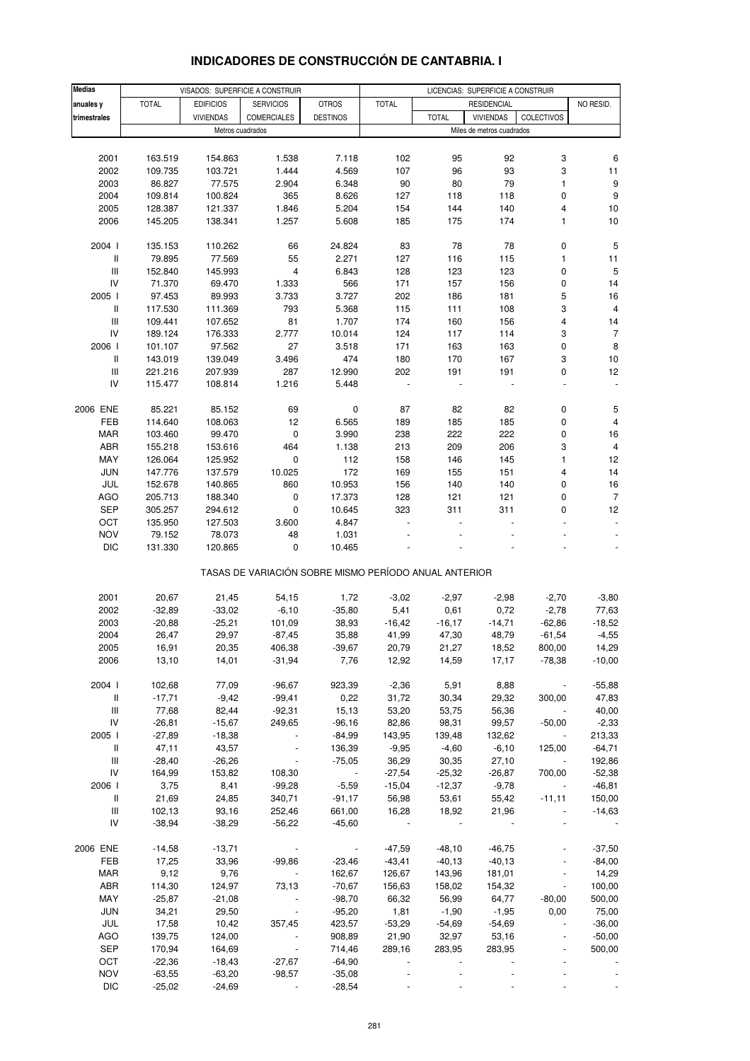# INDICADORES DE CONSTRUCCIÓN DE CANTABRIA. I

| Medias anuales y trimestrales | VISADOS: SUPERFICIE A CONSTRUIR | | | | LICENCIAS: SUPERFICIE A CONSTRUIR | | | | |
|---|---|---|---|---|---|---|---|---|---|
| | TOTAL | EDIFICIOS VIVIENDAS | SERVICIOS COMERCIALES | OTROS DESTINOS | TOTAL | RESIDENCIAL | | | NO RESID. |
| | | | | | | TOTAL | VIVIENDAS | COLECTIVOS | |
| | Metros cuadrados | | | | Miles de metros cuadrados | | | | |
| 2001 | 163.519 | 154.863 | 1.538 | 7.118 | 102 | 95 | 92 | 3 | 6 |
| 2002 | 109.735 | 103.721 | 1.444 | 4.569 | 107 | 96 | 93 | 3 | 11 |
| 2003 | 86.827 | 77.575 | 2.904 | 6.348 | 90 | 80 | 79 | 1 | 9 |
| 2004 | 109.814 | 100.824 | 365 | 8.626 | 127 | 118 | 118 | 0 | 9 |
| 2005 | 128.387 | 121.337 | 1.846 | 5.204 | 154 | 144 | 140 | 4 | 10 |
| 2006 | 145.205 | 138.341 | 1.257 | 5.608 | 185 | 175 | 174 | 1 | 10 |
| 2004 I | 135.153 | 110.262 | 66 | 24.824 | 83 | 78 | 78 | 0 | 5 |
| II | 79.895 | 77.569 | 55 | 2.271 | 127 | 116 | 115 | 1 | 11 |
| III | 152.840 | 145.993 | 4 | 6.843 | 128 | 123 | 123 | 0 | 5 |
| IV | 71.370 | 69.470 | 1.333 | 566 | 171 | 157 | 156 | 0 | 14 |
| 2005 I | 97.453 | 89.993 | 3.733 | 3.727 | 202 | 186 | 181 | 5 | 16 |
| II | 117.530 | 111.369 | 793 | 5.368 | 115 | 111 | 108 | 3 | 4 |
| III | 109.441 | 107.652 | 81 | 1.707 | 174 | 160 | 156 | 4 | 14 |
| IV | 189.124 | 176.333 | 2.777 | 10.014 | 124 | 117 | 114 | 3 | 7 |
| 2006 I | 101.107 | 97.562 | 27 | 3.518 | 171 | 163 | 163 | 0 | 8 |
| II | 143.019 | 139.049 | 3.496 | 474 | 180 | 170 | 167 | 3 | 10 |
| III | 221.216 | 207.939 | 287 | 12.990 | 202 | 191 | 191 | 0 | 12 |
| IV | 115.477 | 108.814 | 1.216 | 5.448 | - | - | - | - | - |
| 2006 ENE | 85.221 | 85.152 | 69 | 0 | 87 | 82 | 82 | 0 | 5 |
| FEB | 114.640 | 108.063 | 12 | 6.565 | 189 | 185 | 185 | 0 | 4 |
| MAR | 103.460 | 99.470 | 0 | 3.990 | 238 | 222 | 222 | 0 | 16 |
| ABR | 155.218 | 153.616 | 464 | 1.138 | 213 | 209 | 206 | 3 | 4 |
| MAY | 126.064 | 125.952 | 0 | 112 | 158 | 146 | 145 | 1 | 12 |
| JUN | 147.776 | 137.579 | 10.025 | 172 | 169 | 155 | 151 | 4 | 14 |
| JUL | 152.678 | 140.865 | 860 | 10.953 | 156 | 140 | 140 | 0 | 16 |
| AGO | 205.713 | 188.340 | 0 | 17.373 | 128 | 121 | 121 | 0 | 7 |
| SEP | 305.257 | 294.612 | 0 | 10.645 | 323 | 311 | 311 | 0 | 12 |
| OCT | 135.950 | 127.503 | 3.600 | 4.847 | - | - | - | - | - |
| NOV | 79.152 | 78.073 | 48 | 1.031 | - | - | - | - | - |
| DIC | 131.330 | 120.865 | 0 | 10.465 | - | - | - | - | - |
| **TASAS DE VARIACIÓN SOBRE MISMO PERÍODO ANUAL ANTERIOR** | | | | | | | | | |
| 2001 | 20,67 | 21,45 | 54,15 | 1,72 | -3,02 | -2,97 | -2,98 | -2,70 | -3,80 |
| 2002 | -32,89 | -33,02 | -6,10 | -35,80 | 5,41 | 0,61 | 0,72 | -2,78 | 77,63 |
| 2003 | -20,88 | -25,21 | 101,09 | 38,93 | -16,42 | -16,17 | -14,71 | -62,86 | -18,52 |
| 2004 | 26,47 | 29,97 | -87,45 | 35,88 | 41,99 | 47,30 | 48,79 | -61,54 | -4,55 |
| 2005 | 16,91 | 20,35 | 406,38 | -39,67 | 20,79 | 21,27 | 18,52 | 800,00 | 14,29 |
| 2006 | 13,10 | 14,01 | -31,94 | 7,76 | 12,92 | 14,59 | 17,17 | -78,38 | -10,00 |
| 2004 I | 102,68 | 77,09 | -96,67 | 923,39 | -2,36 | 5,91 | 8,88 | - | -55,88 |
| II | -17,71 | -9,42 | -99,41 | 0,22 | 31,72 | 30,34 | 29,32 | 300,00 | 47,83 |
| III | 77,68 | 82,44 | -92,31 | 15,13 | 53,20 | 53,75 | 56,36 | - | 40,00 |
| IV | -26,81 | -15,67 | 249,65 | -96,16 | 82,86 | 98,31 | 99,57 | -50,00 | -2,33 |
| 2005 I | -27,89 | -18,38 | - | -84,99 | 143,95 | 139,48 | 132,62 | - | 213,33 |
| II | 47,11 | 43,57 | - | 136,39 | -9,95 | -4,60 | -6,10 | 125,00 | -64,71 |
| III | -28,40 | -26,26 | - | -75,05 | 36,29 | 30,35 | 27,10 | - | 192,86 |
| IV | 164,99 | 153,82 | 108,30 | - | -27,54 | -25,32 | -26,87 | 700,00 | -52,38 |
| 2006 I | 3,75 | 8,41 | -99,28 | -5,59 | -15,04 | -12,37 | -9,78 | - | -46,81 |
| II | 21,69 | 24,85 | 340,71 | -91,17 | 56,98 | 53,61 | 55,42 | -11,11 | 150,00 |
| III | 102,13 | 93,16 | 252,46 | 661,00 | 16,28 | 18,92 | 21,96 | - | -14,63 |
| IV | -38,94 | -38,29 | -56,22 | -45,60 | - | - | - | - | - |
| 2006 ENE | -14,58 | -13,71 | - | - | -47,59 | -48,10 | -46,75 | - | -37,50 |
| FEB | 17,25 | 33,96 | -99,86 | -23,46 | -43,41 | -40,13 | -40,13 | - | -84,00 |
| MAR | 9,12 | 9,76 | - | 162,67 | 126,67 | 143,96 | 181,01 | - | 14,29 |
| ABR | 114,30 | 124,97 | 73,13 | -70,67 | 156,63 | 158,02 | 154,32 | - | 100,00 |
| MAY | -25,87 | -21,08 | - | -98,70 | 66,32 | 56,99 | 64,77 | -80,00 | 500,00 |
| JUN | 34,21 | 29,50 | - | -95,20 | 1,81 | -1,90 | -1,95 | 0,00 | 75,00 |
| JUL | 17,58 | 10,42 | 357,45 | 423,57 | -53,29 | -54,69 | -54,69 | - | -36,00 |
| AGO | 139,75 | 124,00 | - | 908,89 | 21,90 | 32,97 | 53,16 | - | -50,00 |
| SEP | 170,94 | 164,69 | - | 714,46 | 289,16 | 283,95 | 283,95 | - | 500,00 |
| OCT | -22,36 | -18,43 | -27,67 | -64,90 | - | - | - | - | - |
| NOV | -63,55 | -63,20 | -98,57 | -35,08 | - | - | - | - | - |
| DIC | -25,02 | -24,69 | - | -28,54 | - | - | - | - | - |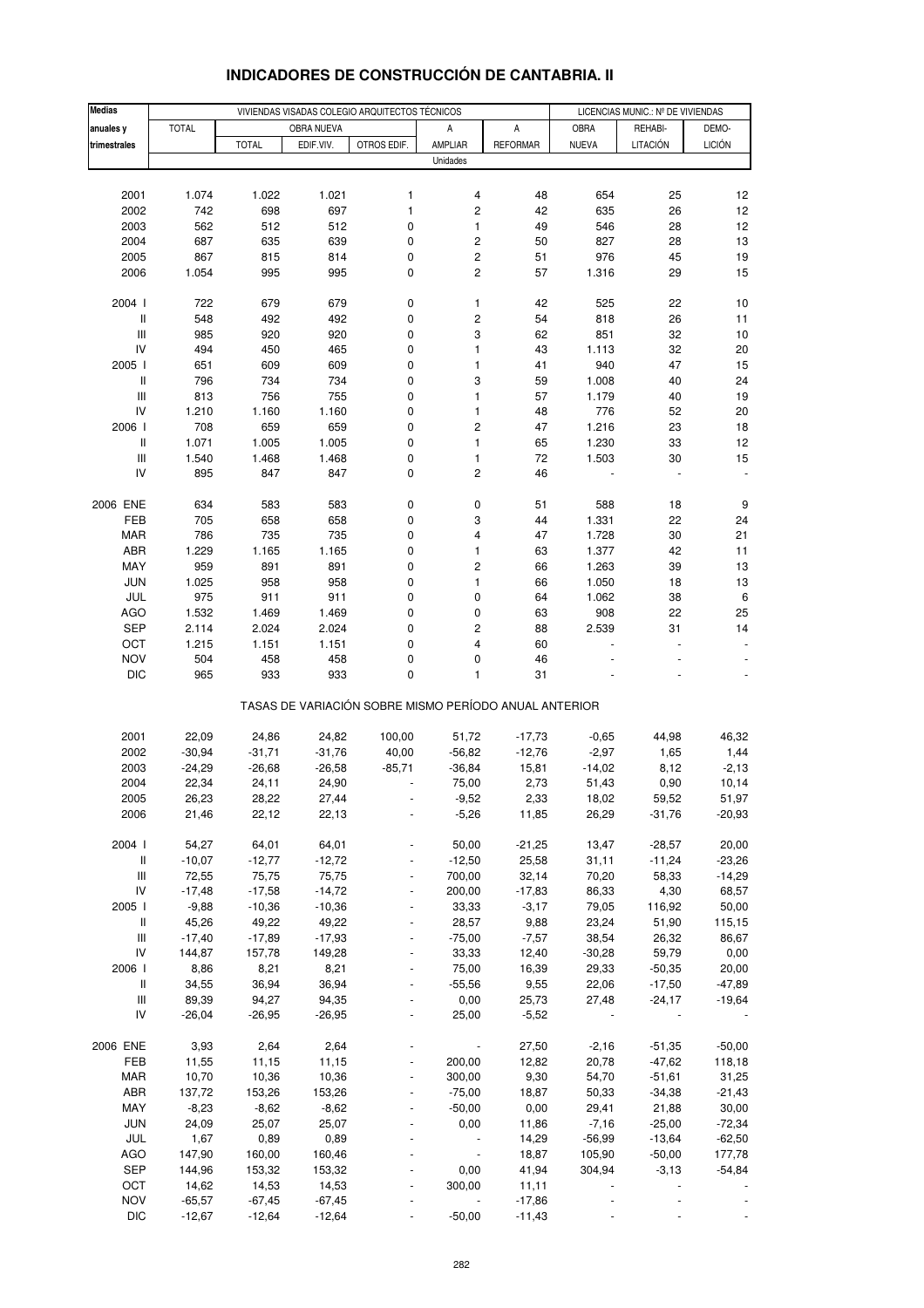# INDICADORES DE CONSTRUCCIÓN DE CANTABRIA. II

| Medias anuales y trimestrales | VIVIENDAS VISADAS COLEGIO ARQUITECTOS TÉCNICOS | | | | | | LICENCIAS MUNIC.: Nº DE VIVIENDAS | | |
|---|---|---|---|---|---|---|---|---|---|
| | TOTAL | OBRA NUEVA | | | A AMPLIAR | A REFORMAR | OBRA NUEVA | REHABI-LITACIÓN | DEMO-LICIÓN |
| | | TOTAL | EDIF.VIV. | OTROS EDIF. | | | | | |
| | Unidades | | | | | | | | |
| 2001 | 1.074 | 1.022 | 1.021 | 1 | 4 | 48 | 654 | 25 | 12 |
| 2002 | 742 | 698 | 697 | 1 | 2 | 42 | 635 | 26 | 12 |
| 2003 | 562 | 512 | 512 | 0 | 1 | 49 | 546 | 28 | 12 |
| 2004 | 687 | 635 | 639 | 0 | 2 | 50 | 827 | 28 | 13 |
| 2005 | 867 | 815 | 814 | 0 | 2 | 51 | 976 | 45 | 19 |
| 2006 | 1.054 | 995 | 995 | 0 | 2 | 57 | 1.316 | 29 | 15 |
| 2004 I | 722 | 679 | 679 | 0 | 1 | 42 | 525 | 22 | 10 |
| II | 548 | 492 | 492 | 0 | 2 | 54 | 818 | 26 | 11 |
| III | 985 | 920 | 920 | 0 | 3 | 62 | 851 | 32 | 10 |
| IV | 494 | 450 | 465 | 0 | 1 | 43 | 1.113 | 32 | 20 |
| 2005 I | 651 | 609 | 609 | 0 | 1 | 41 | 940 | 47 | 15 |
| II | 796 | 734 | 734 | 0 | 3 | 59 | 1.008 | 40 | 24 |
| III | 813 | 756 | 755 | 0 | 1 | 57 | 1.179 | 40 | 19 |
| IV | 1.210 | 1.160 | 1.160 | 0 | 1 | 48 | 776 | 52 | 20 |
| 2006 I | 708 | 659 | 659 | 0 | 2 | 47 | 1.216 | 23 | 18 |
| II | 1.071 | 1.005 | 1.005 | 0 | 1 | 65 | 1.230 | 33 | 12 |
| III | 1.540 | 1.468 | 1.468 | 0 | 1 | 72 | 1.503 | 30 | 15 |
| IV | 895 | 847 | 847 | 0 | 2 | 46 | - | - | - |
| 2006 ENE | 634 | 583 | 583 | 0 | 0 | 51 | 588 | 18 | 9 |
| FEB | 705 | 658 | 658 | 0 | 3 | 44 | 1.331 | 22 | 24 |
| MAR | 786 | 735 | 735 | 0 | 4 | 47 | 1.728 | 30 | 21 |
| ABR | 1.229 | 1.165 | 1.165 | 0 | 1 | 63 | 1.377 | 42 | 11 |
| MAY | 959 | 891 | 891 | 0 | 2 | 66 | 1.263 | 39 | 13 |
| JUN | 1.025 | 958 | 958 | 0 | 1 | 66 | 1.050 | 18 | 13 |
| JUL | 975 | 911 | 911 | 0 | 0 | 64 | 1.062 | 38 | 6 |
| AGO | 1.532 | 1.469 | 1.469 | 0 | 0 | 63 | 908 | 22 | 25 |
| SEP | 2.114 | 2.024 | 2.024 | 0 | 2 | 88 | 2.539 | 31 | 14 |
| OCT | 1.215 | 1.151 | 1.151 | 0 | 4 | 60 | - | - | - |
| NOV | 504 | 458 | 458 | 0 | 0 | 46 | - | - | - |
| DIC | 965 | 933 | 933 | 0 | 1 | 31 | - | - | - |
| | TASAS DE VARIACIÓN SOBRE MISMO PERÍODO ANUAL ANTERIOR | | | | | | | | |
| 2001 | 22,09 | 24,86 | 24,82 | 100,00 | 51,72 | -17,73 | -0,65 | 44,98 | 46,32 |
| 2002 | -30,94 | -31,71 | -31,76 | 40,00 | -56,82 | -12,76 | -2,97 | 1,65 | 1,44 |
| 2003 | -24,29 | -26,68 | -26,58 | -85,71 | -36,84 | 15,81 | -14,02 | 8,12 | -2,13 |
| 2004 | 22,34 | 24,11 | 24,90 | - | 75,00 | 2,73 | 51,43 | 0,90 | 10,14 |
| 2005 | 26,23 | 28,22 | 27,44 | - | -9,52 | 2,33 | 18,02 | 59,52 | 51,97 |
| 2006 | 21,46 | 22,12 | 22,13 | - | -5,26 | 11,85 | 26,29 | -31,76 | -20,93 |
| 2004 I | 54,27 | 64,01 | 64,01 | - | 50,00 | -21,25 | 13,47 | -28,57 | 20,00 |
| II | -10,07 | -12,77 | -12,72 | - | -12,50 | 25,58 | 31,11 | -11,24 | -23,26 |
| III | 72,55 | 75,75 | 75,75 | - | 700,00 | 32,14 | 70,20 | 58,33 | -14,29 |
| IV | -17,48 | -17,58 | -14,72 | - | 200,00 | -17,83 | 86,33 | 4,30 | 68,57 |
| 2005 I | -9,88 | -10,36 | -10,36 | - | 33,33 | -3,17 | 79,05 | 116,92 | 50,00 |
| II | 45,26 | 49,22 | 49,22 | - | 28,57 | 9,88 | 23,24 | 51,90 | 115,15 |
| III | -17,40 | -17,89 | -17,93 | - | -75,00 | -7,57 | 38,54 | 26,32 | 86,67 |
| IV | 144,87 | 157,78 | 149,28 | - | 33,33 | 12,40 | -30,28 | 59,79 | 0,00 |
| 2006 I | 8,86 | 8,21 | 8,21 | - | 75,00 | 16,39 | 29,33 | -50,35 | 20,00 |
| II | 34,55 | 36,94 | 36,94 | - | -55,56 | 9,55 | 22,06 | -17,50 | -47,89 |
| III | 89,39 | 94,27 | 94,35 | - | 0,00 | 25,73 | 27,48 | -24,17 | -19,64 |
| IV | -26,04 | -26,95 | -26,95 | - | 25,00 | -5,52 | - | - | - |
| 2006 ENE | 3,93 | 2,64 | 2,64 | - | - | 27,50 | -2,16 | -51,35 | -50,00 |
| FEB | 11,55 | 11,15 | 11,15 | - | 200,00 | 12,82 | 20,78 | -47,62 | 118,18 |
| MAR | 10,70 | 10,36 | 10,36 | - | 300,00 | 9,30 | 54,70 | -51,61 | 31,25 |
| ABR | 137,72 | 153,26 | 153,26 | - | -75,00 | 18,87 | 50,33 | -34,38 | -21,43 |
| MAY | -8,23 | -8,62 | -8,62 | - | -50,00 | 0,00 | 29,41 | 21,88 | 30,00 |
| JUN | 24,09 | 25,07 | 25,07 | - | 0,00 | 11,86 | -7,16 | -25,00 | -72,34 |
| JUL | 1,67 | 0,89 | 0,89 | - | - | 14,29 | -56,99 | -13,64 | -62,50 |
| AGO | 147,90 | 160,00 | 160,46 | - | - | 18,87 | 105,90 | -50,00 | 177,78 |
| SEP | 144,96 | 153,32 | 153,32 | - | 0,00 | 41,94 | 304,94 | -3,13 | -54,84 |
| OCT | 14,62 | 14,53 | 14,53 | - | 300,00 | 11,11 | - | - | - |
| NOV | -65,57 | -67,45 | -67,45 | - | - | -17,86 | - | - | - |
| DIC | -12,67 | -12,64 | -12,64 | - | -50,00 | -11,43 | - | - | - |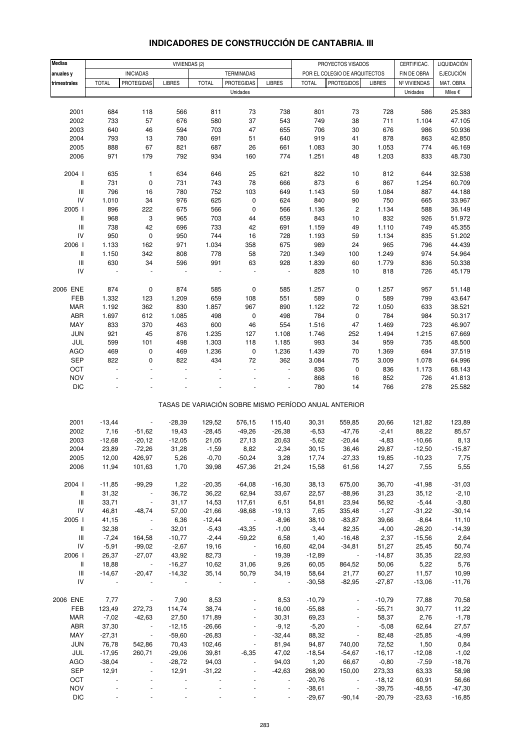# INDICADORES DE CONSTRUCCIÓN DE CANTABRIA. III

| Medias anuales y trimestrales | VIVIENDAS (2) | | | | | | PROYECTOS VISADOS POR EL COLEGIO DE ARQUITECTOS | | | CERTIFICAC. FIN DE OBRA | LIQUIDACIÓN EJECUCIÓN MAT. OBRA |
|---|---|---|---|---|---|---|---|---|---|---|---|
| | INICIADAS | | | TERMINADAS | | | | | | | |
| | TOTAL | PROTEGIDAS | LIBRES | TOTAL | PROTEGIDAS | LIBRES | TOTAL | PROTEGIDOS | LIBRES | Nº VIVIENDAS | |
| | Unidades | | | | | | | | | Unidades | Miles € |
| 2001 | 684 | 118 | 566 | 811 | 73 | 738 | 801 | 73 | 728 | 586 | 25.383 |
| 2002 | 733 | 57 | 676 | 580 | 37 | 543 | 749 | 38 | 711 | 1.104 | 47.105 |
| 2003 | 640 | 46 | 594 | 703 | 47 | 655 | 706 | 30 | 676 | 986 | 50.936 |
| 2004 | 793 | 13 | 780 | 691 | 51 | 640 | 919 | 41 | 878 | 863 | 42.850 |
| 2005 | 888 | 67 | 821 | 687 | 26 | 661 | 1.083 | 30 | 1.053 | 774 | 46.169 |
| 2006 | 971 | 179 | 792 | 934 | 160 | 774 | 1.251 | 48 | 1.203 | 833 | 48.730 |
| 2004 I | 635 | 1 | 634 | 646 | 25 | 621 | 822 | 10 | 812 | 644 | 32.538 |
| II | 731 | 0 | 731 | 743 | 78 | 666 | 873 | 6 | 867 | 1.254 | 60.709 |
| III | 796 | 16 | 780 | 752 | 103 | 649 | 1.143 | 59 | 1.084 | 887 | 44.188 |
| IV | 1.010 | 34 | 976 | 625 | 0 | 624 | 840 | 90 | 750 | 665 | 33.967 |
| 2005 I | 896 | 222 | 675 | 566 | 0 | 566 | 1.136 | 2 | 1.134 | 588 | 36.149 |
| II | 968 | 3 | 965 | 703 | 44 | 659 | 843 | 10 | 832 | 926 | 51.972 |
| III | 738 | 42 | 696 | 733 | 42 | 691 | 1.159 | 49 | 1.110 | 749 | 45.355 |
| IV | 950 | 0 | 950 | 744 | 16 | 728 | 1.193 | 59 | 1.134 | 835 | 51.202 |
| 2006 I | 1.133 | 162 | 971 | 1.034 | 358 | 675 | 989 | 24 | 965 | 796 | 44.439 |
| II | 1.150 | 342 | 808 | 778 | 58 | 720 | 1.349 | 100 | 1.249 | 974 | 54.964 |
| III | 630 | 34 | 596 | 991 | 63 | 928 | 1.839 | 60 | 1.779 | 836 | 50.338 |
| IV | - | - | - | - | - | - | 828 | 10 | 818 | 726 | 45.179 |
| 2006 ENE | 874 | 0 | 874 | 585 | 0 | 585 | 1.257 | 0 | 1.257 | 957 | 51.148 |
| FEB | 1.332 | 123 | 1.209 | 659 | 108 | 551 | 589 | 0 | 589 | 799 | 43.647 |
| MAR | 1.192 | 362 | 830 | 1.857 | 967 | 890 | 1.122 | 72 | 1.050 | 633 | 38.521 |
| ABR | 1.697 | 612 | 1.085 | 498 | 0 | 498 | 784 | 0 | 784 | 984 | 50.317 |
| MAY | 833 | 370 | 463 | 600 | 46 | 554 | 1.516 | 47 | 1.469 | 723 | 46.907 |
| JUN | 921 | 45 | 876 | 1.235 | 127 | 1.108 | 1.746 | 252 | 1.494 | 1.215 | 67.669 |
| JUL | 599 | 101 | 498 | 1.303 | 118 | 1.185 | 993 | 34 | 959 | 735 | 48.500 |
| AGO | 469 | 0 | 469 | 1.236 | 0 | 1.236 | 1.439 | 70 | 1.369 | 694 | 37.519 |
| SEP | 822 | 0 | 822 | 434 | 72 | 362 | 3.084 | 75 | 3.009 | 1.078 | 64.996 |
| OCT | - | - | - | - | - | - | 836 | 0 | 836 | 1.173 | 68.143 |
| NOV | - | - | - | - | - | - | 868 | 16 | 852 | 726 | 41.813 |
| DIC | - | - | - | - | - | - | 780 | 14 | 766 | 278 | 25.582 |
| TASAS DE VARIACIÓN SOBRE MISMO PERÍODO ANUAL ANTERIOR | | | | | | | | | | | |
| 2001 | -13,44 | - | -28,39 | 129,52 | 576,15 | 115,40 | 30,31 | 559,85 | 20,66 | 121,82 | 123,89 |
| 2002 | 7,16 | -51,62 | 19,43 | -28,45 | -49,26 | -26,38 | -6,53 | -47,76 | -2,41 | 88,22 | 85,57 |
| 2003 | -12,68 | -20,12 | -12,05 | 21,05 | 27,13 | 20,63 | -5,62 | -20,44 | -4,83 | -10,66 | 8,13 |
| 2004 | 23,89 | -72,26 | 31,28 | -1,59 | 8,82 | -2,34 | 30,15 | 36,46 | 29,87 | -12,50 | -15,87 |
| 2005 | 12,00 | 426,97 | 5,26 | -0,70 | -50,24 | 3,28 | 17,74 | -27,33 | 19,85 | -10,23 | 7,75 |
| 2006 | 11,94 | 101,63 | 1,70 | 39,98 | 457,36 | 21,24 | 15,58 | 61,56 | 14,27 | 7,55 | 5,55 |
| 2004 I | -11,85 | -99,29 | 1,22 | -20,35 | -64,08 | -16,30 | 38,13 | 675,00 | 36,70 | -41,98 | -31,03 |
| II | 31,32 | - | 36,72 | 36,22 | 62,94 | 33,67 | 22,57 | -88,96 | 31,23 | 35,12 | -2,10 |
| III | 33,71 | - | 31,17 | 14,53 | 117,61 | 6,51 | 54,81 | 23,94 | 56,92 | -5,44 | -3,80 |
| IV | 46,81 | -48,74 | 57,00 | -21,66 | -98,68 | -19,13 | 7,65 | 335,48 | -1,27 | -31,22 | -30,14 |
| 2005 I | 41,15 | - | 6,36 | -12,44 | - | -8,96 | 38,10 | -83,87 | 39,66 | -8,64 | 11,10 |
| II | 32,38 | - | 32,01 | -5,43 | -43,35 | -1,00 | -3,44 | 82,35 | -4,00 | -26,20 | -14,39 |
| III | -7,24 | 164,58 | -10,77 | -2,44 | -59,22 | 6,58 | 1,40 | -16,48 | 2,37 | -15,56 | 2,64 |
| IV | -5,91 | -99,02 | -2,67 | 19,16 | - | 16,60 | 42,04 | -34,81 | 51,27 | 25,45 | 50,74 |
| 2006 I | 26,37 | -27,07 | 43,92 | 82,73 | - | 19,39 | -12,89 | - | -14,87 | 35,35 | 22,93 |
| II | 18,88 | - | -16,27 | 10,62 | 31,06 | 9,26 | 60,05 | 864,52 | 50,06 | 5,22 | 5,76 |
| III | -14,67 | -20,47 | -14,32 | 35,14 | 50,79 | 34,19 | 58,64 | 21,77 | 60,27 | 11,57 | 10,99 |
| IV | - | - | - | - | - | - | -30,58 | -82,95 | -27,87 | -13,06 | -11,76 |
| 2006 ENE | 7,77 | - | 7,90 | 8,53 | - | 8,53 | -10,79 | - | -10,79 | 77,88 | 70,58 |
| FEB | 123,49 | 272,73 | 114,74 | 38,74 | - | 16,00 | -55,88 | - | -55,71 | 30,77 | 11,22 |
| MAR | -7,02 | -42,63 | 27,50 | 171,89 | - | 30,31 | 69,23 | - | 58,37 | 2,76 | -1,78 |
| ABR | 37,30 | - | -12,15 | -26,66 | - | -9,12 | -5,20 | - | -5,08 | 62,64 | 27,57 |
| MAY | -27,31 | - | -59,60 | -26,83 | - | -32,44 | 88,32 | - | 82,48 | -25,85 | -4,99 |
| JUN | 76,78 | 542,86 | 70,43 | 102,46 | - | 81,94 | 94,87 | 740,00 | 72,52 | 1,50 | 0,84 |
| JUL | -17,95 | 260,71 | -29,06 | 39,81 | -6,35 | 47,02 | -18,54 | -54,67 | -16,17 | -12,08 | -1,02 |
| AGO | -38,04 | - | -28,72 | 94,03 | - | 94,03 | 1,20 | 66,67 | -0,80 | -7,59 | -18,76 |
| SEP | 12,91 | - | 12,91 | -31,22 | - | -42,63 | 268,90 | 150,00 | 273,33 | 63,33 | 58,98 |
| OCT | - | - | - | - | - | - | -20,76 | - | -18,12 | 60,91 | 56,66 |
| NOV | - | - | - | - | - | - | -38,61 | - | -39,75 | -48,55 | -47,30 |
| DIC | - | - | - | - | - | - | -29,67 | -90,14 | -20,79 | -23,63 | -16,85 |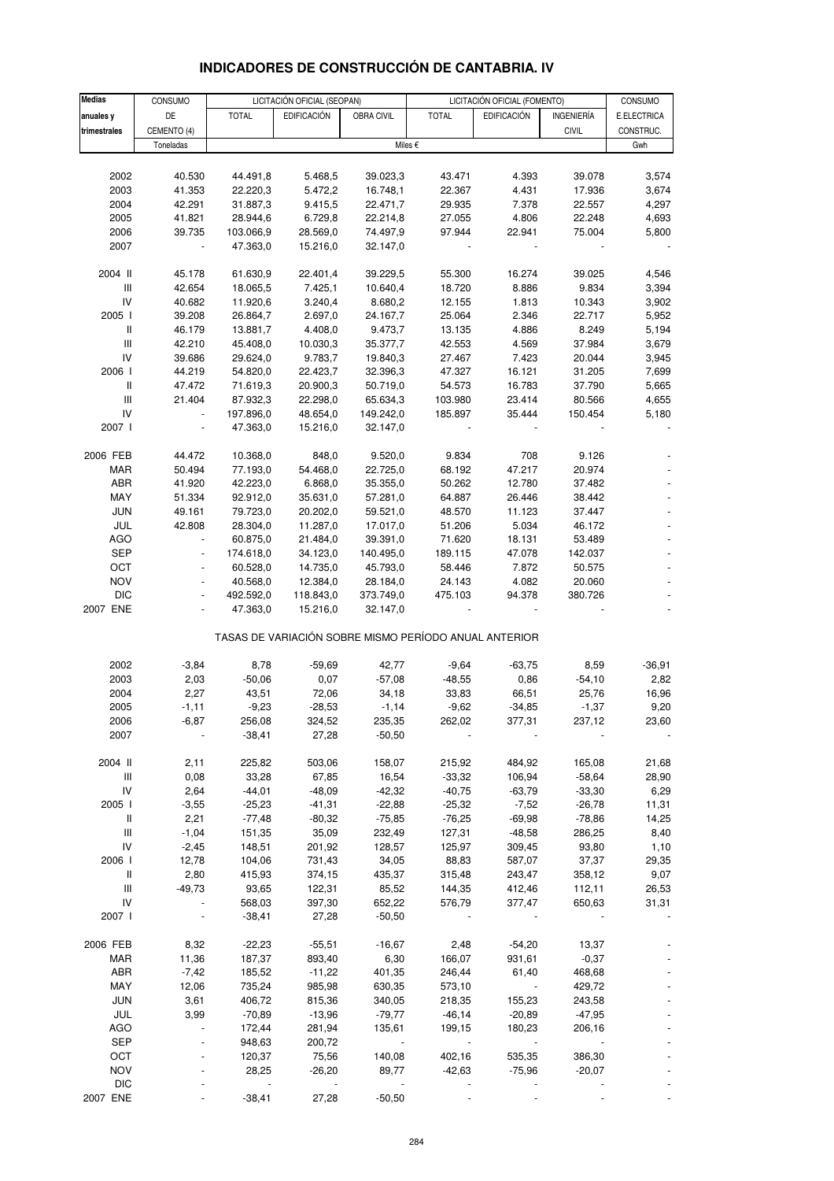# INDICADORES DE CONSTRUCCIÓN DE CANTABRIA. IV

| Medias anuales y trimestrales | CONSUMO DE CEMENTO (4) | LICITACIÓN OFICIAL (SEOPAN) | | | LICITACIÓN OFICIAL (FOMENTO) | | | CONSUMO E.ELECTRICA CONSTRUC. |
|---|---|---|---|---|---|---|---|---|
| | | TOTAL | EDIFICACIÓN | OBRA CIVIL | TOTAL | EDIFICACIÓN | INGENIERÍA CIVIL | |
| | Toneladas | Miles € | | | | | | Gwh |
| 2002 | 40.530 | 44.491,8 | 5.468,5 | 39.023,3 | 43.471 | 4.393 | 39.078 | 3,574 |
| 2003 | 41.353 | 22.220,3 | 5.472,2 | 16.748,1 | 22.367 | 4.431 | 17.936 | 3,674 |
| 2004 | 42.291 | 31.887,3 | 9.415,5 | 22.471,7 | 29.935 | 7.378 | 22.557 | 4,297 |
| 2005 | 41.821 | 28.944,6 | 6.729,8 | 22.214,8 | 27.055 | 4.806 | 22.248 | 4,693 |
| 2006 | 39.735 | 103.066,9 | 28.569,0 | 74.497,9 | 97.944 | 22.941 | 75.004 | 5,800 |
| 2007 | - | 47.363,0 | 15.216,0 | 32.147,0 | - | - | - | - |
| 2004 II | 45.178 | 61.630,9 | 22.401,4 | 39.229,5 | 55.300 | 16.274 | 39.025 | 4,546 |
| III | 42.654 | 18.065,5 | 7.425,1 | 10.640,4 | 18.720 | 8.886 | 9.834 | 3,394 |
| IV | 40.682 | 11.920,6 | 3.240,4 | 8.680,2 | 12.155 | 1.813 | 10.343 | 3,902 |
| 2005 I | 39.208 | 26.864,7 | 2.697,0 | 24.167,7 | 25.064 | 2.346 | 22.717 | 5,952 |
| II | 46.179 | 13.881,7 | 4.408,0 | 9.473,7 | 13.135 | 4.886 | 8.249 | 5,194 |
| III | 42.210 | 45.408,0 | 10.030,3 | 35.377,7 | 42.553 | 4.569 | 37.984 | 3,679 |
| IV | 39.686 | 29.624,0 | 9.783,7 | 19.840,3 | 27.467 | 7.423 | 20.044 | 3,945 |
| 2006 I | 44.219 | 54.820,0 | 22.423,7 | 32.396,3 | 47.327 | 16.121 | 31.205 | 7,699 |
| II | 47.472 | 71.619,3 | 20.900,3 | 50.719,0 | 54.573 | 16.783 | 37.790 | 5,665 |
| III | 21.404 | 87.932,3 | 22.298,0 | 65.634,3 | 103.980 | 23.414 | 80.566 | 4,655 |
| IV | - | 197.896,0 | 48.654,0 | 149.242,0 | 185.897 | 35.444 | 150.454 | 5,180 |
| 2007 I | - | 47.363,0 | 15.216,0 | 32.147,0 | - | - | - | - |
| 2006 FEB | 44.472 | 10.368,0 | 848,0 | 9.520,0 | 9.834 | 708 | 9.126 | - |
| MAR | 50.494 | 77.193,0 | 54.468,0 | 22.725,0 | 68.192 | 47.217 | 20.974 | - |
| ABR | 41.920 | 42.223,0 | 6.868,0 | 35.355,0 | 50.262 | 12.780 | 37.482 | - |
| MAY | 51.334 | 92.912,0 | 35.631,0 | 57.281,0 | 64.887 | 26.446 | 38.442 | - |
| JUN | 49.161 | 79.723,0 | 20.202,0 | 59.521,0 | 48.570 | 11.123 | 37.447 | - |
| JUL | 42.808 | 28.304,0 | 11.287,0 | 17.017,0 | 51.206 | 5.034 | 46.172 | - |
| AGO | - | 60.875,0 | 21.484,0 | 39.391,0 | 71.620 | 18.131 | 53.489 | - |
| SEP | - | 174.618,0 | 34.123,0 | 140.495,0 | 189.115 | 47.078 | 142.037 | - |
| OCT | - | 60.528,0 | 14.735,0 | 45.793,0 | 58.446 | 7.872 | 50.575 | - |
| NOV | - | 40.568,0 | 12.384,0 | 28.184,0 | 24.143 | 4.082 | 20.060 | - |
| DIC | - | 492.592,0 | 118.843,0 | 373.749,0 | 475.103 | 94.378 | 380.726 | - |
| 2007 ENE | - | 47.363,0 | 15.216,0 | 32.147,0 | - | - | - | - |
| **TASAS DE VARIACIÓN SOBRE MISMO PERÍODO ANUAL ANTERIOR** | | | | | | | | |
| 2002 | -3,84 | 8,78 | -59,69 | 42,77 | -9,64 | -63,75 | 8,59 | -36,91 |
| 2003 | 2,03 | -50,06 | 0,07 | -57,08 | -48,55 | 0,86 | -54,10 | 2,82 |
| 2004 | 2,27 | 43,51 | 72,06 | 34,18 | 33,83 | 66,51 | 25,76 | 16,96 |
| 2005 | -1,11 | -9,23 | -28,53 | -1,14 | -9,62 | -34,85 | -1,37 | 9,20 |
| 2006 | -6,87 | 256,08 | 324,52 | 235,35 | 262,02 | 377,31 | 237,12 | 23,60 |
| 2007 | - | -38,41 | 27,28 | -50,50 | - | - | - | - |
| 2004 II | 2,11 | 225,82 | 503,06 | 158,07 | 215,92 | 484,92 | 165,08 | 21,68 |
| III | 0,08 | 33,28 | 67,85 | 16,54 | -33,32 | 106,94 | -58,64 | 28,90 |
| IV | 2,64 | -44,01 | -48,09 | -42,32 | -40,75 | -63,79 | -33,30 | 6,29 |
| 2005 I | -3,55 | -25,23 | -41,31 | -22,88 | -25,32 | -7,52 | -26,78 | 11,31 |
| II | 2,21 | -77,48 | -80,32 | -75,85 | -76,25 | -69,98 | -78,86 | 14,25 |
| III | -1,04 | 151,35 | 35,09 | 232,49 | 127,31 | -48,58 | 286,25 | 8,40 |
| IV | -2,45 | 148,51 | 201,92 | 128,57 | 125,97 | 309,45 | 93,80 | 1,10 |
| 2006 I | 12,78 | 104,06 | 731,43 | 34,05 | 88,83 | 587,07 | 37,37 | 29,35 |
| II | 2,80 | 415,93 | 374,15 | 435,37 | 315,48 | 243,47 | 358,12 | 9,07 |
| III | -49,73 | 93,65 | 122,31 | 85,52 | 144,35 | 412,46 | 112,11 | 26,53 |
| IV | - | 568,03 | 397,30 | 652,22 | 576,79 | 377,47 | 650,63 | 31,31 |
| 2007 I | - | -38,41 | 27,28 | -50,50 | - | - | - | - |
| 2006 FEB | 8,32 | -22,23 | -55,51 | -16,67 | 2,48 | -54,20 | 13,37 | - |
| MAR | 11,36 | 187,37 | 893,40 | 6,30 | 166,07 | 931,61 | -0,37 | - |
| ABR | -7,42 | 185,52 | -11,22 | 401,35 | 246,44 | 61,40 | 468,68 | - |
| MAY | 12,06 | 735,24 | 985,98 | 630,35 | 573,10 | - | 429,72 | - |
| JUN | 3,61 | 406,72 | 815,36 | 340,05 | 218,35 | 155,23 | 243,58 | - |
| JUL | 3,99 | -70,89 | -13,96 | -79,77 | -46,14 | -20,89 | -47,95 | - |
| AGO | - | 172,44 | 281,94 | 135,61 | 199,15 | 180,23 | 206,16 | - |
| SEP | - | 948,63 | 200,72 | - | - | - | - | - |
| OCT | - | 120,37 | 75,56 | 140,08 | 402,16 | 535,35 | 386,30 | - |
| NOV | - | 28,25 | -26,20 | 89,77 | -42,63 | -75,96 | -20,07 | - |
| DIC | - | - | - | - | - | - | - | - |
| 2007 ENE | - | -38,41 | 27,28 | -50,50 | - | - | - | - |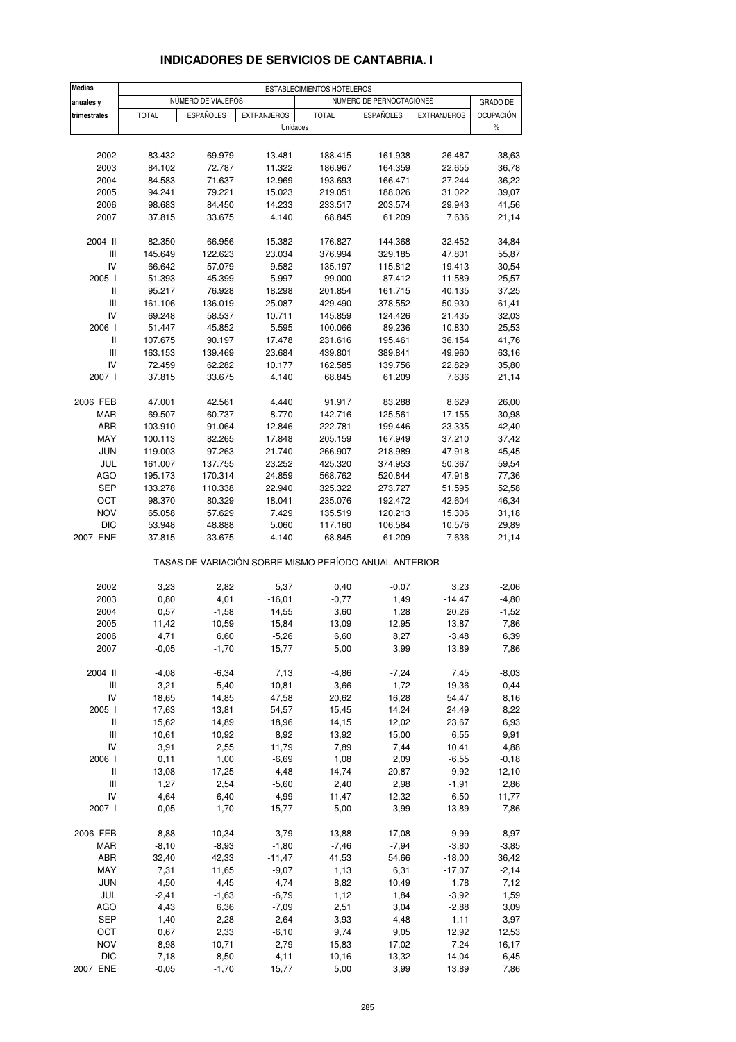# INDICADORES DE SERVICIOS DE CANTABRIA. I

| Medias anuales y trimestrales | ESTABLECIMIENTOS HOTELEROS | | | | | | |
|---|---|---|---|---|---|---|---|
| | NÚMERO DE VIAJEROS | | | NÚMERO DE PERNOCTACIONES | | | GRADO DE OCUPACIÓN |
| | TOTAL | ESPAÑOLES | EXTRANJEROS | TOTAL | ESPAÑOLES | EXTRANJEROS | |
| | Unidades | | | | | | % |
| 2002 | 83.432 | 69.979 | 13.481 | 188.415 | 161.938 | 26.487 | 38,63 |
| 2003 | 84.102 | 72.787 | 11.322 | 186.967 | 164.359 | 22.655 | 36,78 |
| 2004 | 84.583 | 71.637 | 12.969 | 193.693 | 166.471 | 27.244 | 36,22 |
| 2005 | 94.241 | 79.221 | 15.023 | 219.051 | 188.026 | 31.022 | 39,07 |
| 2006 | 98.683 | 84.450 | 14.233 | 233.517 | 203.574 | 29.943 | 41,56 |
| 2007 | 37.815 | 33.675 | 4.140 | 68.845 | 61.209 | 7.636 | 21,14 |
| 2004 II | 82.350 | 66.956 | 15.382 | 176.827 | 144.368 | 32.452 | 34,84 |
| III | 145.649 | 122.623 | 23.034 | 376.994 | 329.185 | 47.801 | 55,87 |
| IV | 66.642 | 57.079 | 9.582 | 135.197 | 115.812 | 19.413 | 30,54 |
| 2005 I | 51.393 | 45.399 | 5.997 | 99.000 | 87.412 | 11.589 | 25,57 |
| II | 95.217 | 76.928 | 18.298 | 201.854 | 161.715 | 40.135 | 37,25 |
| III | 161.106 | 136.019 | 25.087 | 429.490 | 378.552 | 50.930 | 61,41 |
| IV | 69.248 | 58.537 | 10.711 | 145.859 | 124.426 | 21.435 | 32,03 |
| 2006 I | 51.447 | 45.852 | 5.595 | 100.066 | 89.236 | 10.830 | 25,53 |
| II | 107.675 | 90.197 | 17.478 | 231.616 | 195.461 | 36.154 | 41,76 |
| III | 163.153 | 139.469 | 23.684 | 439.801 | 389.841 | 49.960 | 63,16 |
| IV | 72.459 | 62.282 | 10.177 | 162.585 | 139.756 | 22.829 | 35,80 |
| 2007 I | 37.815 | 33.675 | 4.140 | 68.845 | 61.209 | 7.636 | 21,14 |
| 2006 FEB | 47.001 | 42.561 | 4.440 | 91.917 | 83.288 | 8.629 | 26,00 |
| MAR | 69.507 | 60.737 | 8.770 | 142.716 | 125.561 | 17.155 | 30,98 |
| ABR | 103.910 | 91.064 | 12.846 | 222.781 | 199.446 | 23.335 | 42,40 |
| MAY | 100.113 | 82.265 | 17.848 | 205.159 | 167.949 | 37.210 | 37,42 |
| JUN | 119.003 | 97.263 | 21.740 | 266.907 | 218.989 | 47.918 | 45,45 |
| JUL | 161.007 | 137.755 | 23.252 | 425.320 | 374.953 | 50.367 | 59,54 |
| AGO | 195.173 | 170.314 | 24.859 | 568.762 | 520.844 | 47.918 | 77,36 |
| SEP | 133.278 | 110.338 | 22.940 | 325.322 | 273.727 | 51.595 | 52,58 |
| OCT | 98.370 | 80.329 | 18.041 | 235.076 | 192.472 | 42.604 | 46,34 |
| NOV | 65.058 | 57.629 | 7.429 | 135.519 | 120.213 | 15.306 | 31,18 |
| DIC | 53.948 | 48.888 | 5.060 | 117.160 | 106.584 | 10.576 | 29,89 |
| 2007 ENE | 37.815 | 33.675 | 4.140 | 68.845 | 61.209 | 7.636 | 21,14 |
| | TASAS DE VARIACIÓN SOBRE MISMO PERÍODO ANUAL ANTERIOR | | | | | | |
| 2002 | 3,23 | 2,82 | 5,37 | 0,40 | -0,07 | 3,23 | -2,06 |
| 2003 | 0,80 | 4,01 | -16,01 | -0,77 | 1,49 | -14,47 | -4,80 |
| 2004 | 0,57 | -1,58 | 14,55 | 3,60 | 1,28 | 20,26 | -1,52 |
| 2005 | 11,42 | 10,59 | 15,84 | 13,09 | 12,95 | 13,87 | 7,86 |
| 2006 | 4,71 | 6,60 | -5,26 | 6,60 | 8,27 | -3,48 | 6,39 |
| 2007 | -0,05 | -1,70 | 15,77 | 5,00 | 3,99 | 13,89 | 7,86 |
| 2004 II | -4,08 | -6,34 | 7,13 | -4,86 | -7,24 | 7,45 | -8,03 |
| III | -3,21 | -5,40 | 10,81 | 3,66 | 1,72 | 19,36 | -0,44 |
| IV | 18,65 | 14,85 | 47,58 | 20,62 | 16,28 | 54,47 | 8,16 |
| 2005 I | 17,63 | 13,81 | 54,57 | 15,45 | 14,24 | 24,49 | 8,22 |
| II | 15,62 | 14,89 | 18,96 | 14,15 | 12,02 | 23,67 | 6,93 |
| III | 10,61 | 10,92 | 8,92 | 13,92 | 15,00 | 6,55 | 9,91 |
| IV | 3,91 | 2,55 | 11,79 | 7,89 | 7,44 | 10,41 | 4,88 |
| 2006 I | 0,11 | 1,00 | -6,69 | 1,08 | 2,09 | -6,55 | -0,18 |
| II | 13,08 | 17,25 | -4,48 | 14,74 | 20,87 | -9,92 | 12,10 |
| III | 1,27 | 2,54 | -5,60 | 2,40 | 2,98 | -1,91 | 2,86 |
| IV | 4,64 | 6,40 | -4,99 | 11,47 | 12,32 | 6,50 | 11,77 |
| 2007 I | -0,05 | -1,70 | 15,77 | 5,00 | 3,99 | 13,89 | 7,86 |
| 2006 FEB | 8,88 | 10,34 | -3,79 | 13,88 | 17,08 | -9,99 | 8,97 |
| MAR | -8,10 | -8,93 | -1,80 | -7,46 | -7,94 | -3,80 | -3,85 |
| ABR | 32,40 | 42,33 | -11,47 | 41,53 | 54,66 | -18,00 | 36,42 |
| MAY | 7,31 | 11,65 | -9,07 | 1,13 | 6,31 | -17,07 | -2,14 |
| JUN | 4,50 | 4,45 | 4,74 | 8,82 | 10,49 | 1,78 | 7,12 |
| JUL | -2,41 | -1,63 | -6,79 | 1,12 | 1,84 | -3,92 | 1,59 |
| AGO | 4,43 | 6,36 | -7,09 | 2,51 | 3,04 | -2,88 | 3,09 |
| SEP | 1,40 | 2,28 | -2,64 | 3,93 | 4,48 | 1,11 | 3,97 |
| OCT | 0,67 | 2,33 | -6,10 | 9,74 | 9,05 | 12,92 | 12,53 |
| NOV | 8,98 | 10,71 | -2,79 | 15,83 | 17,02 | 7,24 | 16,17 |
| DIC | 7,18 | 8,50 | -4,11 | 10,16 | 13,32 | -14,04 | 6,45 |
| 2007 ENE | -0,05 | -1,70 | 15,77 | 5,00 | 3,99 | 13,89 | 7,86 |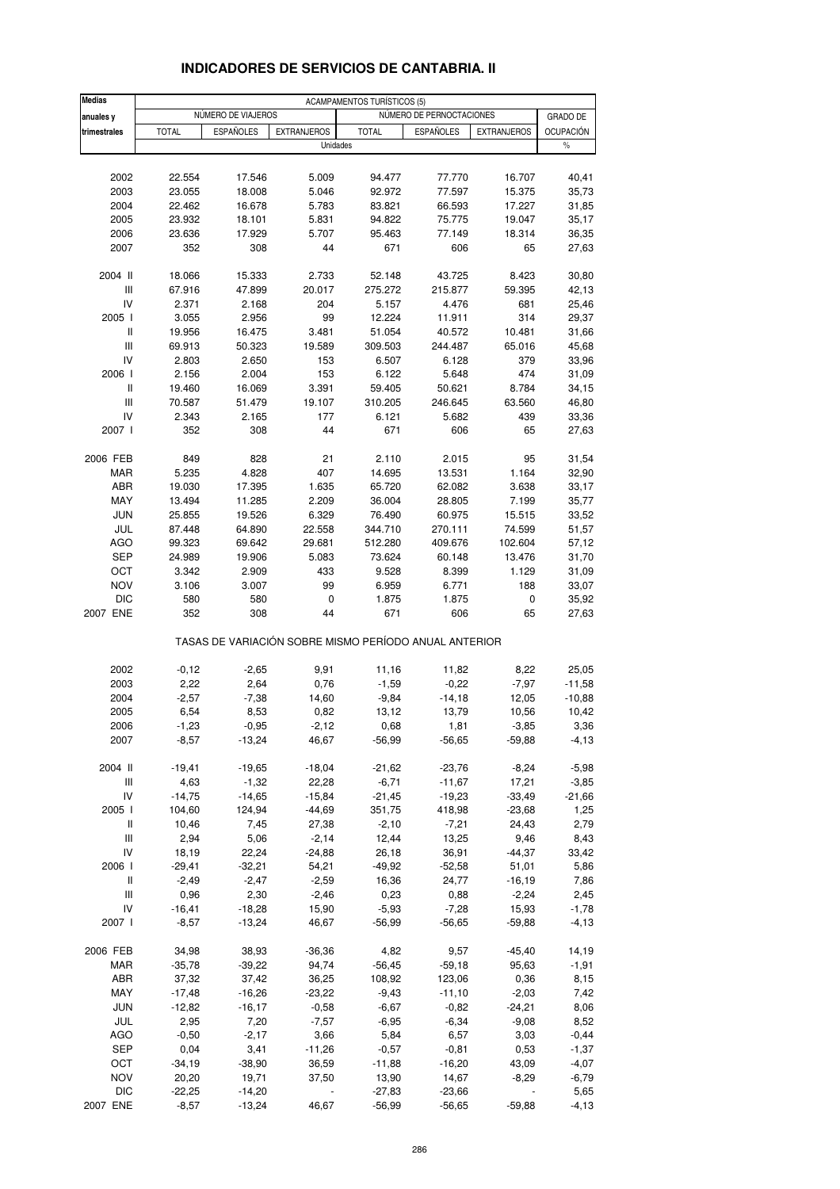# INDICADORES DE SERVICIOS DE CANTABRIA. II

| Medias anuales y trimestrales | ACAMPAMENTOS TURÍSTICOS (5) | | | | | | |
|---|---|---|---|---|---|---|---|
| | NÚMERO DE VIAJEROS | | | NÚMERO DE PERNOCTACIONES | | | GRADO DE OCUPACIÓN |
| | TOTAL | ESPAÑOLES | EXTRANJEROS | TOTAL | ESPAÑOLES | EXTRANJEROS | |
| | Unidades | | | | | | % |
| 2002 | 22.554 | 17.546 | 5.009 | 94.477 | 77.770 | 16.707 | 40,41 |
| 2003 | 23.055 | 18.008 | 5.046 | 92.972 | 77.597 | 15.375 | 35,73 |
| 2004 | 22.462 | 16.678 | 5.783 | 83.821 | 66.593 | 17.227 | 31,85 |
| 2005 | 23.932 | 18.101 | 5.831 | 94.822 | 75.775 | 19.047 | 35,17 |
| 2006 | 23.636 | 17.929 | 5.707 | 95.463 | 77.149 | 18.314 | 36,35 |
| 2007 | 352 | 308 | 44 | 671 | 606 | 65 | 27,63 |
| 2004 II | 18.066 | 15.333 | 2.733 | 52.148 | 43.725 | 8.423 | 30,80 |
| III | 67.916 | 47.899 | 20.017 | 275.272 | 215.877 | 59.395 | 42,13 |
| IV | 2.371 | 2.168 | 204 | 5.157 | 4.476 | 681 | 25,46 |
| 2005 I | 3.055 | 2.956 | 99 | 12.224 | 11.911 | 314 | 29,37 |
| II | 19.956 | 16.475 | 3.481 | 51.054 | 40.572 | 10.481 | 31,66 |
| III | 69.913 | 50.323 | 19.589 | 309.503 | 244.487 | 65.016 | 45,68 |
| IV | 2.803 | 2.650 | 153 | 6.507 | 6.128 | 379 | 33,96 |
| 2006 I | 2.156 | 2.004 | 153 | 6.122 | 5.648 | 474 | 31,09 |
| II | 19.460 | 16.069 | 3.391 | 59.405 | 50.621 | 8.784 | 34,15 |
| III | 70.587 | 51.479 | 19.107 | 310.205 | 246.645 | 63.560 | 46,80 |
| IV | 2.343 | 2.165 | 177 | 6.121 | 5.682 | 439 | 33,36 |
| 2007 I | 352 | 308 | 44 | 671 | 606 | 65 | 27,63 |
| 2006 FEB | 849 | 828 | 21 | 2.110 | 2.015 | 95 | 31,54 |
| MAR | 5.235 | 4.828 | 407 | 14.695 | 13.531 | 1.164 | 32,90 |
| ABR | 19.030 | 17.395 | 1.635 | 65.720 | 62.082 | 3.638 | 33,17 |
| MAY | 13.494 | 11.285 | 2.209 | 36.004 | 28.805 | 7.199 | 35,77 |
| JUN | 25.855 | 19.526 | 6.329 | 76.490 | 60.975 | 15.515 | 33,52 |
| JUL | 87.448 | 64.890 | 22.558 | 344.710 | 270.111 | 74.599 | 51,57 |
| AGO | 99.323 | 69.642 | 29.681 | 512.280 | 409.676 | 102.604 | 57,12 |
| SEP | 24.989 | 19.906 | 5.083 | 73.624 | 60.148 | 13.476 | 31,70 |
| OCT | 3.342 | 2.909 | 433 | 9.528 | 8.399 | 1.129 | 31,09 |
| NOV | 3.106 | 3.007 | 99 | 6.959 | 6.771 | 188 | 33,07 |
| DIC | 580 | 580 | 0 | 1.875 | 1.875 | 0 | 35,92 |
| 2007 ENE | 352 | 308 | 44 | 671 | 606 | 65 | 27,63 |
| | TASAS DE VARIACIÓN SOBRE MISMO PERÍODO ANUAL ANTERIOR | | | | | | |
| 2002 | -0,12 | -2,65 | 9,91 | 11,16 | 11,82 | 8,22 | 25,05 |
| 2003 | 2,22 | 2,64 | 0,76 | -1,59 | -0,22 | -7,97 | -11,58 |
| 2004 | -2,57 | -7,38 | 14,60 | -9,84 | -14,18 | 12,05 | -10,88 |
| 2005 | 6,54 | 8,53 | 0,82 | 13,12 | 13,79 | 10,56 | 10,42 |
| 2006 | -1,23 | -0,95 | -2,12 | 0,68 | 1,81 | -3,85 | 3,36 |
| 2007 | -8,57 | -13,24 | 46,67 | -56,99 | -56,65 | -59,88 | -4,13 |
| 2004 II | -19,41 | -19,65 | -18,04 | -21,62 | -23,76 | -8,24 | -5,98 |
| III | 4,63 | -1,32 | 22,28 | -6,71 | -11,67 | 17,21 | -3,85 |
| IV | -14,75 | -14,65 | -15,84 | -21,45 | -19,23 | -33,49 | -21,66 |
| 2005 I | 104,60 | 124,94 | -44,69 | 351,75 | 418,98 | -23,68 | 1,25 |
| II | 10,46 | 7,45 | 27,38 | -2,10 | -7,21 | 24,43 | 2,79 |
| III | 2,94 | 5,06 | -2,14 | 12,44 | 13,25 | 9,46 | 8,43 |
| IV | 18,19 | 22,24 | -24,88 | 26,18 | 36,91 | -44,37 | 33,42 |
| 2006 I | -29,41 | -32,21 | 54,21 | -49,92 | -52,58 | 51,01 | 5,86 |
| II | -2,49 | -2,47 | -2,59 | 16,36 | 24,77 | -16,19 | 7,86 |
| III | 0,96 | 2,30 | -2,46 | 0,23 | 0,88 | -2,24 | 2,45 |
| IV | -16,41 | -18,28 | 15,90 | -5,93 | -7,28 | 15,93 | -1,78 |
| 2007 I | -8,57 | -13,24 | 46,67 | -56,99 | -56,65 | -59,88 | -4,13 |
| 2006 FEB | 34,98 | 38,93 | -36,36 | 4,82 | 9,57 | -45,40 | 14,19 |
| MAR | -35,78 | -39,22 | 94,74 | -56,45 | -59,18 | 95,63 | -1,91 |
| ABR | 37,32 | 37,42 | 36,25 | 108,92 | 123,06 | 0,36 | 8,15 |
| MAY | -17,48 | -16,26 | -23,22 | -9,43 | -11,10 | -2,03 | 7,42 |
| JUN | -12,82 | -16,17 | -0,58 | -6,67 | -0,82 | -24,21 | 8,06 |
| JUL | 2,95 | 7,20 | -7,57 | -6,95 | -6,34 | -9,08 | 8,52 |
| AGO | -0,50 | -2,17 | 3,66 | 5,84 | 6,57 | 3,03 | -0,44 |
| SEP | 0,04 | 3,41 | -11,26 | -0,57 | -0,81 | 0,53 | -1,37 |
| OCT | -34,19 | -38,90 | 36,59 | -11,88 | -16,20 | 43,09 | -4,07 |
| NOV | 20,20 | 19,71 | 37,50 | 13,90 | 14,67 | -8,29 | -6,79 |
| DIC | -22,25 | -14,20 | - | -27,83 | -23,66 | - | 5,65 |
| 2007 ENE | -8,57 | -13,24 | 46,67 | -56,99 | -56,65 | -59,88 | -4,13 |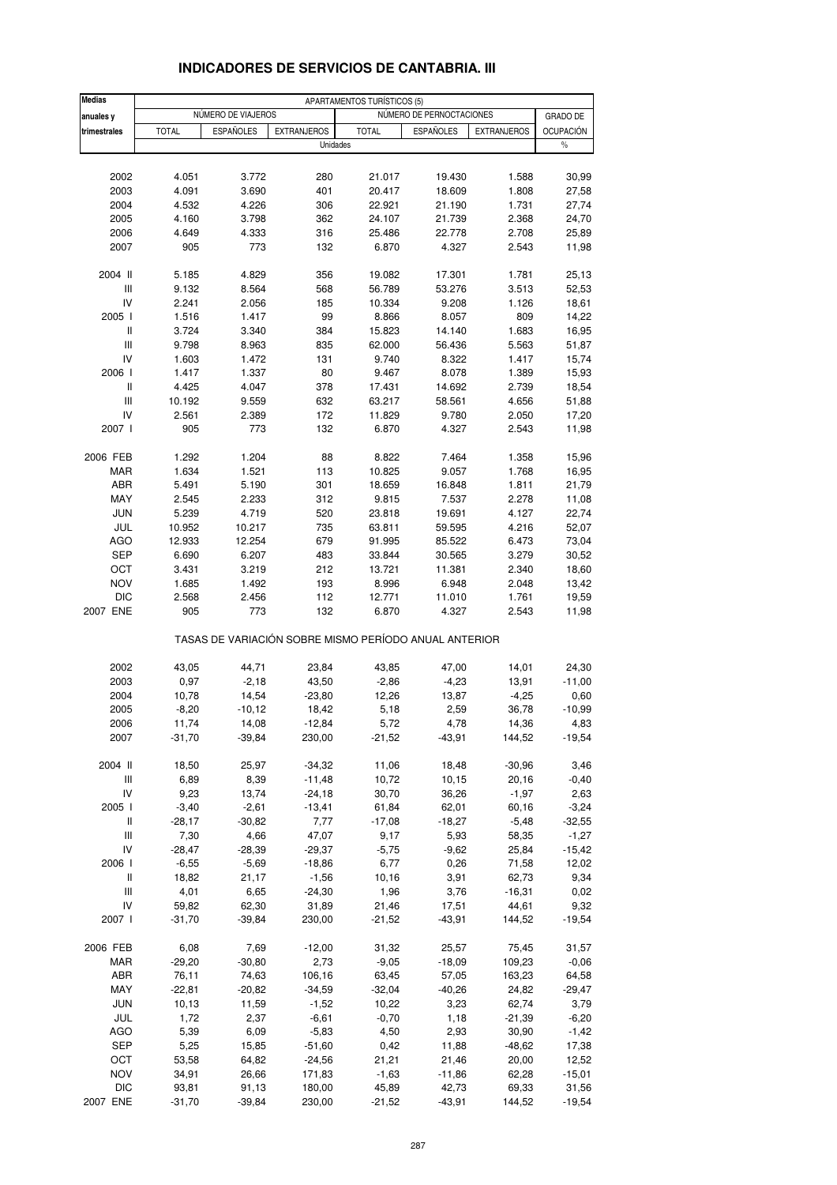# INDICADORES DE SERVICIOS DE CANTABRIA. III

| Medias anuales y trimestrales | APARTAMENTOS TURÍSTICOS (5) | | | | | | |
|---|---|---|---|---|---|---|---|
| | NÚMERO DE VIAJEROS | | | NÚMERO DE PERNOCTACIONES | | | GRADO DE OCUPACIÓN |
| | TOTAL | ESPAÑOLES | EXTRANJEROS | TOTAL | ESPAÑOLES | EXTRANJEROS | |
| | Unidades | | | | | | % |
| 2002 | 4.051 | 3.772 | 280 | 21.017 | 19.430 | 1.588 | 30,99 |
| 2003 | 4.091 | 3.690 | 401 | 20.417 | 18.609 | 1.808 | 27,58 |
| 2004 | 4.532 | 4.226 | 306 | 22.921 | 21.190 | 1.731 | 27,74 |
| 2005 | 4.160 | 3.798 | 362 | 24.107 | 21.739 | 2.368 | 24,70 |
| 2006 | 4.649 | 4.333 | 316 | 25.486 | 22.778 | 2.708 | 25,89 |
| 2007 | 905 | 773 | 132 | 6.870 | 4.327 | 2.543 | 11,98 |
| 2004 II | 5.185 | 4.829 | 356 | 19.082 | 17.301 | 1.781 | 25,13 |
| III | 9.132 | 8.564 | 568 | 56.789 | 53.276 | 3.513 | 52,53 |
| IV | 2.241 | 2.056 | 185 | 10.334 | 9.208 | 1.126 | 18,61 |
| 2005 I | 1.516 | 1.417 | 99 | 8.866 | 8.057 | 809 | 14,22 |
| II | 3.724 | 3.340 | 384 | 15.823 | 14.140 | 1.683 | 16,95 |
| III | 9.798 | 8.963 | 835 | 62.000 | 56.436 | 5.563 | 51,87 |
| IV | 1.603 | 1.472 | 131 | 9.740 | 8.322 | 1.417 | 15,74 |
| 2006 I | 1.417 | 1.337 | 80 | 9.467 | 8.078 | 1.389 | 15,93 |
| II | 4.425 | 4.047 | 378 | 17.431 | 14.692 | 2.739 | 18,54 |
| III | 10.192 | 9.559 | 632 | 63.217 | 58.561 | 4.656 | 51,88 |
| IV | 2.561 | 2.389 | 172 | 11.829 | 9.780 | 2.050 | 17,20 |
| 2007 I | 905 | 773 | 132 | 6.870 | 4.327 | 2.543 | 11,98 |
| 2006 FEB | 1.292 | 1.204 | 88 | 8.822 | 7.464 | 1.358 | 15,96 |
| MAR | 1.634 | 1.521 | 113 | 10.825 | 9.057 | 1.768 | 16,95 |
| ABR | 5.491 | 5.190 | 301 | 18.659 | 16.848 | 1.811 | 21,79 |
| MAY | 2.545 | 2.233 | 312 | 9.815 | 7.537 | 2.278 | 11,08 |
| JUN | 5.239 | 4.719 | 520 | 23.818 | 19.691 | 4.127 | 22,74 |
| JUL | 10.952 | 10.217 | 735 | 63.811 | 59.595 | 4.216 | 52,07 |
| AGO | 12.933 | 12.254 | 679 | 91.995 | 85.522 | 6.473 | 73,04 |
| SEP | 6.690 | 6.207 | 483 | 33.844 | 30.565 | 3.279 | 30,52 |
| OCT | 3.431 | 3.219 | 212 | 13.721 | 11.381 | 2.340 | 18,60 |
| NOV | 1.685 | 1.492 | 193 | 8.996 | 6.948 | 2.048 | 13,42 |
| DIC | 2.568 | 2.456 | 112 | 12.771 | 11.010 | 1.761 | 19,59 |
| 2007 ENE | 905 | 773 | 132 | 6.870 | 4.327 | 2.543 | 11,98 |
| | TASAS DE VARIACIÓN SOBRE MISMO PERÍODO ANUAL ANTERIOR | | | | | | |
| 2002 | 43,05 | 44,71 | 23,84 | 43,85 | 47,00 | 14,01 | 24,30 |
| 2003 | 0,97 | -2,18 | 43,50 | -2,86 | -4,23 | 13,91 | -11,00 |
| 2004 | 10,78 | 14,54 | -23,80 | 12,26 | 13,87 | -4,25 | 0,60 |
| 2005 | -8,20 | -10,12 | 18,42 | 5,18 | 2,59 | 36,78 | -10,99 |
| 2006 | 11,74 | 14,08 | -12,84 | 5,72 | 4,78 | 14,36 | 4,83 |
| 2007 | -31,70 | -39,84 | 230,00 | -21,52 | -43,91 | 144,52 | -19,54 |
| 2004 II | 18,50 | 25,97 | -34,32 | 11,06 | 18,48 | -30,96 | 3,46 |
| III | 6,89 | 8,39 | -11,48 | 10,72 | 10,15 | 20,16 | -0,40 |
| IV | 9,23 | 13,74 | -24,18 | 30,70 | 36,26 | -1,97 | 2,63 |
| 2005 I | -3,40 | -2,61 | -13,41 | 61,84 | 62,01 | 60,16 | -3,24 |
| II | -28,17 | -30,82 | 7,77 | -17,08 | -18,27 | -5,48 | -32,55 |
| III | 7,30 | 4,66 | 47,07 | 9,17 | 5,93 | 58,35 | -1,27 |
| IV | -28,47 | -28,39 | -29,37 | -5,75 | -9,62 | 25,84 | -15,42 |
| 2006 I | -6,55 | -5,69 | -18,86 | 6,77 | 0,26 | 71,58 | 12,02 |
| II | 18,82 | 21,17 | -1,56 | 10,16 | 3,91 | 62,73 | 9,34 |
| III | 4,01 | 6,65 | -24,30 | 1,96 | 3,76 | -16,31 | 0,02 |
| IV | 59,82 | 62,30 | 31,89 | 21,46 | 17,51 | 44,61 | 9,32 |
| 2007 I | -31,70 | -39,84 | 230,00 | -21,52 | -43,91 | 144,52 | -19,54 |
| 2006 FEB | 6,08 | 7,69 | -12,00 | 31,32 | 25,57 | 75,45 | 31,57 |
| MAR | -29,20 | -30,80 | 2,73 | -9,05 | -18,09 | 109,23 | -0,06 |
| ABR | 76,11 | 74,63 | 106,16 | 63,45 | 57,05 | 163,23 | 64,58 |
| MAY | -22,81 | -20,82 | -34,59 | -32,04 | -40,26 | 24,82 | -29,47 |
| JUN | 10,13 | 11,59 | -1,52 | 10,22 | 3,23 | 62,74 | 3,79 |
| JUL | 1,72 | 2,37 | -6,61 | -0,70 | 1,18 | -21,39 | -6,20 |
| AGO | 5,39 | 6,09 | -5,83 | 4,50 | 2,93 | 30,90 | -1,42 |
| SEP | 5,25 | 15,85 | -51,60 | 0,42 | 11,88 | -48,62 | 17,38 |
| OCT | 53,58 | 64,82 | -24,56 | 21,21 | 21,46 | 20,00 | 12,52 |
| NOV | 34,91 | 26,66 | 171,83 | -1,63 | -11,86 | 62,28 | -15,01 |
| DIC | 93,81 | 91,13 | 180,00 | 45,89 | 42,73 | 69,33 | 31,56 |
| 2007 ENE | -31,70 | -39,84 | 230,00 | -21,52 | -43,91 | 144,52 | -19,54 |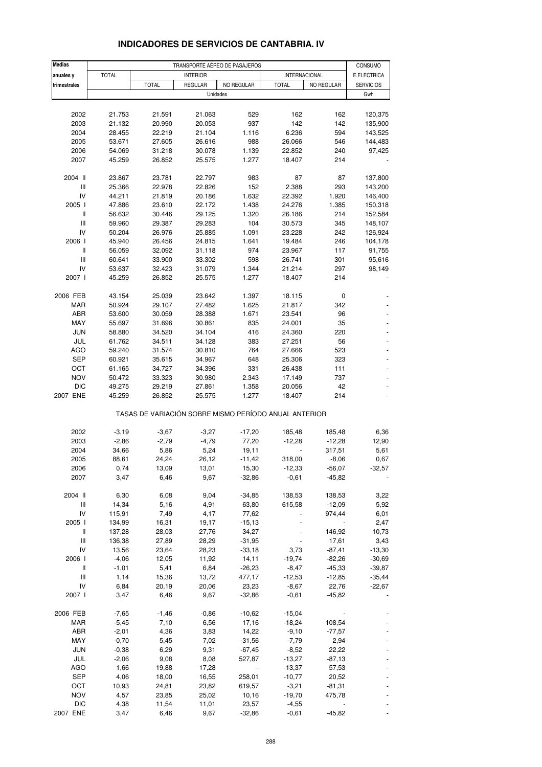# INDICADORES DE SERVICIOS DE CANTABRIA. IV

| Medias anuales y trimestrales | TRANSPORTE AÉREO DE PASAJEROS | | | | | | CONSUMO E.ELECTRICA SERVICIOS |
|---|---|---|---|---|---|---|---|
| | TOTAL | INTERIOR | | | INTERNACIONAL | | |
| | | TOTAL | REGULAR | NO REGULAR | TOTAL | NO REGULAR | |
| | Unidades | | | | | | Gwh |
| 2002 | 21.753 | 21.591 | 21.063 | 529 | 162 | 162 | 120,375 |
| 2003 | 21.132 | 20.990 | 20.053 | 937 | 142 | 142 | 135,900 |
| 2004 | 28.455 | 22.219 | 21.104 | 1.116 | 6.236 | 594 | 143,525 |
| 2005 | 53.671 | 27.605 | 26.616 | 988 | 26.066 | 546 | 144,483 |
| 2006 | 54.069 | 31.218 | 30.078 | 1.139 | 22.852 | 240 | 97,425 |
| 2007 | 45.259 | 26.852 | 25.575 | 1.277 | 18.407 | 214 | - |
| 2004 II | 23.867 | 23.781 | 22.797 | 983 | 87 | 87 | 137,800 |
| III | 25.366 | 22.978 | 22.826 | 152 | 2.388 | 293 | 143,200 |
| IV | 44.211 | 21.819 | 20.186 | 1.632 | 22.392 | 1.920 | 146,400 |
| 2005 I | 47.886 | 23.610 | 22.172 | 1.438 | 24.276 | 1.385 | 150,318 |
| II | 56.632 | 30.446 | 29.125 | 1.320 | 26.186 | 214 | 152,584 |
| III | 59.960 | 29.387 | 29.283 | 104 | 30.573 | 345 | 148,107 |
| IV | 50.204 | 26.976 | 25.885 | 1.091 | 23.228 | 242 | 126,924 |
| 2006 I | 45.940 | 26.456 | 24.815 | 1.641 | 19.484 | 246 | 104,178 |
| II | 56.059 | 32.092 | 31.118 | 974 | 23.967 | 117 | 91,755 |
| III | 60.641 | 33.900 | 33.302 | 598 | 26.741 | 301 | 95,616 |
| IV | 53.637 | 32.423 | 31.079 | 1.344 | 21.214 | 297 | 98,149 |
| 2007 I | 45.259 | 26.852 | 25.575 | 1.277 | 18.407 | 214 | - |
| 2006 FEB | 43.154 | 25.039 | 23.642 | 1.397 | 18.115 | 0 | - |
| MAR | 50.924 | 29.107 | 27.482 | 1.625 | 21.817 | 342 | - |
| ABR | 53.600 | 30.059 | 28.388 | 1.671 | 23.541 | 96 | - |
| MAY | 55.697 | 31.696 | 30.861 | 835 | 24.001 | 35 | - |
| JUN | 58.880 | 34.520 | 34.104 | 416 | 24.360 | 220 | - |
| JUL | 61.762 | 34.511 | 34.128 | 383 | 27.251 | 56 | - |
| AGO | 59.240 | 31.574 | 30.810 | 764 | 27.666 | 523 | - |
| SEP | 60.921 | 35.615 | 34.967 | 648 | 25.306 | 323 | - |
| OCT | 61.165 | 34.727 | 34.396 | 331 | 26.438 | 111 | - |
| NOV | 50.472 | 33.323 | 30.980 | 2.343 | 17.149 | 737 | - |
| DIC | 49.275 | 29.219 | 27.861 | 1.358 | 20.056 | 42 | - |
| 2007 ENE | 45.259 | 26.852 | 25.575 | 1.277 | 18.407 | 214 | - |
| | TASAS DE VARIACIÓN SOBRE MISMO PERÍODO ANUAL ANTERIOR | | | | | | |
| 2002 | -3,19 | -3,67 | -3,27 | -17,20 | 185,48 | 185,48 | 6,36 |
| 2003 | -2,86 | -2,79 | -4,79 | 77,20 | -12,28 | -12,28 | 12,90 |
| 2004 | 34,66 | 5,86 | 5,24 | 19,11 | - | 317,51 | 5,61 |
| 2005 | 88,61 | 24,24 | 26,12 | -11,42 | 318,00 | -8,06 | 0,67 |
| 2006 | 0,74 | 13,09 | 13,01 | 15,30 | -12,33 | -56,07 | -32,57 |
| 2007 | 3,47 | 6,46 | 9,67 | -32,86 | -0,61 | -45,82 | - |
| 2004 II | 6,30 | 6,08 | 9,04 | -34,85 | 138,53 | 138,53 | 3,22 |
| III | 14,34 | 5,16 | 4,91 | 63,80 | 615,58 | -12,09 | 5,92 |
| IV | 115,91 | 7,49 | 4,17 | 77,62 | - | 974,44 | 6,01 |
| 2005 I | 134,99 | 16,31 | 19,17 | -15,13 | - | - | 2,47 |
| II | 137,28 | 28,03 | 27,76 | 34,27 | - | 146,92 | 10,73 |
| III | 136,38 | 27,89 | 28,29 | -31,95 | - | 17,61 | 3,43 |
| IV | 13,56 | 23,64 | 28,23 | -33,18 | 3,73 | -87,41 | -13,30 |
| 2006 I | -4,06 | 12,05 | 11,92 | 14,11 | -19,74 | -82,26 | -30,69 |
| II | -1,01 | 5,41 | 6,84 | -26,23 | -8,47 | -45,33 | -39,87 |
| III | 1,14 | 15,36 | 13,72 | 477,17 | -12,53 | -12,85 | -35,44 |
| IV | 6,84 | 20,19 | 20,06 | 23,23 | -8,67 | 22,76 | -22,67 |
| 2007 I | 3,47 | 6,46 | 9,67 | -32,86 | -0,61 | -45,82 | - |
| 2006 FEB | -7,65 | -1,46 | -0,86 | -10,62 | -15,04 | - | - |
| MAR | -5,45 | 7,10 | 6,56 | 17,16 | -18,24 | 108,54 | - |
| ABR | -2,01 | 4,36 | 3,83 | 14,22 | -9,10 | -77,57 | - |
| MAY | -0,70 | 5,45 | 7,02 | -31,56 | -7,79 | 2,94 | - |
| JUN | -0,38 | 6,29 | 9,31 | -67,45 | -8,52 | 22,22 | - |
| JUL | -2,06 | 9,08 | 8,08 | 527,87 | -13,27 | -87,13 | - |
| AGO | 1,66 | 19,88 | 17,28 | - | -13,37 | 57,53 | - |
| SEP | 4,06 | 18,00 | 16,55 | 258,01 | -10,77 | 20,52 | - |
| OCT | 10,93 | 24,81 | 23,82 | 619,57 | -3,21 | -81,31 | - |
| NOV | 4,57 | 23,85 | 25,02 | 10,16 | -19,70 | 475,78 | - |
| DIC | 4,38 | 11,54 | 11,01 | 23,57 | -4,55 | - | - |
| 2007 ENE | 3,47 | 6,46 | 9,67 | -32,86 | -0,61 | -45,82 | - |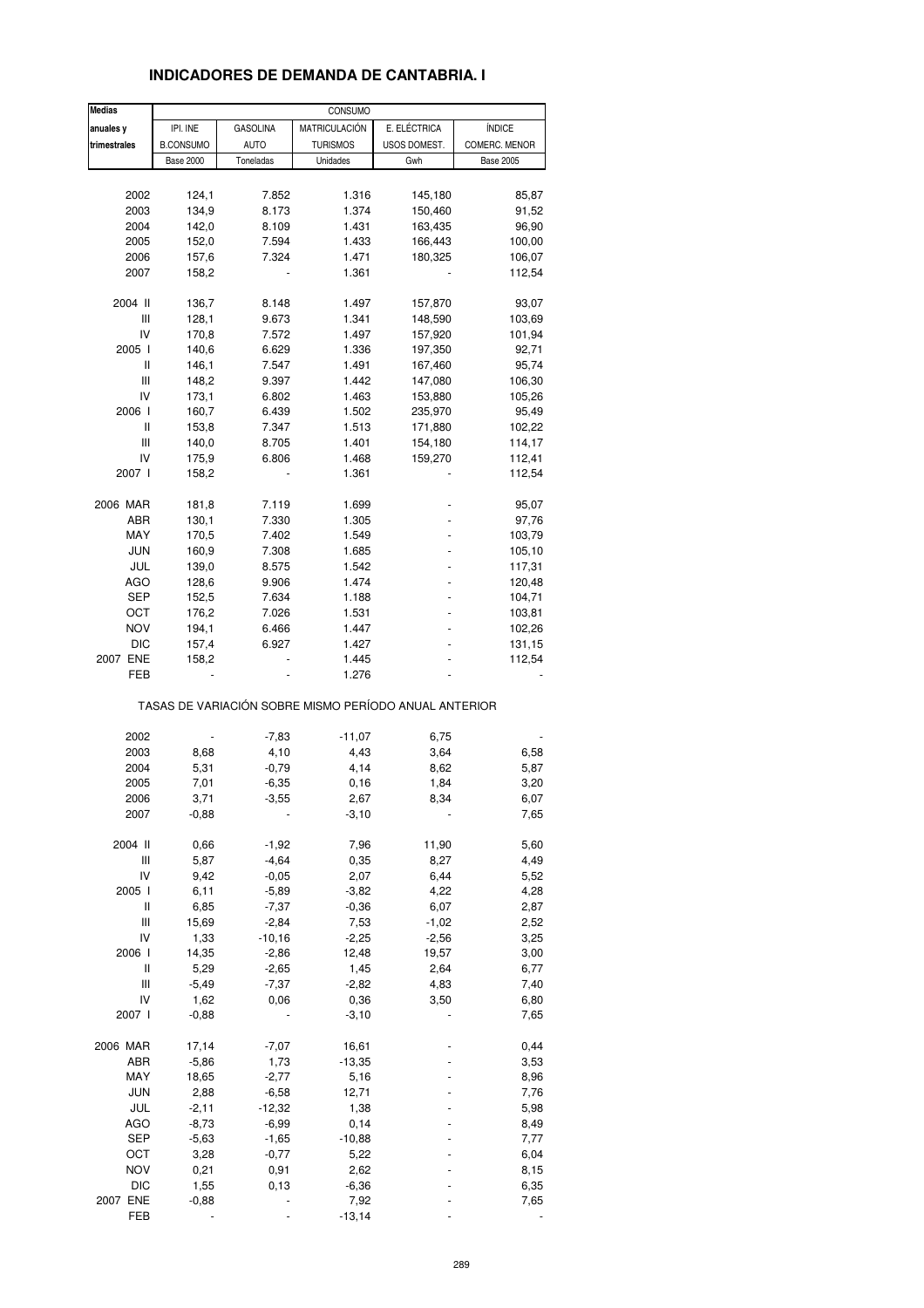# INDICADORES DE DEMANDA DE CANTABRIA. I

| Medias anuales y trimestrales | CONSUMO | | | | |
|---|---|---|---|---|---|
| | IPI. INE B.CONSUMO | GASOLINA AUTO | MATRICULACIÓN TURISMOS | E. ELÉCTRICA USOS DOMEST. | ÍNDICE COMERC. MENOR |
| | Base 2000 | Toneladas | Unidades | Gwh | Base 2005 |
| 2002 | 124,1 | 7.852 | 1.316 | 145,180 | 85,87 |
| 2003 | 134,9 | 8.173 | 1.374 | 150,460 | 91,52 |
| 2004 | 142,0 | 8.109 | 1.431 | 163,435 | 96,90 |
| 2005 | 152,0 | 7.594 | 1.433 | 166,443 | 100,00 |
| 2006 | 157,6 | 7.324 | 1.471 | 180,325 | 106,07 |
| 2007 | 158,2 | - | 1.361 | - | 112,54 |
| 2004 II | 136,7 | 8.148 | 1.497 | 157,870 | 93,07 |
| III | 128,1 | 9.673 | 1.341 | 148,590 | 103,69 |
| IV | 170,8 | 7.572 | 1.497 | 157,920 | 101,94 |
| 2005 I | 140,6 | 6.629 | 1.336 | 197,350 | 92,71 |
| II | 146,1 | 7.547 | 1.491 | 167,460 | 95,74 |
| III | 148,2 | 9.397 | 1.442 | 147,080 | 106,30 |
| IV | 173,1 | 6.802 | 1.463 | 153,880 | 105,26 |
| 2006 I | 160,7 | 6.439 | 1.502 | 235,970 | 95,49 |
| II | 153,8 | 7.347 | 1.513 | 171,880 | 102,22 |
| III | 140,0 | 8.705 | 1.401 | 154,180 | 114,17 |
| IV | 175,9 | 6.806 | 1.468 | 159,270 | 112,41 |
| 2007 I | 158,2 | - | 1.361 | - | 112,54 |
| 2006 MAR | 181,8 | 7.119 | 1.699 | - | 95,07 |
| ABR | 130,1 | 7.330 | 1.305 | - | 97,76 |
| MAY | 170,5 | 7.402 | 1.549 | - | 103,79 |
| JUN | 160,9 | 7.308 | 1.685 | - | 105,10 |
| JUL | 139,0 | 8.575 | 1.542 | - | 117,31 |
| AGO | 128,6 | 9.906 | 1.474 | - | 120,48 |
| SEP | 152,5 | 7.634 | 1.188 | - | 104,71 |
| OCT | 176,2 | 7.026 | 1.531 | - | 103,81 |
| NOV | 194,1 | 6.466 | 1.447 | - | 102,26 |
| DIC | 157,4 | 6.927 | 1.427 | - | 131,15 |
| 2007 ENE | 158,2 | - | 1.445 | - | 112,54 |
| FEB | - | - | 1.276 | - | - |
| | TASAS DE VARIACIÓN SOBRE MISMO PERÍODO ANUAL ANTERIOR | | | | |
| 2002 | - | -7,83 | -11,07 | 6,75 | - |
| 2003 | 8,68 | 4,10 | 4,43 | 3,64 | 6,58 |
| 2004 | 5,31 | -0,79 | 4,14 | 8,62 | 5,87 |
| 2005 | 7,01 | -6,35 | 0,16 | 1,84 | 3,20 |
| 2006 | 3,71 | -3,55 | 2,67 | 8,34 | 6,07 |
| 2007 | -0,88 | - | -3,10 | - | 7,65 |
| 2004 II | 0,66 | -1,92 | 7,96 | 11,90 | 5,60 |
| III | 5,87 | -4,64 | 0,35 | 8,27 | 4,49 |
| IV | 9,42 | -0,05 | 2,07 | 6,44 | 5,52 |
| 2005 I | 6,11 | -5,89 | -3,82 | 4,22 | 4,28 |
| II | 6,85 | -7,37 | -0,36 | 6,07 | 2,87 |
| III | 15,69 | -2,84 | 7,53 | -1,02 | 2,52 |
| IV | 1,33 | -10,16 | -2,25 | -2,56 | 3,25 |
| 2006 I | 14,35 | -2,86 | 12,48 | 19,57 | 3,00 |
| II | 5,29 | -2,65 | 1,45 | 2,64 | 6,77 |
| III | -5,49 | -7,37 | -2,82 | 4,83 | 7,40 |
| IV | 1,62 | 0,06 | 0,36 | 3,50 | 6,80 |
| 2007 I | -0,88 | - | -3,10 | - | 7,65 |
| 2006 MAR | 17,14 | -7,07 | 16,61 | - | 0,44 |
| ABR | -5,86 | 1,73 | -13,35 | - | 3,53 |
| MAY | 18,65 | -2,77 | 5,16 | - | 8,96 |
| JUN | 2,88 | -6,58 | 12,71 | - | 7,76 |
| JUL | -2,11 | -12,32 | 1,38 | - | 5,98 |
| AGO | -8,73 | -6,99 | 0,14 | - | 8,49 |
| SEP | -5,63 | -1,65 | -10,88 | - | 7,77 |
| OCT | 3,28 | -0,77 | 5,22 | - | 6,04 |
| NOV | 0,21 | 0,91 | 2,62 | - | 8,15 |
| DIC | 1,55 | 0,13 | -6,36 | - | 6,35 |
| 2007 ENE | -0,88 | - | 7,92 | - | 7,65 |
| FEB | - | - | -13,14 | - | - |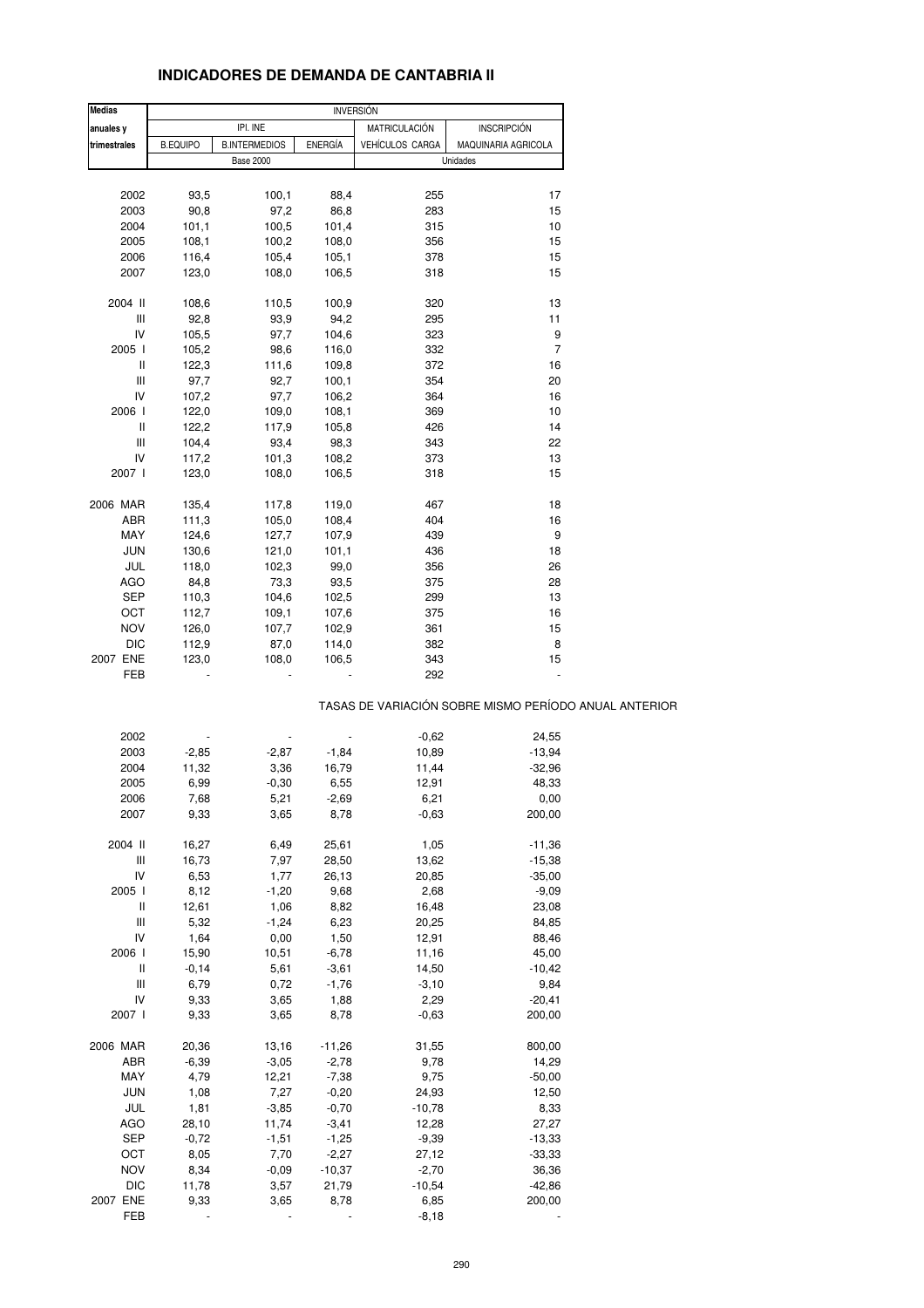# INDICADORES DE DEMANDA DE CANTABRIA II

| Medias | INVERSIÓN | | | | |
|---|---|---|---|---|---|
| anuales y | IPI. INE | | | MATRICULACIÓN | INSCRIPCIÓN |
| trimestrales | B.EQUIPO | B.INTERMEDIOS | ENERGÍA | VEHÍCULOS CARGA | MAQUINARIA AGRICOLA |
| | Base 2000 | | | Unidades | |
| 2002 | 93,5 | 100,1 | 88,4 | 255 | 17 |
| 2003 | 90,8 | 97,2 | 86,8 | 283 | 15 |
| 2004 | 101,1 | 100,5 | 101,4 | 315 | 10 |
| 2005 | 108,1 | 100,2 | 108,0 | 356 | 15 |
| 2006 | 116,4 | 105,4 | 105,1 | 378 | 15 |
| 2007 | 123,0 | 108,0 | 106,5 | 318 | 15 |
| 2004 II | 108,6 | 110,5 | 100,9 | 320 | 13 |
| III | 92,8 | 93,9 | 94,2 | 295 | 11 |
| IV | 105,5 | 97,7 | 104,6 | 323 | 9 |
| 2005 I | 105,2 | 98,6 | 116,0 | 332 | 7 |
| II | 122,3 | 111,6 | 109,8 | 372 | 16 |
| III | 97,7 | 92,7 | 100,1 | 354 | 20 |
| IV | 107,2 | 97,7 | 106,2 | 364 | 16 |
| 2006 I | 122,0 | 109,0 | 108,1 | 369 | 10 |
| II | 122,2 | 117,9 | 105,8 | 426 | 14 |
| III | 104,4 | 93,4 | 98,3 | 343 | 22 |
| IV | 117,2 | 101,3 | 108,2 | 373 | 13 |
| 2007 I | 123,0 | 108,0 | 106,5 | 318 | 15 |
| 2006 MAR | 135,4 | 117,8 | 119,0 | 467 | 18 |
| ABR | 111,3 | 105,0 | 108,4 | 404 | 16 |
| MAY | 124,6 | 127,7 | 107,9 | 439 | 9 |
| JUN | 130,6 | 121,0 | 101,1 | 436 | 18 |
| JUL | 118,0 | 102,3 | 99,0 | 356 | 26 |
| AGO | 84,8 | 73,3 | 93,5 | 375 | 28 |
| SEP | 110,3 | 104,6 | 102,5 | 299 | 13 |
| OCT | 112,7 | 109,1 | 107,6 | 375 | 16 |
| NOV | 126,0 | 107,7 | 102,9 | 361 | 15 |
| DIC | 112,9 | 87,0 | 114,0 | 382 | 8 |
| 2007 ENE | 123,0 | 108,0 | 106,5 | 343 | 15 |
| FEB | - | - | - | 292 | - |

TASAS DE VARIACIÓN SOBRE MISMO PERÍODO ANUAL ANTERIOR

| | B.EQUIPO | B.INTERMEDIOS | ENERGÍA | VEHÍCULOS CARGA | MAQUINARIA AGRICOLA |
|---|---|---|---|---|---|
| 2002 | - | - | - | -0,62 | 24,55 |
| 2003 | -2,85 | -2,87 | -1,84 | 10,89 | -13,94 |
| 2004 | 11,32 | 3,36 | 16,79 | 11,44 | -32,96 |
| 2005 | 6,99 | -0,30 | 6,55 | 12,91 | 48,33 |
| 2006 | 7,68 | 5,21 | -2,69 | 6,21 | 0,00 |
| 2007 | 9,33 | 3,65 | 8,78 | -0,63 | 200,00 |
| 2004 II | 16,27 | 6,49 | 25,61 | 1,05 | -11,36 |
| III | 16,73 | 7,97 | 28,50 | 13,62 | -15,38 |
| IV | 6,53 | 1,77 | 26,13 | 20,85 | -35,00 |
| 2005 I | 8,12 | -1,20 | 9,68 | 2,68 | -9,09 |
| II | 12,61 | 1,06 | 8,82 | 16,48 | 23,08 |
| III | 5,32 | -1,24 | 6,23 | 20,25 | 84,85 |
| IV | 1,64 | 0,00 | 1,50 | 12,91 | 88,46 |
| 2006 I | 15,90 | 10,51 | -6,78 | 11,16 | 45,00 |
| II | -0,14 | 5,61 | -3,61 | 14,50 | -10,42 |
| III | 6,79 | 0,72 | -1,76 | -3,10 | 9,84 |
| IV | 9,33 | 3,65 | 1,88 | 2,29 | -20,41 |
| 2007 I | 9,33 | 3,65 | 8,78 | -0,63 | 200,00 |
| 2006 MAR | 20,36 | 13,16 | -11,26 | 31,55 | 800,00 |
| ABR | -6,39 | -3,05 | -2,78 | 9,78 | 14,29 |
| MAY | 4,79 | 12,21 | -7,38 | 9,75 | -50,00 |
| JUN | 1,08 | 7,27 | -0,20 | 24,93 | 12,50 |
| JUL | 1,81 | -3,85 | -0,70 | -10,78 | 8,33 |
| AGO | 28,10 | 11,74 | -3,41 | 12,28 | 27,27 |
| SEP | -0,72 | -1,51 | -1,25 | -9,39 | -13,33 |
| OCT | 8,05 | 7,70 | -2,27 | 27,12 | -33,33 |
| NOV | 8,34 | -0,09 | -10,37 | -2,70 | 36,36 |
| DIC | 11,78 | 3,57 | 21,79 | -10,54 | -42,86 |
| 2007 ENE | 9,33 | 3,65 | 8,78 | 6,85 | 200,00 |
| FEB | - | - | - | -8,18 | - |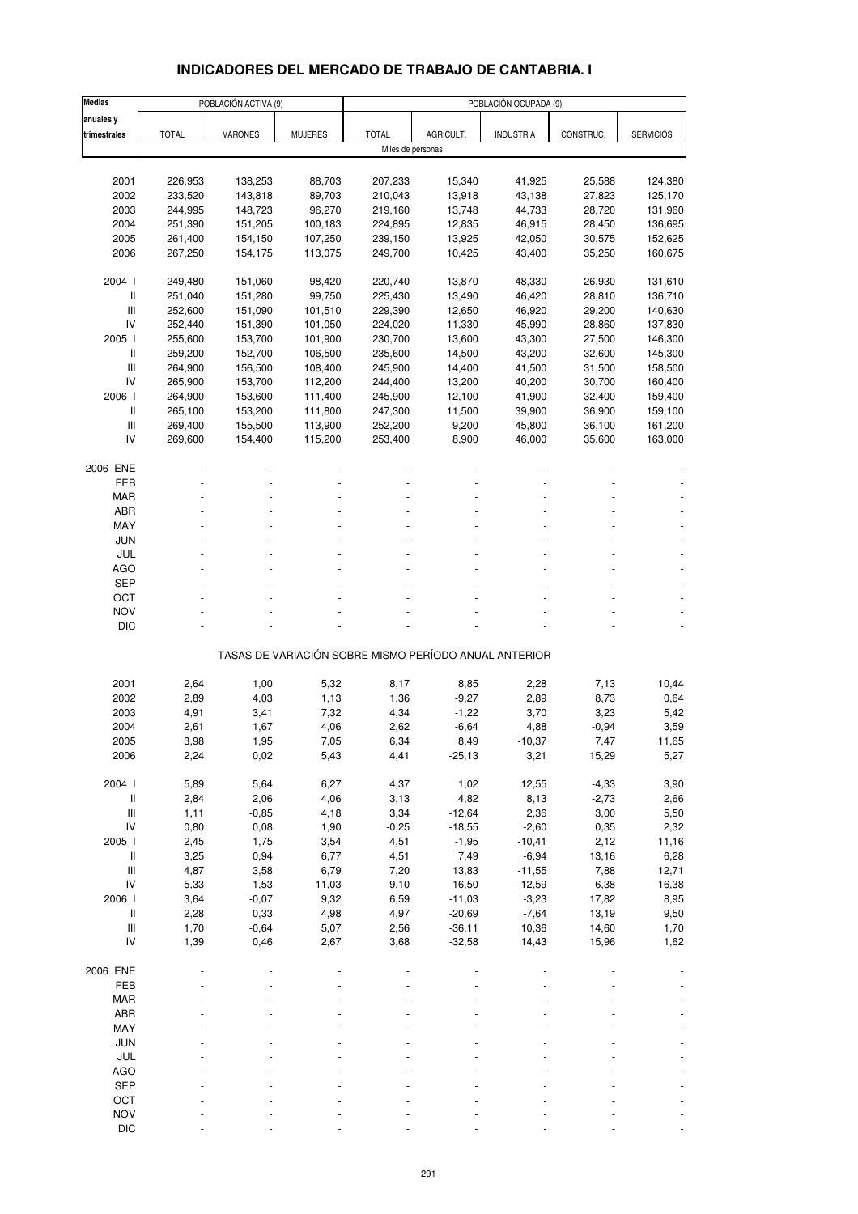# INDICADORES DEL MERCADO DE TRABAJO DE CANTABRIA. I

| Medias anuales y trimestrales | POBLACIÓN ACTIVA (9) | | | POBLACIÓN OCUPADA (9) | | | | |
|---|---|---|---|---|---|---|---|---|
| | TOTAL | VARONES | MUJERES | TOTAL | AGRICULT. | INDUSTRIA | CONSTRUC. | SERVICIOS |
| | Miles de personas | | | | | | | |
| 2001 | 226,953 | 138,253 | 88,703 | 207,233 | 15,340 | 41,925 | 25,588 | 124,380 |
| 2002 | 233,520 | 143,818 | 89,703 | 210,043 | 13,918 | 43,138 | 27,823 | 125,170 |
| 2003 | 244,995 | 148,723 | 96,270 | 219,160 | 13,748 | 44,733 | 28,720 | 131,960 |
| 2004 | 251,390 | 151,205 | 100,183 | 224,895 | 12,835 | 46,915 | 28,450 | 136,695 |
| 2005 | 261,400 | 154,150 | 107,250 | 239,150 | 13,925 | 42,050 | 30,575 | 152,625 |
| 2006 | 267,250 | 154,175 | 113,075 | 249,700 | 10,425 | 43,400 | 35,250 | 160,675 |
| 2004 I | 249,480 | 151,060 | 98,420 | 220,740 | 13,870 | 48,330 | 26,930 | 131,610 |
| II | 251,040 | 151,280 | 99,750 | 225,430 | 13,490 | 46,420 | 28,810 | 136,710 |
| III | 252,600 | 151,090 | 101,510 | 229,390 | 12,650 | 46,920 | 29,200 | 140,630 |
| IV | 252,440 | 151,390 | 101,050 | 224,020 | 11,330 | 45,990 | 28,860 | 137,830 |
| 2005 I | 255,600 | 153,700 | 101,900 | 230,700 | 13,600 | 43,300 | 27,500 | 146,300 |
| II | 259,200 | 152,700 | 106,500 | 235,600 | 14,500 | 43,200 | 32,600 | 145,300 |
| III | 264,900 | 156,500 | 108,400 | 245,900 | 14,400 | 41,500 | 31,500 | 158,500 |
| IV | 265,900 | 153,700 | 112,200 | 244,400 | 13,200 | 40,200 | 30,700 | 160,400 |
| 2006 I | 264,900 | 153,600 | 111,400 | 245,900 | 12,100 | 41,900 | 32,400 | 159,400 |
| II | 265,100 | 153,200 | 111,800 | 247,300 | 11,500 | 39,900 | 36,900 | 159,100 |
| III | 269,400 | 155,500 | 113,900 | 252,200 | 9,200 | 45,800 | 36,100 | 161,200 |
| IV | 269,600 | 154,400 | 115,200 | 253,400 | 8,900 | 46,000 | 35,600 | 163,000 |
| 2006 ENE | - | - | - | - | - | - | - | - |
| FEB | - | - | - | - | - | - | - | - |
| MAR | - | - | - | - | - | - | - | - |
| ABR | - | - | - | - | - | - | - | - |
| MAY | - | - | - | - | - | - | - | - |
| JUN | - | - | - | - | - | - | - | - |
| JUL | - | - | - | - | - | - | - | - |
| AGO | - | - | - | - | - | - | - | - |
| SEP | - | - | - | - | - | - | - | - |
| OCT | - | - | - | - | - | - | - | - |
| NOV | - | - | - | - | - | - | - | - |
| DIC | - | - | - | - | - | - | - | - |
| | TASAS DE VARIACIÓN SOBRE MISMO PERÍODO ANUAL ANTERIOR | | | | | | | |
| 2001 | 2,64 | 1,00 | 5,32 | 8,17 | 8,85 | 2,28 | 7,13 | 10,44 |
| 2002 | 2,89 | 4,03 | 1,13 | 1,36 | -9,27 | 2,89 | 8,73 | 0,64 |
| 2003 | 4,91 | 3,41 | 7,32 | 4,34 | -1,22 | 3,70 | 3,23 | 5,42 |
| 2004 | 2,61 | 1,67 | 4,06 | 2,62 | -6,64 | 4,88 | -0,94 | 3,59 |
| 2005 | 3,98 | 1,95 | 7,05 | 6,34 | 8,49 | -10,37 | 7,47 | 11,65 |
| 2006 | 2,24 | 0,02 | 5,43 | 4,41 | -25,13 | 3,21 | 15,29 | 5,27 |
| 2004 I | 5,89 | 5,64 | 6,27 | 4,37 | 1,02 | 12,55 | -4,33 | 3,90 |
| II | 2,84 | 2,06 | 4,06 | 3,13 | 4,82 | 8,13 | -2,73 | 2,66 |
| III | 1,11 | -0,85 | 4,18 | 3,34 | -12,64 | 2,36 | 3,00 | 5,50 |
| IV | 0,80 | 0,08 | 1,90 | -0,25 | -18,55 | -2,60 | 0,35 | 2,32 |
| 2005 I | 2,45 | 1,75 | 3,54 | 4,51 | -1,95 | -10,41 | 2,12 | 11,16 |
| II | 3,25 | 0,94 | 6,77 | 4,51 | 7,49 | -6,94 | 13,16 | 6,28 |
| III | 4,87 | 3,58 | 6,79 | 7,20 | 13,83 | -11,55 | 7,88 | 12,71 |
| IV | 5,33 | 1,53 | 11,03 | 9,10 | 16,50 | -12,59 | 6,38 | 16,38 |
| 2006 I | 3,64 | -0,07 | 9,32 | 6,59 | -11,03 | -3,23 | 17,82 | 8,95 |
| II | 2,28 | 0,33 | 4,98 | 4,97 | -20,69 | -7,64 | 13,19 | 9,50 |
| III | 1,70 | -0,64 | 5,07 | 2,56 | -36,11 | 10,36 | 14,60 | 1,70 |
| IV | 1,39 | 0,46 | 2,67 | 3,68 | -32,58 | 14,43 | 15,96 | 1,62 |
| 2006 ENE | - | - | - | - | - | - | - | - |
| FEB | - | - | - | - | - | - | - | - |
| MAR | - | - | - | - | - | - | - | - |
| ABR | - | - | - | - | - | - | - | - |
| MAY | - | - | - | - | - | - | - | - |
| JUN | - | - | - | - | - | - | - | - |
| JUL | - | - | - | - | - | - | - | - |
| AGO | - | - | - | - | - | - | - | - |
| SEP | - | - | - | - | - | - | - | - |
| OCT | - | - | - | - | - | - | - | - |
| NOV | - | - | - | - | - | - | - | - |
| DIC | - | - | - | - | - | - | - | - |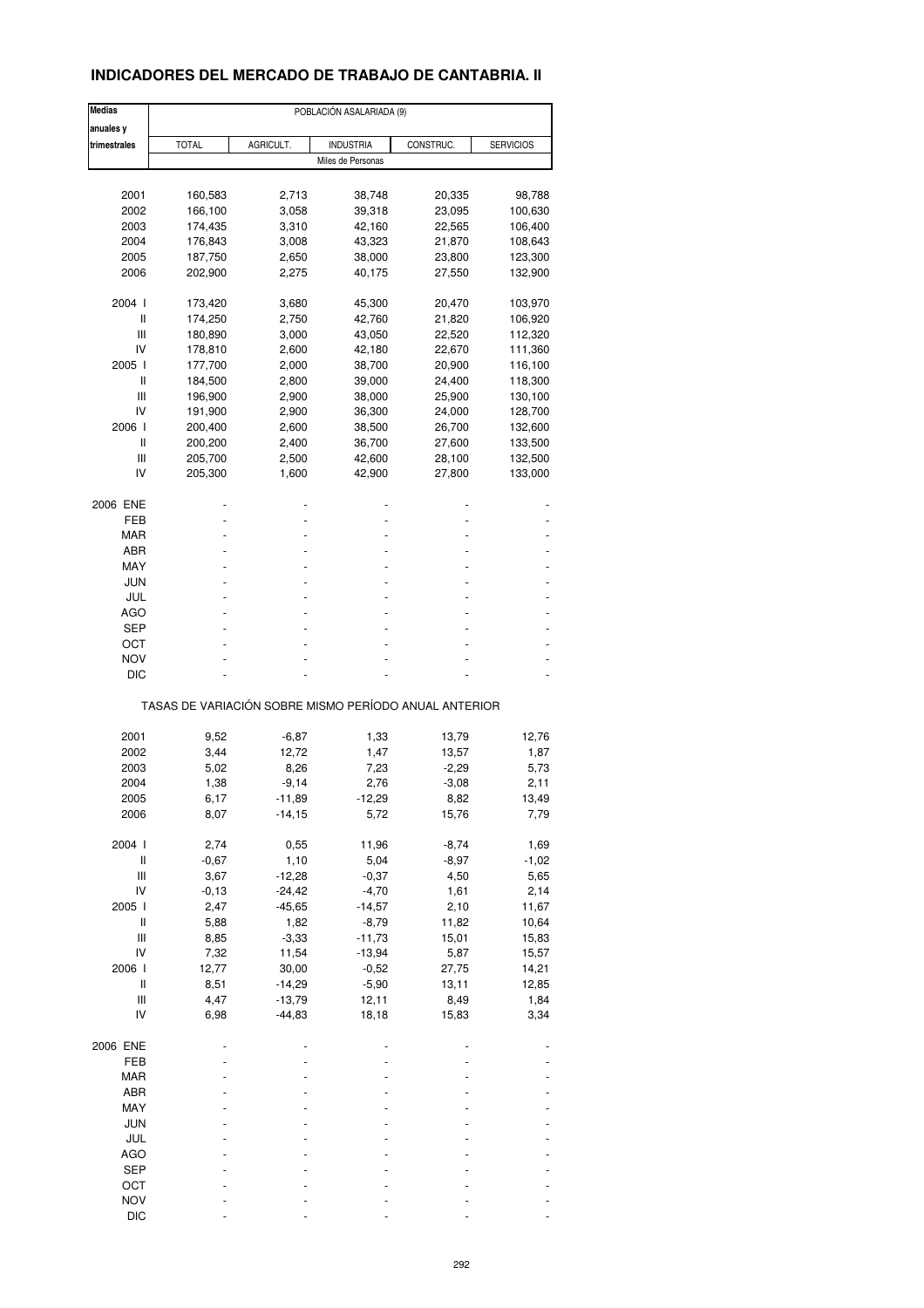## INDICADORES DEL MERCADO DE TRABAJO DE CANTABRIA. II

| Medias anuales y trimestrales | POBLACIÓN ASALARIADA (9) | | | | |
|---|---|---|---|---|---|
| | TOTAL | AGRICULT. | INDUSTRIA | CONSTRUC. | SERVICIOS |
| | Miles de Personas | | | | |
| 2001 | 160,583 | 2,713 | 38,748 | 20,335 | 98,788 |
| 2002 | 166,100 | 3,058 | 39,318 | 23,095 | 100,630 |
| 2003 | 174,435 | 3,310 | 42,160 | 22,565 | 106,400 |
| 2004 | 176,843 | 3,008 | 43,323 | 21,870 | 108,643 |
| 2005 | 187,750 | 2,650 | 38,000 | 23,800 | 123,300 |
| 2006 | 202,900 | 2,275 | 40,175 | 27,550 | 132,900 |
| 2004 I | 173,420 | 3,680 | 45,300 | 20,470 | 103,970 |
| II | 174,250 | 2,750 | 42,760 | 21,820 | 106,920 |
| III | 180,890 | 3,000 | 43,050 | 22,520 | 112,320 |
| IV | 178,810 | 2,600 | 42,180 | 22,670 | 111,360 |
| 2005 I | 177,700 | 2,000 | 38,700 | 20,900 | 116,100 |
| II | 184,500 | 2,800 | 39,000 | 24,400 | 118,300 |
| III | 196,900 | 2,900 | 38,000 | 25,900 | 130,100 |
| IV | 191,900 | 2,900 | 36,300 | 24,000 | 128,700 |
| 2006 I | 200,400 | 2,600 | 38,500 | 26,700 | 132,600 |
| II | 200,200 | 2,400 | 36,700 | 27,600 | 133,500 |
| III | 205,700 | 2,500 | 42,600 | 28,100 | 132,500 |
| IV | 205,300 | 1,600 | 42,900 | 27,800 | 133,000 |
| 2006 ENE | - | - | - | - | - |
| FEB | - | - | - | - | - |
| MAR | - | - | - | - | - |
| ABR | - | - | - | - | - |
| MAY | - | - | - | - | - |
| JUN | - | - | - | - | - |
| JUL | - | - | - | - | - |
| AGO | - | - | - | - | - |
| SEP | - | - | - | - | - |
| OCT | - | - | - | - | - |
| NOV | - | - | - | - | - |
| DIC | - | - | - | - | - |
| | TASAS DE VARIACIÓN SOBRE MISMO PERÍODO ANUAL ANTERIOR | | | | |
| 2001 | 9,52 | -6,87 | 1,33 | 13,79 | 12,76 |
| 2002 | 3,44 | 12,72 | 1,47 | 13,57 | 1,87 |
| 2003 | 5,02 | 8,26 | 7,23 | -2,29 | 5,73 |
| 2004 | 1,38 | -9,14 | 2,76 | -3,08 | 2,11 |
| 2005 | 6,17 | -11,89 | -12,29 | 8,82 | 13,49 |
| 2006 | 8,07 | -14,15 | 5,72 | 15,76 | 7,79 |
| 2004 I | 2,74 | 0,55 | 11,96 | -8,74 | 1,69 |
| II | -0,67 | 1,10 | 5,04 | -8,97 | -1,02 |
| III | 3,67 | -12,28 | -0,37 | 4,50 | 5,65 |
| IV | -0,13 | -24,42 | -4,70 | 1,61 | 2,14 |
| 2005 I | 2,47 | -45,65 | -14,57 | 2,10 | 11,67 |
| II | 5,88 | 1,82 | -8,79 | 11,82 | 10,64 |
| III | 8,85 | -3,33 | -11,73 | 15,01 | 15,83 |
| IV | 7,32 | 11,54 | -13,94 | 5,87 | 15,57 |
| 2006 I | 12,77 | 30,00 | -0,52 | 27,75 | 14,21 |
| II | 8,51 | -14,29 | -5,90 | 13,11 | 12,85 |
| III | 4,47 | -13,79 | 12,11 | 8,49 | 1,84 |
| IV | 6,98 | -44,83 | 18,18 | 15,83 | 3,34 |
| 2006 ENE | - | - | - | - | - |
| FEB | - | - | - | - | - |
| MAR | - | - | - | - | - |
| ABR | - | - | - | - | - |
| MAY | - | - | - | - | - |
| JUN | - | - | - | - | - |
| JUL | - | - | - | - | - |
| AGO | - | - | - | - | - |
| SEP | - | - | - | - | - |
| OCT | - | - | - | - | - |
| NOV | - | - | - | - | - |
| DIC | - | - | - | - | - |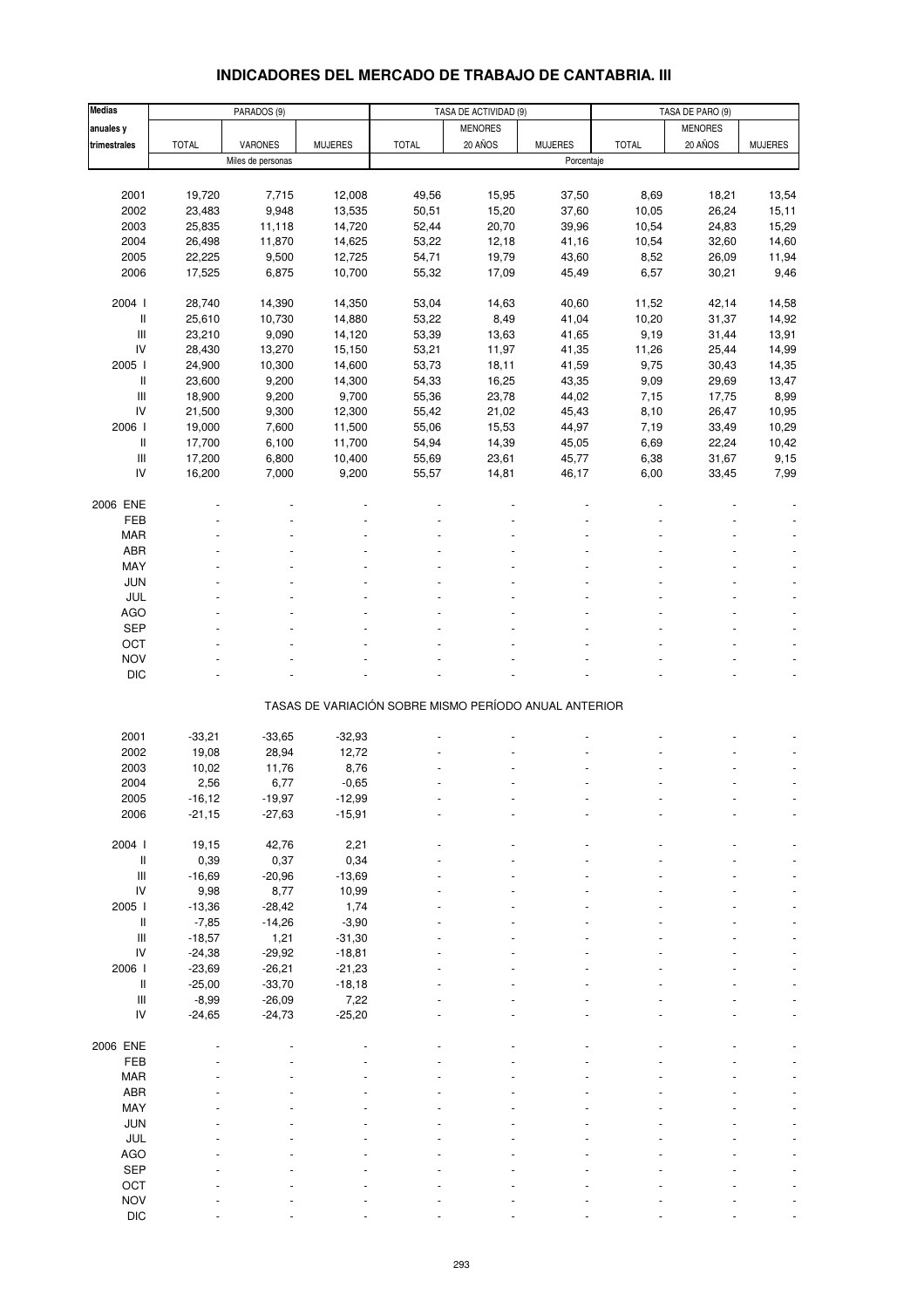## INDICADORES DEL MERCADO DE TRABAJO DE CANTABRIA. III

| Medias anuales y trimestrales | PARADOS (9) | | | TASA DE ACTIVIDAD (9) | | | TASA DE PARO (9) | | |
|---|---|---|---|---|---|---|---|---|---|
| | TOTAL | VARONES | MUJERES | TOTAL | MENORES 20 AÑOS | MUJERES | TOTAL | MENORES 20 AÑOS | MUJERES |
| | Miles de personas | | | Porcentaje | | | | | |
| 2001 | 19,720 | 7,715 | 12,008 | 49,56 | 15,95 | 37,50 | 8,69 | 18,21 | 13,54 |
| 2002 | 23,483 | 9,948 | 13,535 | 50,51 | 15,20 | 37,60 | 10,05 | 26,24 | 15,11 |
| 2003 | 25,835 | 11,118 | 14,720 | 52,44 | 20,70 | 39,96 | 10,54 | 24,83 | 15,29 |
| 2004 | 26,498 | 11,870 | 14,625 | 53,22 | 12,18 | 41,16 | 10,54 | 32,60 | 14,60 |
| 2005 | 22,225 | 9,500 | 12,725 | 54,71 | 19,79 | 43,60 | 8,52 | 26,09 | 11,94 |
| 2006 | 17,525 | 6,875 | 10,700 | 55,32 | 17,09 | 45,49 | 6,57 | 30,21 | 9,46 |
| 2004 I | 28,740 | 14,390 | 14,350 | 53,04 | 14,63 | 40,60 | 11,52 | 42,14 | 14,58 |
| II | 25,610 | 10,730 | 14,880 | 53,22 | 8,49 | 41,04 | 10,20 | 31,37 | 14,92 |
| III | 23,210 | 9,090 | 14,120 | 53,39 | 13,63 | 41,65 | 9,19 | 31,44 | 13,91 |
| IV | 28,430 | 13,270 | 15,150 | 53,21 | 11,97 | 41,35 | 11,26 | 25,44 | 14,99 |
| 2005 I | 24,900 | 10,300 | 14,600 | 53,73 | 18,11 | 41,59 | 9,75 | 30,43 | 14,35 |
| II | 23,600 | 9,200 | 14,300 | 54,33 | 16,25 | 43,35 | 9,09 | 29,69 | 13,47 |
| III | 18,900 | 9,200 | 9,700 | 55,36 | 23,78 | 44,02 | 7,15 | 17,75 | 8,99 |
| IV | 21,500 | 9,300 | 12,300 | 55,42 | 21,02 | 45,43 | 8,10 | 26,47 | 10,95 |
| 2006 I | 19,000 | 7,600 | 11,500 | 55,06 | 15,53 | 44,97 | 7,19 | 33,49 | 10,29 |
| II | 17,700 | 6,100 | 11,700 | 54,94 | 14,39 | 45,05 | 6,69 | 22,24 | 10,42 |
| III | 17,200 | 6,800 | 10,400 | 55,69 | 23,61 | 45,77 | 6,38 | 31,67 | 9,15 |
| IV | 16,200 | 7,000 | 9,200 | 55,57 | 14,81 | 46,17 | 6,00 | 33,45 | 7,99 |
| 2006 ENE | - | - | - | - | - | - | - | - | - |
| FEB | - | - | - | - | - | - | - | - | - |
| MAR | - | - | - | - | - | - | - | - | - |
| ABR | - | - | - | - | - | - | - | - | - |
| MAY | - | - | - | - | - | - | - | - | - |
| JUN | - | - | - | - | - | - | - | - | - |
| JUL | - | - | - | - | - | - | - | - | - |
| AGO | - | - | - | - | - | - | - | - | - |
| SEP | - | - | - | - | - | - | - | - | - |
| OCT | - | - | - | - | - | - | - | - | - |
| NOV | - | - | - | - | - | - | - | - | - |
| DIC | - | - | - | - | - | - | - | - | - |
| | TASAS DE VARIACIÓN SOBRE MISMO PERÍODO ANUAL ANTERIOR | | | | | | | | |
| 2001 | -33,21 | -33,65 | -32,93 | - | - | - | - | - | - |
| 2002 | 19,08 | 28,94 | 12,72 | - | - | - | - | - | - |
| 2003 | 10,02 | 11,76 | 8,76 | - | - | - | - | - | - |
| 2004 | 2,56 | 6,77 | -0,65 | - | - | - | - | - | - |
| 2005 | -16,12 | -19,97 | -12,99 | - | - | - | - | - | - |
| 2006 | -21,15 | -27,63 | -15,91 | - | - | - | - | - | - |
| 2004 I | 19,15 | 42,76 | 2,21 | - | - | - | - | - | - |
| II | 0,39 | 0,37 | 0,34 | - | - | - | - | - | - |
| III | -16,69 | -20,96 | -13,69 | - | - | - | - | - | - |
| IV | 9,98 | 8,77 | 10,99 | - | - | - | - | - | - |
| 2005 I | -13,36 | -28,42 | 1,74 | - | - | - | - | - | - |
| II | -7,85 | -14,26 | -3,90 | - | - | - | - | - | - |
| III | -18,57 | 1,21 | -31,30 | - | - | - | - | - | - |
| IV | -24,38 | -29,92 | -18,81 | - | - | - | - | - | - |
| 2006 I | -23,69 | -26,21 | -21,23 | - | - | - | - | - | - |
| II | -25,00 | -33,70 | -18,18 | - | - | - | - | - | - |
| III | -8,99 | -26,09 | 7,22 | - | - | - | - | - | - |
| IV | -24,65 | -24,73 | -25,20 | - | - | - | - | - | - |
| 2006 ENE | - | - | - | - | - | - | - | - | - |
| FEB | - | - | - | - | - | - | - | - | - |
| MAR | - | - | - | - | - | - | - | - | - |
| ABR | - | - | - | - | - | - | - | - | - |
| MAY | - | - | - | - | - | - | - | - | - |
| JUN | - | - | - | - | - | - | - | - | - |
| JUL | - | - | - | - | - | - | - | - | - |
| AGO | - | - | - | - | - | - | - | - | - |
| SEP | - | - | - | - | - | - | - | - | - |
| OCT | - | - | - | - | - | - | - | - | - |
| NOV | - | - | - | - | - | - | - | - | - |
| DIC | - | - | - | - | - | - | - | - | - |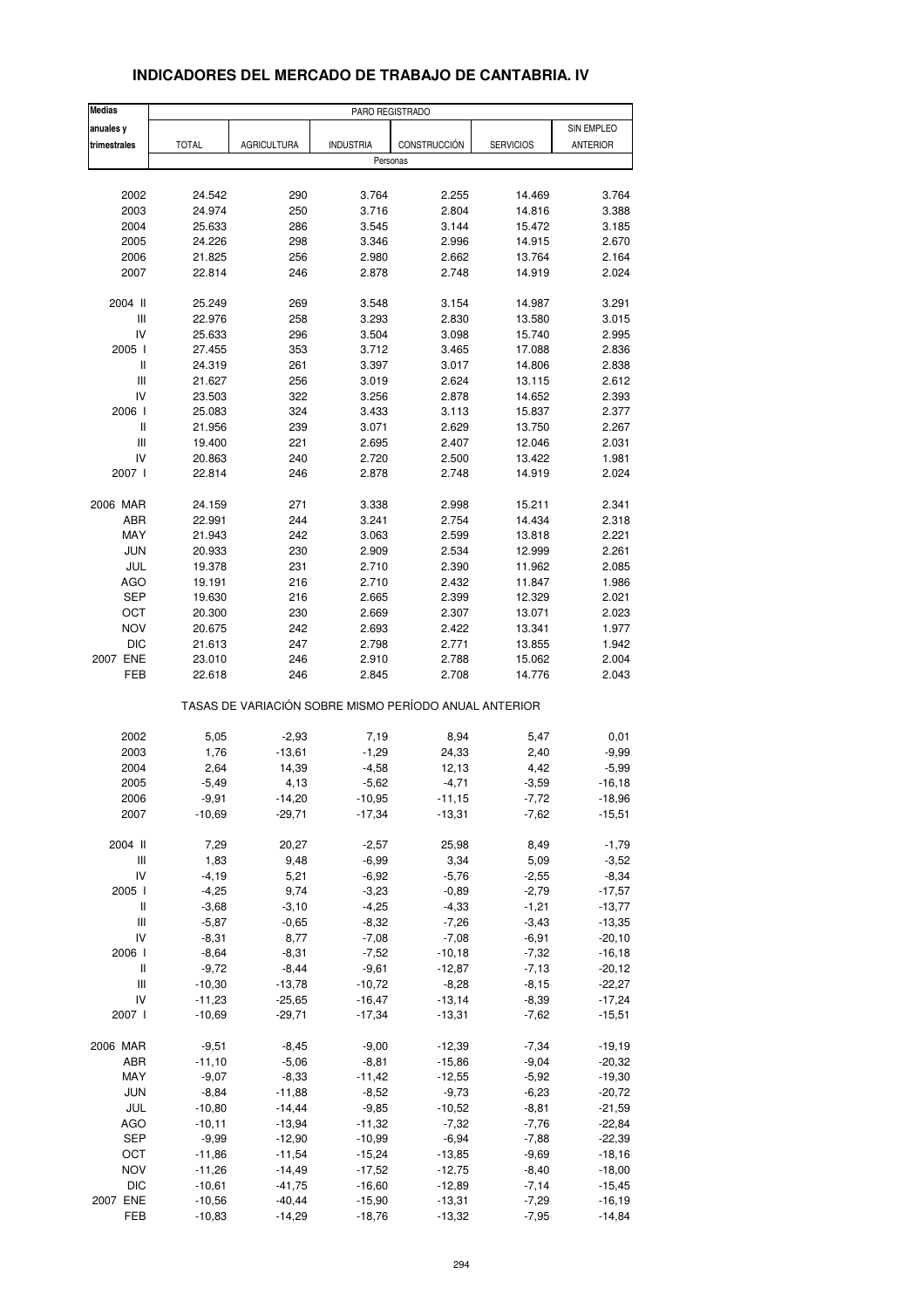## INDICADORES DEL MERCADO DE TRABAJO DE CANTABRIA. IV

| Medias anuales y trimestrales | PARO REGISTRADO | | | | | |
|---|---|---|---|---|---|---|
| | TOTAL | AGRICULTURA | INDUSTRIA | CONSTRUCCIÓN | SERVICIOS | SIN EMPLEO ANTERIOR |
| | Personas | | | | | |
| 2002 | 24.542 | 290 | 3.764 | 2.255 | 14.469 | 3.764 |
| 2003 | 24.974 | 250 | 3.716 | 2.804 | 14.816 | 3.388 |
| 2004 | 25.633 | 286 | 3.545 | 3.144 | 15.472 | 3.185 |
| 2005 | 24.226 | 298 | 3.346 | 2.996 | 14.915 | 2.670 |
| 2006 | 21.825 | 256 | 2.980 | 2.662 | 13.764 | 2.164 |
| 2007 | 22.814 | 246 | 2.878 | 2.748 | 14.919 | 2.024 |
| 2004 II | 25.249 | 269 | 3.548 | 3.154 | 14.987 | 3.291 |
| III | 22.976 | 258 | 3.293 | 2.830 | 13.580 | 3.015 |
| IV | 25.633 | 296 | 3.504 | 3.098 | 15.740 | 2.995 |
| 2005 I | 27.455 | 353 | 3.712 | 3.465 | 17.088 | 2.836 |
| II | 24.319 | 261 | 3.397 | 3.017 | 14.806 | 2.838 |
| III | 21.627 | 256 | 3.019 | 2.624 | 13.115 | 2.612 |
| IV | 23.503 | 322 | 3.256 | 2.878 | 14.652 | 2.393 |
| 2006 I | 25.083 | 324 | 3.433 | 3.113 | 15.837 | 2.377 |
| II | 21.956 | 239 | 3.071 | 2.629 | 13.750 | 2.267 |
| III | 19.400 | 221 | 2.695 | 2.407 | 12.046 | 2.031 |
| IV | 20.863 | 240 | 2.720 | 2.500 | 13.422 | 1.981 |
| 2007 I | 22.814 | 246 | 2.878 | 2.748 | 14.919 | 2.024 |
| 2006 MAR | 24.159 | 271 | 3.338 | 2.998 | 15.211 | 2.341 |
| ABR | 22.991 | 244 | 3.241 | 2.754 | 14.434 | 2.318 |
| MAY | 21.943 | 242 | 3.063 | 2.599 | 13.818 | 2.221 |
| JUN | 20.933 | 230 | 2.909 | 2.534 | 12.999 | 2.261 |
| JUL | 19.378 | 231 | 2.710 | 2.390 | 11.962 | 2.085 |
| AGO | 19.191 | 216 | 2.710 | 2.432 | 11.847 | 1.986 |
| SEP | 19.630 | 216 | 2.665 | 2.399 | 12.329 | 2.021 |
| OCT | 20.300 | 230 | 2.669 | 2.307 | 13.071 | 2.023 |
| NOV | 20.675 | 242 | 2.693 | 2.422 | 13.341 | 1.977 |
| DIC | 21.613 | 247 | 2.798 | 2.771 | 13.855 | 1.942 |
| 2007 ENE | 23.010 | 246 | 2.910 | 2.788 | 15.062 | 2.004 |
| FEB | 22.618 | 246 | 2.845 | 2.708 | 14.776 | 2.043 |
| | TASAS DE VARIACIÓN SOBRE MISMO PERÍODO ANUAL ANTERIOR | | | | | |
| 2002 | 5,05 | -2,93 | 7,19 | 8,94 | 5,47 | 0,01 |
| 2003 | 1,76 | -13,61 | -1,29 | 24,33 | 2,40 | -9,99 |
| 2004 | 2,64 | 14,39 | -4,58 | 12,13 | 4,42 | -5,99 |
| 2005 | -5,49 | 4,13 | -5,62 | -4,71 | -3,59 | -16,18 |
| 2006 | -9,91 | -14,20 | -10,95 | -11,15 | -7,72 | -18,96 |
| 2007 | -10,69 | -29,71 | -17,34 | -13,31 | -7,62 | -15,51 |
| 2004 II | 7,29 | 20,27 | -2,57 | 25,98 | 8,49 | -1,79 |
| III | 1,83 | 9,48 | -6,99 | 3,34 | 5,09 | -3,52 |
| IV | -4,19 | 5,21 | -6,92 | -5,76 | -2,55 | -8,34 |
| 2005 I | -4,25 | 9,74 | -3,23 | -0,89 | -2,79 | -17,57 |
| II | -3,68 | -3,10 | -4,25 | -4,33 | -1,21 | -13,77 |
| III | -5,87 | -0,65 | -8,32 | -7,26 | -3,43 | -13,35 |
| IV | -8,31 | 8,77 | -7,08 | -7,08 | -6,91 | -20,10 |
| 2006 I | -8,64 | -8,31 | -7,52 | -10,18 | -7,32 | -16,18 |
| II | -9,72 | -8,44 | -9,61 | -12,87 | -7,13 | -20,12 |
| III | -10,30 | -13,78 | -10,72 | -8,28 | -8,15 | -22,27 |
| IV | -11,23 | -25,65 | -16,47 | -13,14 | -8,39 | -17,24 |
| 2007 I | -10,69 | -29,71 | -17,34 | -13,31 | -7,62 | -15,51 |
| 2006 MAR | -9,51 | -8,45 | -9,00 | -12,39 | -7,34 | -19,19 |
| ABR | -11,10 | -5,06 | -8,81 | -15,86 | -9,04 | -20,32 |
| MAY | -9,07 | -8,33 | -11,42 | -12,55 | -5,92 | -19,30 |
| JUN | -8,84 | -11,88 | -8,52 | -9,73 | -6,23 | -20,72 |
| JUL | -10,80 | -14,44 | -9,85 | -10,52 | -8,81 | -21,59 |
| AGO | -10,11 | -13,94 | -11,32 | -7,32 | -7,76 | -22,84 |
| SEP | -9,99 | -12,90 | -10,99 | -6,94 | -7,88 | -22,39 |
| OCT | -11,86 | -11,54 | -15,24 | -13,85 | -9,69 | -18,16 |
| NOV | -11,26 | -14,49 | -17,52 | -12,75 | -8,40 | -18,00 |
| DIC | -10,61 | -41,75 | -16,60 | -12,89 | -7,14 | -15,45 |
| 2007 ENE | -10,56 | -40,44 | -15,90 | -13,31 | -7,29 | -16,19 |
| FEB | -10,83 | -14,29 | -18,76 | -13,32 | -7,95 | -14,84 |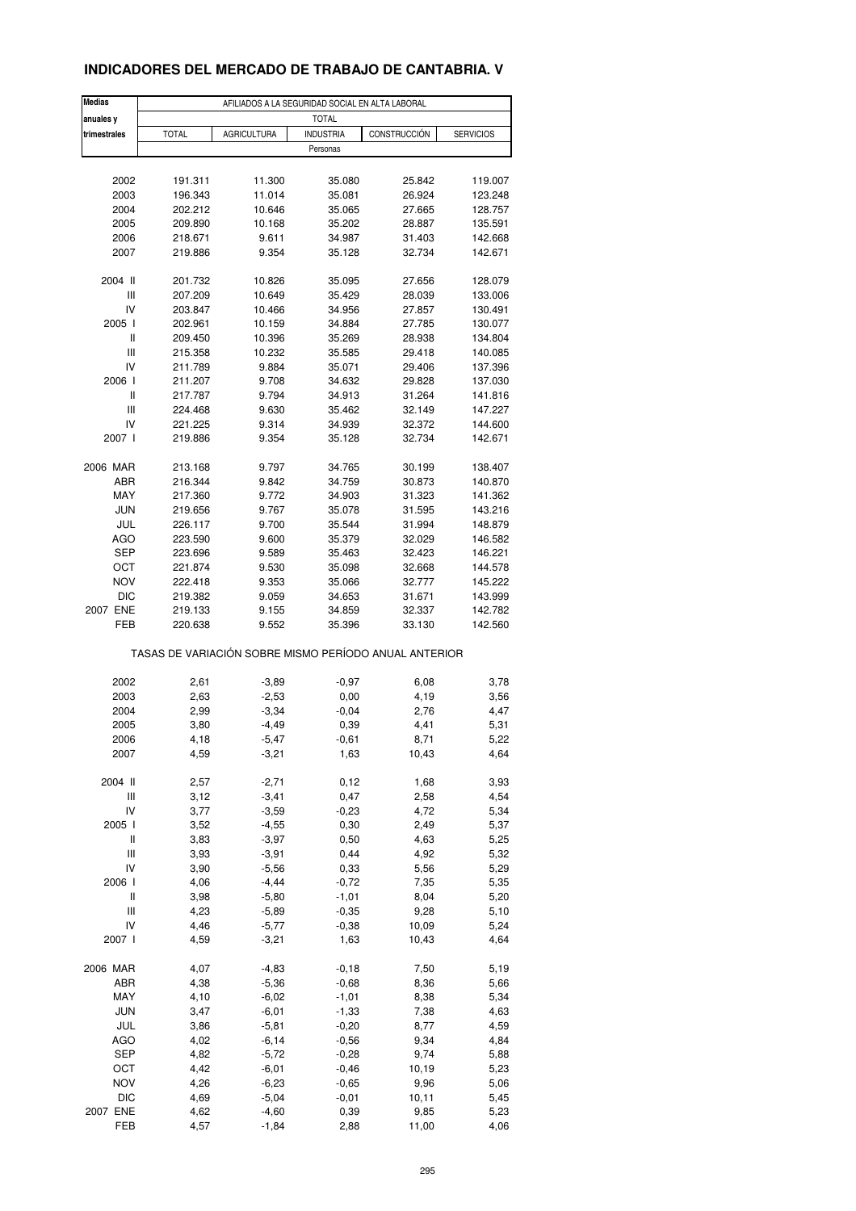## INDICADORES DEL MERCADO DE TRABAJO DE CANTABRIA. V

| Medias anuales y trimestrales | AFILIADOS A LA SEGURIDAD SOCIAL EN ALTA LABORAL | | | | |
|---|---|---|---|---|---|
| | TOTAL | | | | |
| | TOTAL | AGRICULTURA | INDUSTRIA | CONSTRUCCIÓN | SERVICIOS |
| | Personas | | | | |
| 2002 | 191.311 | 11.300 | 35.080 | 25.842 | 119.007 |
| 2003 | 196.343 | 11.014 | 35.081 | 26.924 | 123.248 |
| 2004 | 202.212 | 10.646 | 35.065 | 27.665 | 128.757 |
| 2005 | 209.890 | 10.168 | 35.202 | 28.887 | 135.591 |
| 2006 | 218.671 | 9.611 | 34.987 | 31.403 | 142.668 |
| 2007 | 219.886 | 9.354 | 35.128 | 32.734 | 142.671 |
| 2004 II | 201.732 | 10.826 | 35.095 | 27.656 | 128.079 |
| III | 207.209 | 10.649 | 35.429 | 28.039 | 133.006 |
| IV | 203.847 | 10.466 | 34.956 | 27.857 | 130.491 |
| 2005 I | 202.961 | 10.159 | 34.884 | 27.785 | 130.077 |
| II | 209.450 | 10.396 | 35.269 | 28.938 | 134.804 |
| III | 215.358 | 10.232 | 35.585 | 29.418 | 140.085 |
| IV | 211.789 | 9.884 | 35.071 | 29.406 | 137.396 |
| 2006 I | 211.207 | 9.708 | 34.632 | 29.828 | 137.030 |
| II | 217.787 | 9.794 | 34.913 | 31.264 | 141.816 |
| III | 224.468 | 9.630 | 35.462 | 32.149 | 147.227 |
| IV | 221.225 | 9.314 | 34.939 | 32.372 | 144.600 |
| 2007 I | 219.886 | 9.354 | 35.128 | 32.734 | 142.671 |
| 2006 MAR | 213.168 | 9.797 | 34.765 | 30.199 | 138.407 |
| ABR | 216.344 | 9.842 | 34.759 | 30.873 | 140.870 |
| MAY | 217.360 | 9.772 | 34.903 | 31.323 | 141.362 |
| JUN | 219.656 | 9.767 | 35.078 | 31.595 | 143.216 |
| JUL | 226.117 | 9.700 | 35.544 | 31.994 | 148.879 |
| AGO | 223.590 | 9.600 | 35.379 | 32.029 | 146.582 |
| SEP | 223.696 | 9.589 | 35.463 | 32.423 | 146.221 |
| OCT | 221.874 | 9.530 | 35.098 | 32.668 | 144.578 |
| NOV | 222.418 | 9.353 | 35.066 | 32.777 | 145.222 |
| DIC | 219.382 | 9.059 | 34.653 | 31.671 | 143.999 |
| 2007 ENE | 219.133 | 9.155 | 34.859 | 32.337 | 142.782 |
| FEB | 220.638 | 9.552 | 35.396 | 33.130 | 142.560 |
| | TASAS DE VARIACIÓN SOBRE MISMO PERÍODO ANUAL ANTERIOR | | | | |
| 2002 | 2,61 | -3,89 | -0,97 | 6,08 | 3,78 |
| 2003 | 2,63 | -2,53 | 0,00 | 4,19 | 3,56 |
| 2004 | 2,99 | -3,34 | -0,04 | 2,76 | 4,47 |
| 2005 | 3,80 | -4,49 | 0,39 | 4,41 | 5,31 |
| 2006 | 4,18 | -5,47 | -0,61 | 8,71 | 5,22 |
| 2007 | 4,59 | -3,21 | 1,63 | 10,43 | 4,64 |
| 2004 II | 2,57 | -2,71 | 0,12 | 1,68 | 3,93 |
| III | 3,12 | -3,41 | 0,47 | 2,58 | 4,54 |
| IV | 3,77 | -3,59 | -0,23 | 4,72 | 5,34 |
| 2005 I | 3,52 | -4,55 | 0,30 | 2,49 | 5,37 |
| II | 3,83 | -3,97 | 0,50 | 4,63 | 5,25 |
| III | 3,93 | -3,91 | 0,44 | 4,92 | 5,32 |
| IV | 3,90 | -5,56 | 0,33 | 5,56 | 5,29 |
| 2006 I | 4,06 | -4,44 | -0,72 | 7,35 | 5,35 |
| II | 3,98 | -5,80 | -1,01 | 8,04 | 5,20 |
| III | 4,23 | -5,89 | -0,35 | 9,28 | 5,10 |
| IV | 4,46 | -5,77 | -0,38 | 10,09 | 5,24 |
| 2007 I | 4,59 | -3,21 | 1,63 | 10,43 | 4,64 |
| 2006 MAR | 4,07 | -4,83 | -0,18 | 7,50 | 5,19 |
| ABR | 4,38 | -5,36 | -0,68 | 8,36 | 5,66 |
| MAY | 4,10 | -6,02 | -1,01 | 8,38 | 5,34 |
| JUN | 3,47 | -6,01 | -1,33 | 7,38 | 4,63 |
| JUL | 3,86 | -5,81 | -0,20 | 8,77 | 4,59 |
| AGO | 4,02 | -6,14 | -0,56 | 9,34 | 4,84 |
| SEP | 4,82 | -5,72 | -0,28 | 9,74 | 5,88 |
| OCT | 4,42 | -6,01 | -0,46 | 10,19 | 5,23 |
| NOV | 4,26 | -6,23 | -0,65 | 9,96 | 5,06 |
| DIC | 4,69 | -5,04 | -0,01 | 10,11 | 5,45 |
| 2007 ENE | 4,62 | -4,60 | 0,39 | 9,85 | 5,23 |
| FEB | 4,57 | -1,84 | 2,88 | 11,00 | 4,06 |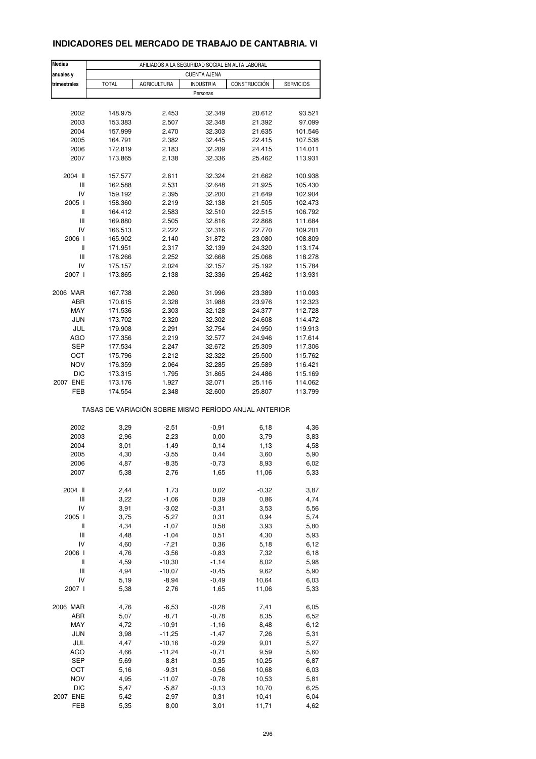# INDICADORES DEL MERCADO DE TRABAJO DE CANTABRIA. VI

| Medias anuales y trimestrales | AFILIADOS A LA SEGURIDAD SOCIAL EN ALTA LABORAL | | | | |
|---|---|---|---|---|---|
| | CUENTA AJENA | | | | |
| | TOTAL | AGRICULTURA | INDUSTRIA | CONSTRUCCIÓN | SERVICIOS |
| | Personas | | | | |
| 2002 | 148.975 | 2.453 | 32.349 | 20.612 | 93.521 |
| 2003 | 153.383 | 2.507 | 32.348 | 21.392 | 97.099 |
| 2004 | 157.999 | 2.470 | 32.303 | 21.635 | 101.546 |
| 2005 | 164.791 | 2.382 | 32.445 | 22.415 | 107.538 |
| 2006 | 172.819 | 2.183 | 32.209 | 24.415 | 114.011 |
| 2007 | 173.865 | 2.138 | 32.336 | 25.462 | 113.931 |
| 2004 II | 157.577 | 2.611 | 32.324 | 21.662 | 100.938 |
| III | 162.588 | 2.531 | 32.648 | 21.925 | 105.430 |
| IV | 159.192 | 2.395 | 32.200 | 21.649 | 102.904 |
| 2005 I | 158.360 | 2.219 | 32.138 | 21.505 | 102.473 |
| II | 164.412 | 2.583 | 32.510 | 22.515 | 106.792 |
| III | 169.880 | 2.505 | 32.816 | 22.868 | 111.684 |
| IV | 166.513 | 2.222 | 32.316 | 22.770 | 109.201 |
| 2006 I | 165.902 | 2.140 | 31.872 | 23.080 | 108.809 |
| II | 171.951 | 2.317 | 32.139 | 24.320 | 113.174 |
| III | 178.266 | 2.252 | 32.668 | 25.068 | 118.278 |
| IV | 175.157 | 2.024 | 32.157 | 25.192 | 115.784 |
| 2007 I | 173.865 | 2.138 | 32.336 | 25.462 | 113.931 |
| 2006 MAR | 167.738 | 2.260 | 31.996 | 23.389 | 110.093 |
| ABR | 170.615 | 2.328 | 31.988 | 23.976 | 112.323 |
| MAY | 171.536 | 2.303 | 32.128 | 24.377 | 112.728 |
| JUN | 173.702 | 2.320 | 32.302 | 24.608 | 114.472 |
| JUL | 179.908 | 2.291 | 32.754 | 24.950 | 119.913 |
| AGO | 177.356 | 2.219 | 32.577 | 24.946 | 117.614 |
| SEP | 177.534 | 2.247 | 32.672 | 25.309 | 117.306 |
| OCT | 175.796 | 2.212 | 32.322 | 25.500 | 115.762 |
| NOV | 176.359 | 2.064 | 32.285 | 25.589 | 116.421 |
| DIC | 173.315 | 1.795 | 31.865 | 24.486 | 115.169 |
| 2007 ENE | 173.176 | 1.927 | 32.071 | 25.116 | 114.062 |
| FEB | 174.554 | 2.348 | 32.600 | 25.807 | 113.799 |
| | TASAS DE VARIACIÓN SOBRE MISMO PERÍODO ANUAL ANTERIOR | | | | |
| 2002 | 3,29 | -2,51 | -0,91 | 6,18 | 4,36 |
| 2003 | 2,96 | 2,23 | 0,00 | 3,79 | 3,83 |
| 2004 | 3,01 | -1,49 | -0,14 | 1,13 | 4,58 |
| 2005 | 4,30 | -3,55 | 0,44 | 3,60 | 5,90 |
| 2006 | 4,87 | -8,35 | -0,73 | 8,93 | 6,02 |
| 2007 | 5,38 | 2,76 | 1,65 | 11,06 | 5,33 |
| 2004 II | 2,44 | 1,73 | 0,02 | -0,32 | 3,87 |
| III | 3,22 | -1,06 | 0,39 | 0,86 | 4,74 |
| IV | 3,91 | -3,02 | -0,31 | 3,53 | 5,56 |
| 2005 I | 3,75 | -5,27 | 0,31 | 0,94 | 5,74 |
| II | 4,34 | -1,07 | 0,58 | 3,93 | 5,80 |
| III | 4,48 | -1,04 | 0,51 | 4,30 | 5,93 |
| IV | 4,60 | -7,21 | 0,36 | 5,18 | 6,12 |
| 2006 I | 4,76 | -3,56 | -0,83 | 7,32 | 6,18 |
| II | 4,59 | -10,30 | -1,14 | 8,02 | 5,98 |
| III | 4,94 | -10,07 | -0,45 | 9,62 | 5,90 |
| IV | 5,19 | -8,94 | -0,49 | 10,64 | 6,03 |
| 2007 I | 5,38 | 2,76 | 1,65 | 11,06 | 5,33 |
| 2006 MAR | 4,76 | -6,53 | -0,28 | 7,41 | 6,05 |
| ABR | 5,07 | -8,71 | -0,78 | 8,35 | 6,52 |
| MAY | 4,72 | -10,91 | -1,16 | 8,48 | 6,12 |
| JUN | 3,98 | -11,25 | -1,47 | 7,26 | 5,31 |
| JUL | 4,47 | -10,16 | -0,29 | 9,01 | 5,27 |
| AGO | 4,66 | -11,24 | -0,71 | 9,59 | 5,60 |
| SEP | 5,69 | -8,81 | -0,35 | 10,25 | 6,87 |
| OCT | 5,16 | -9,31 | -0,56 | 10,68 | 6,03 |
| NOV | 4,95 | -11,07 | -0,78 | 10,53 | 5,81 |
| DIC | 5,47 | -5,87 | -0,13 | 10,70 | 6,25 |
| 2007 ENE | 5,42 | -2,97 | 0,31 | 10,41 | 6,04 |
| FEB | 5,35 | 8,00 | 3,01 | 11,71 | 4,62 |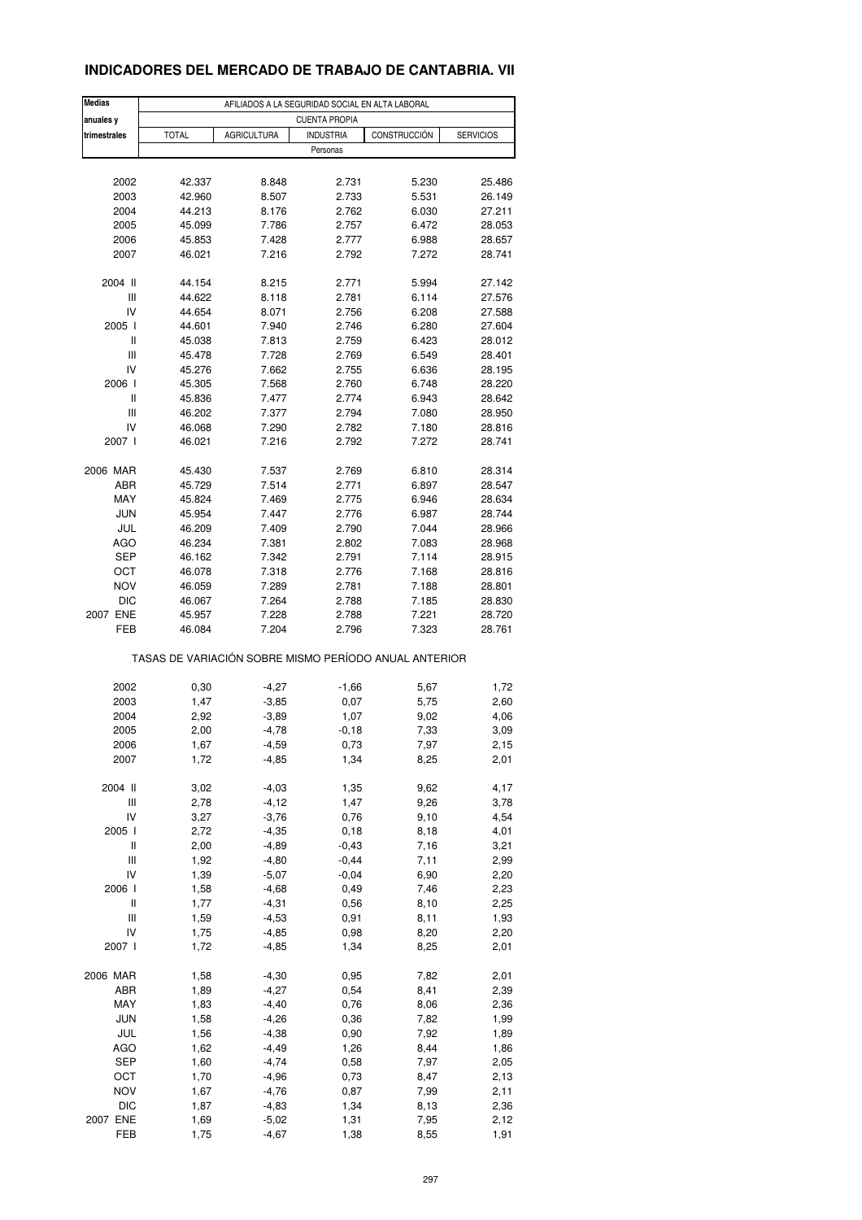# INDICADORES DEL MERCADO DE TRABAJO DE CANTABRIA. VII

| Medias anuales y trimestrales | AFILIADOS A LA SEGURIDAD SOCIAL EN ALTA LABORAL | | | | |
|---|---|---|---|---|---|
| | CUENTA PROPIA | | | | |
| | TOTAL | AGRICULTURA | INDUSTRIA | CONSTRUCCIÓN | SERVICIOS |
| | Personas | | | | |
| 2002 | 42.337 | 8.848 | 2.731 | 5.230 | 25.486 |
| 2003 | 42.960 | 8.507 | 2.733 | 5.531 | 26.149 |
| 2004 | 44.213 | 8.176 | 2.762 | 6.030 | 27.211 |
| 2005 | 45.099 | 7.786 | 2.757 | 6.472 | 28.053 |
| 2006 | 45.853 | 7.428 | 2.777 | 6.988 | 28.657 |
| 2007 | 46.021 | 7.216 | 2.792 | 7.272 | 28.741 |
| 2004 II | 44.154 | 8.215 | 2.771 | 5.994 | 27.142 |
| III | 44.622 | 8.118 | 2.781 | 6.114 | 27.576 |
| IV | 44.654 | 8.071 | 2.756 | 6.208 | 27.588 |
| 2005 I | 44.601 | 7.940 | 2.746 | 6.280 | 27.604 |
| II | 45.038 | 7.813 | 2.759 | 6.423 | 28.012 |
| III | 45.478 | 7.728 | 2.769 | 6.549 | 28.401 |
| IV | 45.276 | 7.662 | 2.755 | 6.636 | 28.195 |
| 2006 I | 45.305 | 7.568 | 2.760 | 6.748 | 28.220 |
| II | 45.836 | 7.477 | 2.774 | 6.943 | 28.642 |
| III | 46.202 | 7.377 | 2.794 | 7.080 | 28.950 |
| IV | 46.068 | 7.290 | 2.782 | 7.180 | 28.816 |
| 2007 I | 46.021 | 7.216 | 2.792 | 7.272 | 28.741 |
| 2006 MAR | 45.430 | 7.537 | 2.769 | 6.810 | 28.314 |
| ABR | 45.729 | 7.514 | 2.771 | 6.897 | 28.547 |
| MAY | 45.824 | 7.469 | 2.775 | 6.946 | 28.634 |
| JUN | 45.954 | 7.447 | 2.776 | 6.987 | 28.744 |
| JUL | 46.209 | 7.409 | 2.790 | 7.044 | 28.966 |
| AGO | 46.234 | 7.381 | 2.802 | 7.083 | 28.968 |
| SEP | 46.162 | 7.342 | 2.791 | 7.114 | 28.915 |
| OCT | 46.078 | 7.318 | 2.776 | 7.168 | 28.816 |
| NOV | 46.059 | 7.289 | 2.781 | 7.188 | 28.801 |
| DIC | 46.067 | 7.264 | 2.788 | 7.185 | 28.830 |
| 2007 ENE | 45.957 | 7.228 | 2.788 | 7.221 | 28.720 |
| FEB | 46.084 | 7.204 | 2.796 | 7.323 | 28.761 |
| | TASAS DE VARIACIÓN SOBRE MISMO PERÍODO ANUAL ANTERIOR | | | | |
| 2002 | 0,30 | -4,27 | -1,66 | 5,67 | 1,72 |
| 2003 | 1,47 | -3,85 | 0,07 | 5,75 | 2,60 |
| 2004 | 2,92 | -3,89 | 1,07 | 9,02 | 4,06 |
| 2005 | 2,00 | -4,78 | -0,18 | 7,33 | 3,09 |
| 2006 | 1,67 | -4,59 | 0,73 | 7,97 | 2,15 |
| 2007 | 1,72 | -4,85 | 1,34 | 8,25 | 2,01 |
| 2004 II | 3,02 | -4,03 | 1,35 | 9,62 | 4,17 |
| III | 2,78 | -4,12 | 1,47 | 9,26 | 3,78 |
| IV | 3,27 | -3,76 | 0,76 | 9,10 | 4,54 |
| 2005 I | 2,72 | -4,35 | 0,18 | 8,18 | 4,01 |
| II | 2,00 | -4,89 | -0,43 | 7,16 | 3,21 |
| III | 1,92 | -4,80 | -0,44 | 7,11 | 2,99 |
| IV | 1,39 | -5,07 | -0,04 | 6,90 | 2,20 |
| 2006 I | 1,58 | -4,68 | 0,49 | 7,46 | 2,23 |
| II | 1,77 | -4,31 | 0,56 | 8,10 | 2,25 |
| III | 1,59 | -4,53 | 0,91 | 8,11 | 1,93 |
| IV | 1,75 | -4,85 | 0,98 | 8,20 | 2,20 |
| 2007 I | 1,72 | -4,85 | 1,34 | 8,25 | 2,01 |
| 2006 MAR | 1,58 | -4,30 | 0,95 | 7,82 | 2,01 |
| ABR | 1,89 | -4,27 | 0,54 | 8,41 | 2,39 |
| MAY | 1,83 | -4,40 | 0,76 | 8,06 | 2,36 |
| JUN | 1,58 | -4,26 | 0,36 | 7,82 | 1,99 |
| JUL | 1,56 | -4,38 | 0,90 | 7,92 | 1,89 |
| AGO | 1,62 | -4,49 | 1,26 | 8,44 | 1,86 |
| SEP | 1,60 | -4,74 | 0,58 | 7,97 | 2,05 |
| OCT | 1,70 | -4,96 | 0,73 | 8,47 | 2,13 |
| NOV | 1,67 | -4,76 | 0,87 | 7,99 | 2,11 |
| DIC | 1,87 | -4,83 | 1,34 | 8,13 | 2,36 |
| 2007 ENE | 1,69 | -5,02 | 1,31 | 7,95 | 2,12 |
| FEB | 1,75 | -4,67 | 1,38 | 8,55 | 1,91 |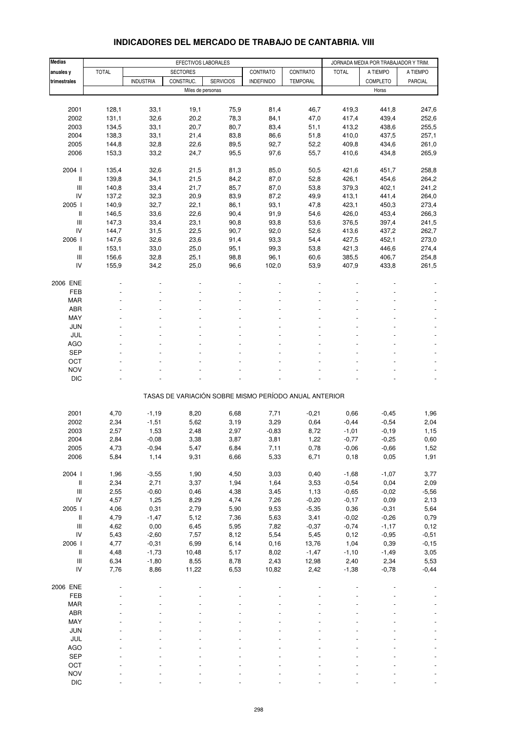# INDICADORES DEL MERCADO DE TRABAJO DE CANTABRIA. VIII

| Medias anuales y trimestrales | EFECTIVOS LABORALES | | | | | | JORNADA MEDIA POR TRABAJADOR Y TRIM. | | |
|---|---|---|---|---|---|---|---|---|---|
| | TOTAL | SECTORES | | | CONTRATO | CONTRATO | TOTAL | A TIEMPO | A TIEMPO |
| | | INDUSTRIA | CONSTRUC. | SERVICIOS | INDEFINIDO | TEMPORAL | | COMPLETO | PARCIAL |
| | Miles de personas | | | | | | Horas | | |
| 2001 | 128,1 | 33,1 | 19,1 | 75,9 | 81,4 | 46,7 | 419,3 | 441,8 | 247,6 |
| 2002 | 131,1 | 32,6 | 20,2 | 78,3 | 84,1 | 47,0 | 417,4 | 439,4 | 252,6 |
| 2003 | 134,5 | 33,1 | 20,7 | 80,7 | 83,4 | 51,1 | 413,2 | 438,6 | 255,5 |
| 2004 | 138,3 | 33,1 | 21,4 | 83,8 | 86,6 | 51,8 | 410,0 | 437,5 | 257,1 |
| 2005 | 144,8 | 32,8 | 22,6 | 89,5 | 92,7 | 52,2 | 409,8 | 434,6 | 261,0 |
| 2006 | 153,3 | 33,2 | 24,7 | 95,5 | 97,6 | 55,7 | 410,6 | 434,8 | 265,9 |
| 2004 I | 135,4 | 32,6 | 21,5 | 81,3 | 85,0 | 50,5 | 421,6 | 451,7 | 258,8 |
| II | 139,8 | 34,1 | 21,5 | 84,2 | 87,0 | 52,8 | 426,1 | 454,6 | 264,2 |
| III | 140,8 | 33,4 | 21,7 | 85,7 | 87,0 | 53,8 | 379,3 | 402,1 | 241,2 |
| IV | 137,2 | 32,3 | 20,9 | 83,9 | 87,2 | 49,9 | 413,1 | 441,4 | 264,0 |
| 2005 I | 140,9 | 32,7 | 22,1 | 86,1 | 93,1 | 47,8 | 423,1 | 450,3 | 273,4 |
| II | 146,5 | 33,6 | 22,6 | 90,4 | 91,9 | 54,6 | 426,0 | 453,4 | 266,3 |
| III | 147,3 | 33,4 | 23,1 | 90,8 | 93,8 | 53,6 | 376,5 | 397,4 | 241,5 |
| IV | 144,7 | 31,5 | 22,5 | 90,7 | 92,0 | 52,6 | 413,6 | 437,2 | 262,7 |
| 2006 I | 147,6 | 32,6 | 23,6 | 91,4 | 93,3 | 54,4 | 427,5 | 452,1 | 273,0 |
| II | 153,1 | 33,0 | 25,0 | 95,1 | 99,3 | 53,8 | 421,3 | 446,6 | 274,4 |
| III | 156,6 | 32,8 | 25,1 | 98,8 | 96,1 | 60,6 | 385,5 | 406,7 | 254,8 |
| IV | 155,9 | 34,2 | 25,0 | 96,6 | 102,0 | 53,9 | 407,9 | 433,8 | 261,5 |
| 2006 ENE | - | - | - | - | - | - | - | - | - |
| FEB | - | - | - | - | - | - | - | - | - |
| MAR | - | - | - | - | - | - | - | - | - |
| ABR | - | - | - | - | - | - | - | - | - |
| MAY | - | - | - | - | - | - | - | - | - |
| JUN | - | - | - | - | - | - | - | - | - |
| JUL | - | - | - | - | - | - | - | - | - |
| AGO | - | - | - | - | - | - | - | - | - |
| SEP | - | - | - | - | - | - | - | - | - |
| OCT | - | - | - | - | - | - | - | - | - |
| NOV | - | - | - | - | - | - | - | - | - |
| DIC | - | - | - | - | - | - | - | - | - |
| **TASAS DE VARIACIÓN SOBRE MISMO PERÍODO ANUAL ANTERIOR** | | | | | | | | | |
| 2001 | 4,70 | -1,19 | 8,20 | 6,68 | 7,71 | -0,21 | 0,66 | -0,45 | 1,96 |
| 2002 | 2,34 | -1,51 | 5,62 | 3,19 | 3,29 | 0,64 | -0,44 | -0,54 | 2,04 |
| 2003 | 2,57 | 1,53 | 2,48 | 2,97 | -0,83 | 8,72 | -1,01 | -0,19 | 1,15 |
| 2004 | 2,84 | -0,08 | 3,38 | 3,87 | 3,81 | 1,22 | -0,77 | -0,25 | 0,60 |
| 2005 | 4,73 | -0,94 | 5,47 | 6,84 | 7,11 | 0,78 | -0,06 | -0,66 | 1,52 |
| 2006 | 5,84 | 1,14 | 9,31 | 6,66 | 5,33 | 6,71 | 0,18 | 0,05 | 1,91 |
| 2004 I | 1,96 | -3,55 | 1,90 | 4,50 | 3,03 | 0,40 | -1,68 | -1,07 | 3,77 |
| II | 2,34 | 2,71 | 3,37 | 1,94 | 1,64 | 3,53 | -0,54 | 0,04 | 2,09 |
| III | 2,55 | -0,60 | 0,46 | 4,38 | 3,45 | 1,13 | -0,65 | -0,02 | -5,56 |
| IV | 4,57 | 1,25 | 8,29 | 4,74 | 7,26 | -0,20 | -0,17 | 0,09 | 2,13 |
| 2005 I | 4,06 | 0,31 | 2,79 | 5,90 | 9,53 | -5,35 | 0,36 | -0,31 | 5,64 |
| II | 4,79 | -1,47 | 5,12 | 7,36 | 5,63 | 3,41 | -0,02 | -0,26 | 0,79 |
| III | 4,62 | 0,00 | 6,45 | 5,95 | 7,82 | -0,37 | -0,74 | -1,17 | 0,12 |
| IV | 5,43 | -2,60 | 7,57 | 8,12 | 5,54 | 5,45 | 0,12 | -0,95 | -0,51 |
| 2006 I | 4,77 | -0,31 | 6,99 | 6,14 | 0,16 | 13,76 | 1,04 | 0,39 | -0,15 |
| II | 4,48 | -1,73 | 10,48 | 5,17 | 8,02 | -1,47 | -1,10 | -1,49 | 3,05 |
| III | 6,34 | -1,80 | 8,55 | 8,78 | 2,43 | 12,98 | 2,40 | 2,34 | 5,53 |
| IV | 7,76 | 8,86 | 11,22 | 6,53 | 10,82 | 2,42 | -1,38 | -0,78 | -0,44 |
| 2006 ENE | - | - | - | - | - | - | - | - | - |
| FEB | - | - | - | - | - | - | - | - | - |
| MAR | - | - | - | - | - | - | - | - | - |
| ABR | - | - | - | - | - | - | - | - | - |
| MAY | - | - | - | - | - | - | - | - | - |
| JUN | - | - | - | - | - | - | - | - | - |
| JUL | - | - | - | - | - | - | - | - | - |
| AGO | - | - | - | - | - | - | - | - | - |
| SEP | - | - | - | - | - | - | - | - | - |
| OCT | - | - | - | - | - | - | - | - | - |
| NOV | - | - | - | - | - | - | - | - | - |
| DIC | - | - | - | - | - | - | - | - | - |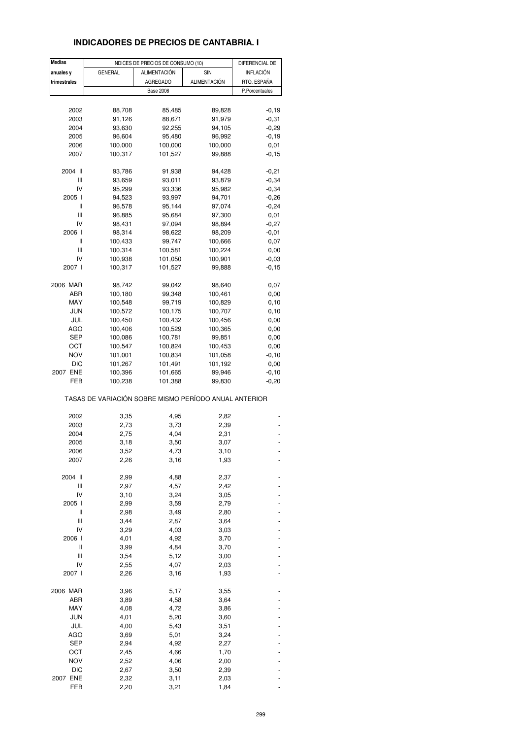# INDICADORES DE PRECIOS DE CANTABRIA. I

| Medias anuales y trimestrales | INDICES DE PRECIOS DE CONSUMO (10) | | | DIFERENCIAL DE INFLACIÓN RTO. ESPAÑA |
|---|---|---|---|---|
| | GENERAL | ALIMENTACIÓN AGREGADO | SIN ALIMENTACIÓN | |
| | Base 2006 | | | P.Porcentuales |
| 2002 | 88,708 | 85,485 | 89,828 | -0,19 |
| 2003 | 91,126 | 88,671 | 91,979 | -0,31 |
| 2004 | 93,630 | 92,255 | 94,105 | -0,29 |
| 2005 | 96,604 | 95,480 | 96,992 | -0,19 |
| 2006 | 100,000 | 100,000 | 100,000 | 0,01 |
| 2007 | 100,317 | 101,527 | 99,888 | -0,15 |
| 2004 II | 93,786 | 91,938 | 94,428 | -0,21 |
| III | 93,659 | 93,011 | 93,879 | -0,34 |
| IV | 95,299 | 93,336 | 95,982 | -0,34 |
| 2005 I | 94,523 | 93,997 | 94,701 | -0,26 |
| II | 96,578 | 95,144 | 97,074 | -0,24 |
| III | 96,885 | 95,684 | 97,300 | 0,01 |
| IV | 98,431 | 97,094 | 98,894 | -0,27 |
| 2006 I | 98,314 | 98,622 | 98,209 | -0,01 |
| II | 100,433 | 99,747 | 100,666 | 0,07 |
| III | 100,314 | 100,581 | 100,224 | 0,00 |
| IV | 100,938 | 101,050 | 100,901 | -0,03 |
| 2007 I | 100,317 | 101,527 | 99,888 | -0,15 |
| 2006 MAR | 98,742 | 99,042 | 98,640 | 0,07 |
| ABR | 100,180 | 99,348 | 100,461 | 0,00 |
| MAY | 100,548 | 99,719 | 100,829 | 0,10 |
| JUN | 100,572 | 100,175 | 100,707 | 0,10 |
| JUL | 100,450 | 100,432 | 100,456 | 0,00 |
| AGO | 100,406 | 100,529 | 100,365 | 0,00 |
| SEP | 100,086 | 100,781 | 99,851 | 0,00 |
| OCT | 100,547 | 100,824 | 100,453 | 0,00 |
| NOV | 101,001 | 100,834 | 101,058 | -0,10 |
| DIC | 101,267 | 101,491 | 101,192 | 0,00 |
| 2007 ENE | 100,396 | 101,665 | 99,946 | -0,10 |
| FEB | 100,238 | 101,388 | 99,830 | -0,20 |
| **TASAS DE VARIACIÓN SOBRE MISMO PERÍODO ANUAL ANTERIOR** | | | | |
| 2002 | 3,35 | 4,95 | 2,82 | - |
| 2003 | 2,73 | 3,73 | 2,39 | - |
| 2004 | 2,75 | 4,04 | 2,31 | - |
| 2005 | 3,18 | 3,50 | 3,07 | - |
| 2006 | 3,52 | 4,73 | 3,10 | - |
| 2007 | 2,26 | 3,16 | 1,93 | - |
| 2004 II | 2,99 | 4,88 | 2,37 | - |
| III | 2,97 | 4,57 | 2,42 | - |
| IV | 3,10 | 3,24 | 3,05 | - |
| 2005 I | 2,99 | 3,59 | 2,79 | - |
| II | 2,98 | 3,49 | 2,80 | - |
| III | 3,44 | 2,87 | 3,64 | - |
| IV | 3,29 | 4,03 | 3,03 | - |
| 2006 I | 4,01 | 4,92 | 3,70 | - |
| II | 3,99 | 4,84 | 3,70 | - |
| III | 3,54 | 5,12 | 3,00 | - |
| IV | 2,55 | 4,07 | 2,03 | - |
| 2007 I | 2,26 | 3,16 | 1,93 | - |
| 2006 MAR | 3,96 | 5,17 | 3,55 | - |
| ABR | 3,89 | 4,58 | 3,64 | - |
| MAY | 4,08 | 4,72 | 3,86 | - |
| JUN | 4,01 | 5,20 | 3,60 | - |
| JUL | 4,00 | 5,43 | 3,51 | - |
| AGO | 3,69 | 5,01 | 3,24 | - |
| SEP | 2,94 | 4,92 | 2,27 | - |
| OCT | 2,45 | 4,66 | 1,70 | - |
| NOV | 2,52 | 4,06 | 2,00 | - |
| DIC | 2,67 | 3,50 | 2,39 | - |
| 2007 ENE | 2,32 | 3,11 | 2,03 | - |
| FEB | 2,20 | 3,21 | 1,84 | - |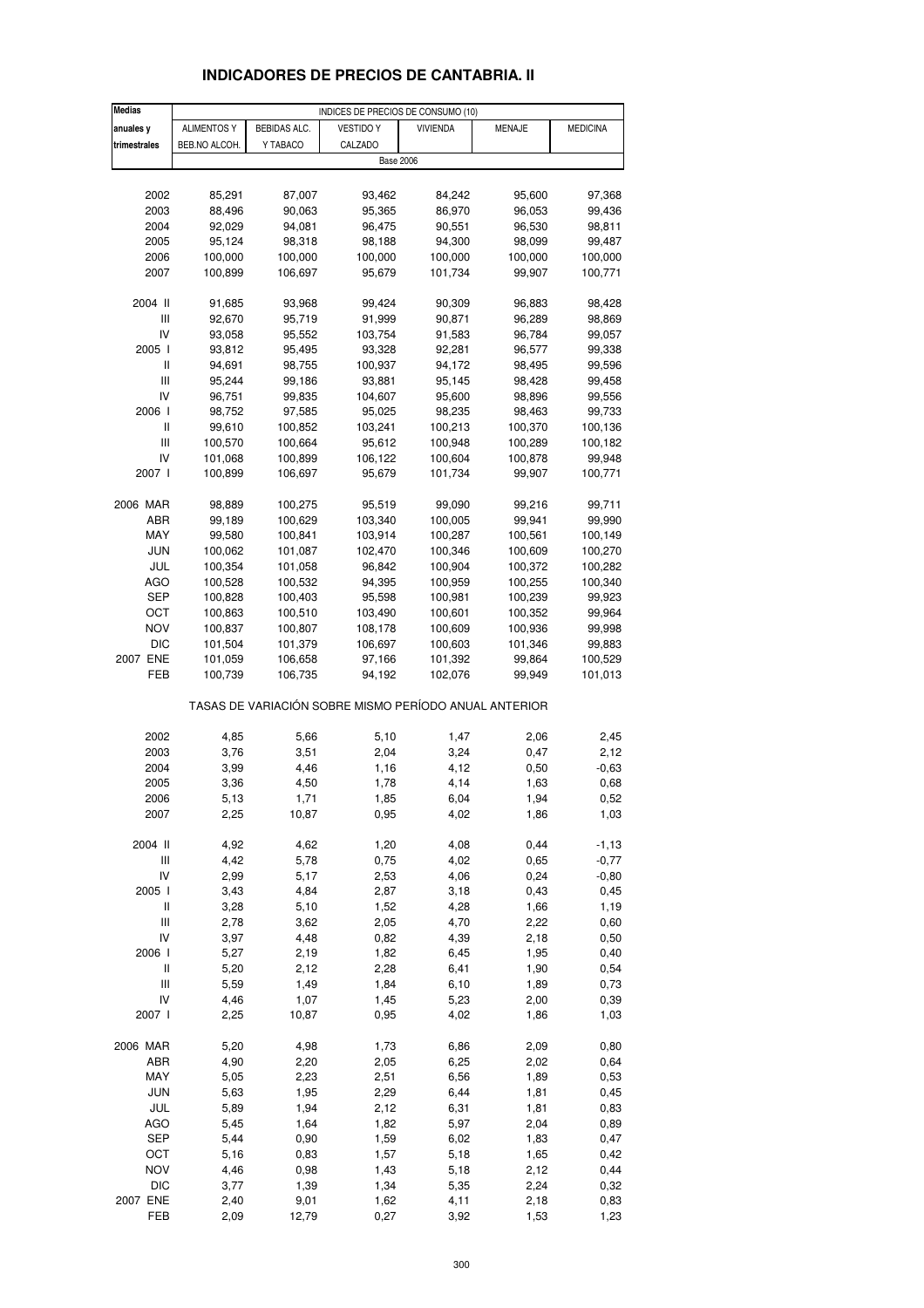## INDICADORES DE PRECIOS DE CANTABRIA. II

| Medias anuales y trimestrales | INDICES DE PRECIOS DE CONSUMO (10) | | | | | |
|---|---|---|---|---|---|---|
| | ALIMENTOS Y BEB.NO ALCOH. | BEBIDAS ALC. Y TABACO | VESTIDO Y CALZADO | VIVIENDA | MENAJE | MEDICINA |
| | Base 2006 | | | | | |
| 2002 | 85,291 | 87,007 | 93,462 | 84,242 | 95,600 | 97,368 |
| 2003 | 88,496 | 90,063 | 95,365 | 86,970 | 96,053 | 99,436 |
| 2004 | 92,029 | 94,081 | 96,475 | 90,551 | 96,530 | 98,811 |
| 2005 | 95,124 | 98,318 | 98,188 | 94,300 | 98,099 | 99,487 |
| 2006 | 100,000 | 100,000 | 100,000 | 100,000 | 100,000 | 100,000 |
| 2007 | 100,899 | 106,697 | 95,679 | 101,734 | 99,907 | 100,771 |
| 2004 II | 91,685 | 93,968 | 99,424 | 90,309 | 96,883 | 98,428 |
| III | 92,670 | 95,719 | 91,999 | 90,871 | 96,289 | 98,869 |
| IV | 93,058 | 95,552 | 103,754 | 91,583 | 96,784 | 99,057 |
| 2005 I | 93,812 | 95,495 | 93,328 | 92,281 | 96,577 | 99,338 |
| II | 94,691 | 98,755 | 100,937 | 94,172 | 98,495 | 99,596 |
| III | 95,244 | 99,186 | 93,881 | 95,145 | 98,428 | 99,458 |
| IV | 96,751 | 99,835 | 104,607 | 95,600 | 98,896 | 99,556 |
| 2006 I | 98,752 | 97,585 | 95,025 | 98,235 | 98,463 | 99,733 |
| II | 99,610 | 100,852 | 103,241 | 100,213 | 100,370 | 100,136 |
| III | 100,570 | 100,664 | 95,612 | 100,948 | 100,289 | 100,182 |
| IV | 101,068 | 100,899 | 106,122 | 100,604 | 100,878 | 99,948 |
| 2007 I | 100,899 | 106,697 | 95,679 | 101,734 | 99,907 | 100,771 |
| 2006 MAR | 98,889 | 100,275 | 95,519 | 99,090 | 99,216 | 99,711 |
| ABR | 99,189 | 100,629 | 103,340 | 100,005 | 99,941 | 99,990 |
| MAY | 99,580 | 100,841 | 103,914 | 100,287 | 100,561 | 100,149 |
| JUN | 100,062 | 101,087 | 102,470 | 100,346 | 100,609 | 100,270 |
| JUL | 100,354 | 101,058 | 96,842 | 100,904 | 100,372 | 100,282 |
| AGO | 100,528 | 100,532 | 94,395 | 100,959 | 100,255 | 100,340 |
| SEP | 100,828 | 100,403 | 95,598 | 100,981 | 100,239 | 99,923 |
| OCT | 100,863 | 100,510 | 103,490 | 100,601 | 100,352 | 99,964 |
| NOV | 100,837 | 100,807 | 108,178 | 100,609 | 100,936 | 99,998 |
| DIC | 101,504 | 101,379 | 106,697 | 100,603 | 101,346 | 99,883 |
| 2007 ENE | 101,059 | 106,658 | 97,166 | 101,392 | 99,864 | 100,529 |
| FEB | 100,739 | 106,735 | 94,192 | 102,076 | 99,949 | 101,013 |
| | TASAS DE VARIACIÓN SOBRE MISMO PERÍODO ANUAL ANTERIOR | | | | | |
| 2002 | 4,85 | 5,66 | 5,10 | 1,47 | 2,06 | 2,45 |
| 2003 | 3,76 | 3,51 | 2,04 | 3,24 | 0,47 | 2,12 |
| 2004 | 3,99 | 4,46 | 1,16 | 4,12 | 0,50 | -0,63 |
| 2005 | 3,36 | 4,50 | 1,78 | 4,14 | 1,63 | 0,68 |
| 2006 | 5,13 | 1,71 | 1,85 | 6,04 | 1,94 | 0,52 |
| 2007 | 2,25 | 10,87 | 0,95 | 4,02 | 1,86 | 1,03 |
| 2004 II | 4,92 | 4,62 | 1,20 | 4,08 | 0,44 | -1,13 |
| III | 4,42 | 5,78 | 0,75 | 4,02 | 0,65 | -0,77 |
| IV | 2,99 | 5,17 | 2,53 | 4,06 | 0,24 | -0,80 |
| 2005 I | 3,43 | 4,84 | 2,87 | 3,18 | 0,43 | 0,45 |
| II | 3,28 | 5,10 | 1,52 | 4,28 | 1,66 | 1,19 |
| III | 2,78 | 3,62 | 2,05 | 4,70 | 2,22 | 0,60 |
| IV | 3,97 | 4,48 | 0,82 | 4,39 | 2,18 | 0,50 |
| 2006 I | 5,27 | 2,19 | 1,82 | 6,45 | 1,95 | 0,40 |
| II | 5,20 | 2,12 | 2,28 | 6,41 | 1,90 | 0,54 |
| III | 5,59 | 1,49 | 1,84 | 6,10 | 1,89 | 0,73 |
| IV | 4,46 | 1,07 | 1,45 | 5,23 | 2,00 | 0,39 |
| 2007 I | 2,25 | 10,87 | 0,95 | 4,02 | 1,86 | 1,03 |
| 2006 MAR | 5,20 | 4,98 | 1,73 | 6,86 | 2,09 | 0,80 |
| ABR | 4,90 | 2,20 | 2,05 | 6,25 | 2,02 | 0,64 |
| MAY | 5,05 | 2,23 | 2,51 | 6,56 | 1,89 | 0,53 |
| JUN | 5,63 | 1,95 | 2,29 | 6,44 | 1,81 | 0,45 |
| JUL | 5,89 | 1,94 | 2,12 | 6,31 | 1,81 | 0,83 |
| AGO | 5,45 | 1,64 | 1,82 | 5,97 | 2,04 | 0,89 |
| SEP | 5,44 | 0,90 | 1,59 | 6,02 | 1,83 | 0,47 |
| OCT | 5,16 | 0,83 | 1,57 | 5,18 | 1,65 | 0,42 |
| NOV | 4,46 | 0,98 | 1,43 | 5,18 | 2,12 | 0,44 |
| DIC | 3,77 | 1,39 | 1,34 | 5,35 | 2,24 | 0,32 |
| 2007 ENE | 2,40 | 9,01 | 1,62 | 4,11 | 2,18 | 0,83 |
| FEB | 2,09 | 12,79 | 0,27 | 3,92 | 1,53 | 1,23 |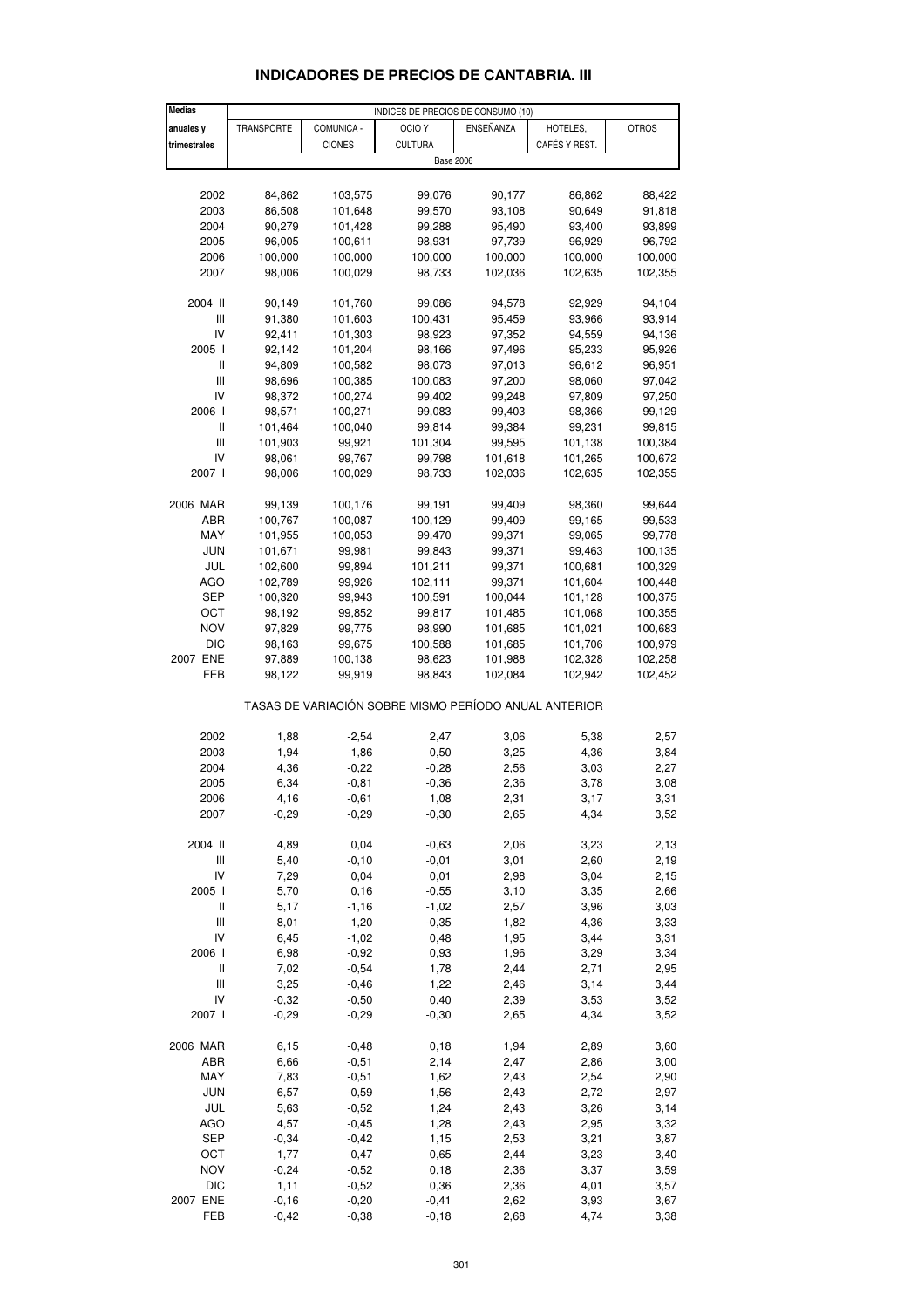# INDICADORES DE PRECIOS DE CANTABRIA. III

| Medias anuales y trimestrales | INDICES DE PRECIOS DE CONSUMO (10) | | | | | |
|---|---|---|---|---|---|---|
| | TRANSPORTE | COMUNICA - CIONES | OCIO Y CULTURA | ENSEÑANZA | HOTELES, CAFÉS Y REST. | OTROS |
| | Base 2006 | | | | | |
| 2002 | 84,862 | 103,575 | 99,076 | 90,177 | 86,862 | 88,422 |
| 2003 | 86,508 | 101,648 | 99,570 | 93,108 | 90,649 | 91,818 |
| 2004 | 90,279 | 101,428 | 99,288 | 95,490 | 93,400 | 93,899 |
| 2005 | 96,005 | 100,611 | 98,931 | 97,739 | 96,929 | 96,792 |
| 2006 | 100,000 | 100,000 | 100,000 | 100,000 | 100,000 | 100,000 |
| 2007 | 98,006 | 100,029 | 98,733 | 102,036 | 102,635 | 102,355 |
| 2004 II | 90,149 | 101,760 | 99,086 | 94,578 | 92,929 | 94,104 |
| III | 91,380 | 101,603 | 100,431 | 95,459 | 93,966 | 93,914 |
| IV | 92,411 | 101,303 | 98,923 | 97,352 | 94,559 | 94,136 |
| 2005 I | 92,142 | 101,204 | 98,166 | 97,496 | 95,233 | 95,926 |
| II | 94,809 | 100,582 | 98,073 | 97,013 | 96,612 | 96,951 |
| III | 98,696 | 100,385 | 100,083 | 97,200 | 98,060 | 97,042 |
| IV | 98,372 | 100,274 | 99,402 | 99,248 | 97,809 | 97,250 |
| 2006 I | 98,571 | 100,271 | 99,083 | 99,403 | 98,366 | 99,129 |
| II | 101,464 | 100,040 | 99,814 | 99,384 | 99,231 | 99,815 |
| III | 101,903 | 99,921 | 101,304 | 99,595 | 101,138 | 100,384 |
| IV | 98,061 | 99,767 | 99,798 | 101,618 | 101,265 | 100,672 |
| 2007 I | 98,006 | 100,029 | 98,733 | 102,036 | 102,635 | 102,355 |
| 2006 MAR | 99,139 | 100,176 | 99,191 | 99,409 | 98,360 | 99,644 |
| ABR | 100,767 | 100,087 | 100,129 | 99,409 | 99,165 | 99,533 |
| MAY | 101,955 | 100,053 | 99,470 | 99,371 | 99,065 | 99,778 |
| JUN | 101,671 | 99,981 | 99,843 | 99,371 | 99,463 | 100,135 |
| JUL | 102,600 | 99,894 | 101,211 | 99,371 | 100,681 | 100,329 |
| AGO | 102,789 | 99,926 | 102,111 | 99,371 | 101,604 | 100,448 |
| SEP | 100,320 | 99,943 | 100,591 | 100,044 | 101,128 | 100,375 |
| OCT | 98,192 | 99,852 | 99,817 | 101,485 | 101,068 | 100,355 |
| NOV | 97,829 | 99,775 | 98,990 | 101,685 | 101,021 | 100,683 |
| DIC | 98,163 | 99,675 | 100,588 | 101,685 | 101,706 | 100,979 |
| 2007 ENE | 97,889 | 100,138 | 98,623 | 101,988 | 102,328 | 102,258 |
| FEB | 98,122 | 99,919 | 98,843 | 102,084 | 102,942 | 102,452 |
| | TASAS DE VARIACIÓN SOBRE MISMO PERÍODO ANUAL ANTERIOR | | | | | |
| 2002 | 1,88 | -2,54 | 2,47 | 3,06 | 5,38 | 2,57 |
| 2003 | 1,94 | -1,86 | 0,50 | 3,25 | 4,36 | 3,84 |
| 2004 | 4,36 | -0,22 | -0,28 | 2,56 | 3,03 | 2,27 |
| 2005 | 6,34 | -0,81 | -0,36 | 2,36 | 3,78 | 3,08 |
| 2006 | 4,16 | -0,61 | 1,08 | 2,31 | 3,17 | 3,31 |
| 2007 | -0,29 | -0,29 | -0,30 | 2,65 | 4,34 | 3,52 |
| 2004 II | 4,89 | 0,04 | -0,63 | 2,06 | 3,23 | 2,13 |
| III | 5,40 | -0,10 | -0,01 | 3,01 | 2,60 | 2,19 |
| IV | 7,29 | 0,04 | 0,01 | 2,98 | 3,04 | 2,15 |
| 2005 I | 5,70 | 0,16 | -0,55 | 3,10 | 3,35 | 2,66 |
| II | 5,17 | -1,16 | -1,02 | 2,57 | 3,96 | 3,03 |
| III | 8,01 | -1,20 | -0,35 | 1,82 | 4,36 | 3,33 |
| IV | 6,45 | -1,02 | 0,48 | 1,95 | 3,44 | 3,31 |
| 2006 I | 6,98 | -0,92 | 0,93 | 1,96 | 3,29 | 3,34 |
| II | 7,02 | -0,54 | 1,78 | 2,44 | 2,71 | 2,95 |
| III | 3,25 | -0,46 | 1,22 | 2,46 | 3,14 | 3,44 |
| IV | -0,32 | -0,50 | 0,40 | 2,39 | 3,53 | 3,52 |
| 2007 I | -0,29 | -0,29 | -0,30 | 2,65 | 4,34 | 3,52 |
| 2006 MAR | 6,15 | -0,48 | 0,18 | 1,94 | 2,89 | 3,60 |
| ABR | 6,66 | -0,51 | 2,14 | 2,47 | 2,86 | 3,00 |
| MAY | 7,83 | -0,51 | 1,62 | 2,43 | 2,54 | 2,90 |
| JUN | 6,57 | -0,59 | 1,56 | 2,43 | 2,72 | 2,97 |
| JUL | 5,63 | -0,52 | 1,24 | 2,43 | 3,26 | 3,14 |
| AGO | 4,57 | -0,45 | 1,28 | 2,43 | 2,95 | 3,32 |
| SEP | -0,34 | -0,42 | 1,15 | 2,53 | 3,21 | 3,87 |
| OCT | -1,77 | -0,47 | 0,65 | 2,44 | 3,23 | 3,40 |
| NOV | -0,24 | -0,52 | 0,18 | 2,36 | 3,37 | 3,59 |
| DIC | 1,11 | -0,52 | 0,36 | 2,36 | 4,01 | 3,57 |
| 2007 ENE | -0,16 | -0,20 | -0,41 | 2,62 | 3,93 | 3,67 |
| FEB | -0,42 | -0,38 | -0,18 | 2,68 | 4,74 | 3,38 |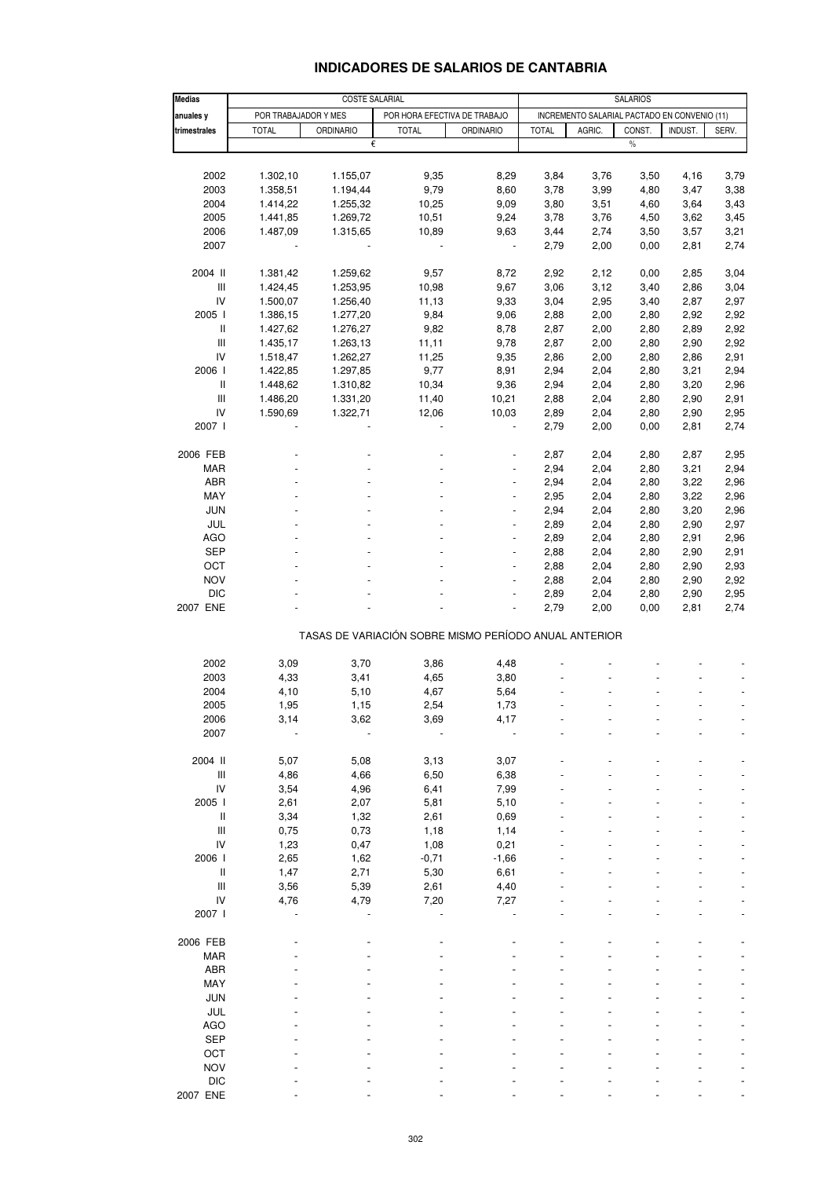# INDICADORES DE SALARIOS DE CANTABRIA

| Medias anuales y trimestrales | COSTE SALARIAL | | | | SALARIOS | | | | |
|---|---|---|---|---|---|---|---|---|---|
| | POR TRABAJADOR Y MES | | POR HORA EFECTIVA DE TRABAJO | | INCREMENTO SALARIAL PACTADO EN CONVENIO (11) | | | | |
| | TOTAL | ORDINARIO | TOTAL | ORDINARIO | TOTAL | AGRIC. | CONST. | INDUST. | SERV. |
| | € | | | | % | | | | |
| 2002 | 1.302,10 | 1.155,07 | 9,35 | 8,29 | 3,84 | 3,76 | 3,50 | 4,16 | 3,79 |
| 2003 | 1.358,51 | 1.194,44 | 9,79 | 8,60 | 3,78 | 3,99 | 4,80 | 3,47 | 3,38 |
| 2004 | 1.414,22 | 1.255,32 | 10,25 | 9,09 | 3,80 | 3,51 | 4,60 | 3,64 | 3,43 |
| 2005 | 1.441,85 | 1.269,72 | 10,51 | 9,24 | 3,78 | 3,76 | 4,50 | 3,62 | 3,45 |
| 2006 | 1.487,09 | 1.315,65 | 10,89 | 9,63 | 3,44 | 2,74 | 3,50 | 3,57 | 3,21 |
| 2007 | - | - | - | - | 2,79 | 2,00 | 0,00 | 2,81 | 2,74 |
| 2004 II | 1.381,42 | 1.259,62 | 9,57 | 8,72 | 2,92 | 2,12 | 0,00 | 2,85 | 3,04 |
| III | 1.424,45 | 1.253,95 | 10,98 | 9,67 | 3,06 | 3,12 | 3,40 | 2,86 | 3,04 |
| IV | 1.500,07 | 1.256,40 | 11,13 | 9,33 | 3,04 | 2,95 | 3,40 | 2,87 | 2,97 |
| 2005 I | 1.386,15 | 1.277,20 | 9,84 | 9,06 | 2,88 | 2,00 | 2,80 | 2,92 | 2,92 |
| II | 1.427,62 | 1.276,27 | 9,82 | 8,78 | 2,87 | 2,00 | 2,80 | 2,89 | 2,92 |
| III | 1.435,17 | 1.263,13 | 11,11 | 9,78 | 2,87 | 2,00 | 2,80 | 2,90 | 2,92 |
| IV | 1.518,47 | 1.262,27 | 11,25 | 9,35 | 2,86 | 2,00 | 2,80 | 2,86 | 2,91 |
| 2006 I | 1.422,85 | 1.297,85 | 9,77 | 8,91 | 2,94 | 2,04 | 2,80 | 3,21 | 2,94 |
| II | 1.448,62 | 1.310,82 | 10,34 | 9,36 | 2,94 | 2,04 | 2,80 | 3,20 | 2,96 |
| III | 1.486,20 | 1.331,20 | 11,40 | 10,21 | 2,88 | 2,04 | 2,80 | 2,90 | 2,91 |
| IV | 1.590,69 | 1.322,71 | 12,06 | 10,03 | 2,89 | 2,04 | 2,80 | 2,90 | 2,95 |
| 2007 I | - | - | - | - | 2,79 | 2,00 | 0,00 | 2,81 | 2,74 |
| 2006 FEB | - | - | - | - | 2,87 | 2,04 | 2,80 | 2,87 | 2,95 |
| MAR | - | - | - | - | 2,94 | 2,04 | 2,80 | 3,21 | 2,94 |
| ABR | - | - | - | - | 2,94 | 2,04 | 2,80 | 3,22 | 2,96 |
| MAY | - | - | - | - | 2,95 | 2,04 | 2,80 | 3,22 | 2,96 |
| JUN | - | - | - | - | 2,94 | 2,04 | 2,80 | 3,20 | 2,96 |
| JUL | - | - | - | - | 2,89 | 2,04 | 2,80 | 2,90 | 2,97 |
| AGO | - | - | - | - | 2,89 | 2,04 | 2,80 | 2,91 | 2,96 |
| SEP | - | - | - | - | 2,88 | 2,04 | 2,80 | 2,90 | 2,91 |
| OCT | - | - | - | - | 2,88 | 2,04 | 2,80 | 2,90 | 2,93 |
| NOV | - | - | - | - | 2,88 | 2,04 | 2,80 | 2,90 | 2,92 |
| DIC | - | - | - | - | 2,89 | 2,04 | 2,80 | 2,90 | 2,95 |
| 2007 ENE | - | - | - | - | 2,79 | 2,00 | 0,00 | 2,81 | 2,74 |
| | TASAS DE VARIACIÓN SOBRE MISMO PERÍODO ANUAL ANTERIOR | | | | | | | | |
| 2002 | 3,09 | 3,70 | 3,86 | 4,48 | - | - | - | - | - |
| 2003 | 4,33 | 3,41 | 4,65 | 3,80 | - | - | - | - | - |
| 2004 | 4,10 | 5,10 | 4,67 | 5,64 | - | - | - | - | - |
| 2005 | 1,95 | 1,15 | 2,54 | 1,73 | - | - | - | - | - |
| 2006 | 3,14 | 3,62 | 3,69 | 4,17 | - | - | - | - | - |
| 2007 | - | - | - | - | - | - | - | - | - |
| 2004 II | 5,07 | 5,08 | 3,13 | 3,07 | - | - | - | - | - |
| III | 4,86 | 4,66 | 6,50 | 6,38 | - | - | - | - | - |
| IV | 3,54 | 4,96 | 6,41 | 7,99 | - | - | - | - | - |
| 2005 I | 2,61 | 2,07 | 5,81 | 5,10 | - | - | - | - | - |
| II | 3,34 | 1,32 | 2,61 | 0,69 | - | - | - | - | - |
| III | 0,75 | 0,73 | 1,18 | 1,14 | - | - | - | - | - |
| IV | 1,23 | 0,47 | 1,08 | 0,21 | - | - | - | - | - |
| 2006 I | 2,65 | 1,62 | -0,71 | -1,66 | - | - | - | - | - |
| II | 1,47 | 2,71 | 5,30 | 6,61 | - | - | - | - | - |
| III | 3,56 | 5,39 | 2,61 | 4,40 | - | - | - | - | - |
| IV | 4,76 | 4,79 | 7,20 | 7,27 | - | - | - | - | - |
| 2007 I | - | - | - | - | - | - | - | - | - |
| 2006 FEB | - | - | - | - | - | - | - | - | - |
| MAR | - | - | - | - | - | - | - | - | - |
| ABR | - | - | - | - | - | - | - | - | - |
| MAY | - | - | - | - | - | - | - | - | - |
| JUN | - | - | - | - | - | - | - | - | - |
| JUL | - | - | - | - | - | - | - | - | - |
| AGO | - | - | - | - | - | - | - | - | - |
| SEP | - | - | - | - | - | - | - | - | - |
| OCT | - | - | - | - | - | - | - | - | - |
| NOV | - | - | - | - | - | - | - | - | - |
| DIC | - | - | - | - | - | - | - | - | - |
| 2007 ENE | - | - | - | - | - | - | - | - | - |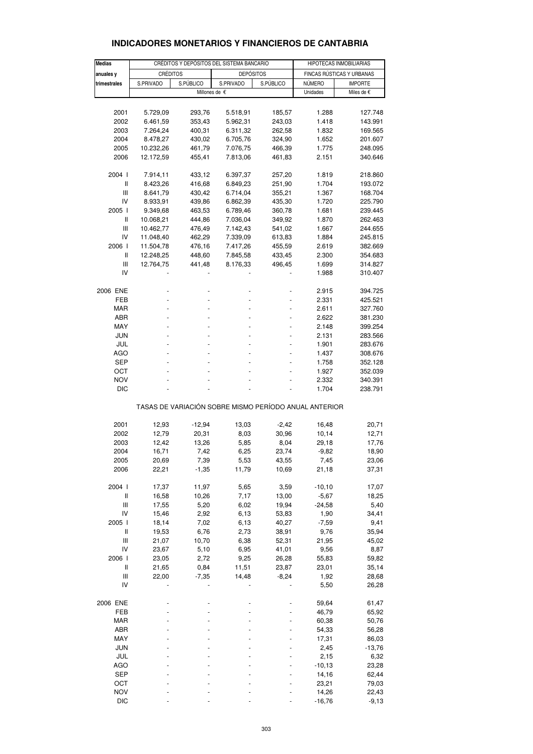# INDICADORES MONETARIOS Y FINANCIEROS DE CANTABRIA

| Medias anuales y trimestrales | CRÉDITOS Y DEPÓSITOS DEL SISTEMA BANCARIO | | | | HIPOTECAS INMOBILIARIAS | |
|---|---|---|---|---|---|---|
| | CRÉDITOS | | DEPÓSITOS | | FINCAS RÚSTICAS Y URBANAS | |
| | S.PRIVADO | S.PÚBLICO | S.PRIVADO | S.PÚBLICO | NÚMERO | IMPORTE |
| | Millones de € | | | | Unidades | Miles de € |
| 2001 | 5.729,09 | 293,76 | 5.518,91 | 185,57 | 1.288 | 127.748 |
| 2002 | 6.461,59 | 353,43 | 5.962,31 | 243,03 | 1.418 | 143.991 |
| 2003 | 7.264,24 | 400,31 | 6.311,32 | 262,58 | 1.832 | 169.565 |
| 2004 | 8.478,27 | 430,02 | 6.705,76 | 324,90 | 1.652 | 201.607 |
| 2005 | 10.232,26 | 461,79 | 7.076,75 | 466,39 | 1.775 | 248.095 |
| 2006 | 12.172,59 | 455,41 | 7.813,06 | 461,83 | 2.151 | 340.646 |
| 2004 I | 7.914,11 | 433,12 | 6.397,37 | 257,20 | 1.819 | 218.860 |
| II | 8.423,26 | 416,68 | 6.849,23 | 251,90 | 1.704 | 193.072 |
| III | 8.641,79 | 430,42 | 6.714,04 | 355,21 | 1.367 | 168.704 |
| IV | 8.933,91 | 439,86 | 6.862,39 | 435,30 | 1.720 | 225.790 |
| 2005 I | 9.349,68 | 463,53 | 6.789,46 | 360,78 | 1.681 | 239.445 |
| II | 10.068,21 | 444,86 | 7.036,04 | 349,92 | 1.870 | 262.463 |
| III | 10.462,77 | 476,49 | 7.142,43 | 541,02 | 1.667 | 244.655 |
| IV | 11.048,40 | 462,29 | 7.339,09 | 613,83 | 1.884 | 245.815 |
| 2006 I | 11.504,78 | 476,16 | 7.417,26 | 455,59 | 2.619 | 382.669 |
| II | 12.248,25 | 448,60 | 7.845,58 | 433,45 | 2.300 | 354.683 |
| III | 12.764,75 | 441,48 | 8.176,33 | 496,45 | 1.699 | 314.827 |
| IV | - | - | - | - | 1.988 | 310.407 |
| 2006 ENE | - | - | - | - | 2.915 | 394.725 |
| FEB | - | - | - | - | 2.331 | 425.521 |
| MAR | - | - | - | - | 2.611 | 327.760 |
| ABR | - | - | - | - | 2.622 | 381.230 |
| MAY | - | - | - | - | 2.148 | 399.254 |
| JUN | - | - | - | - | 2.131 | 283.566 |
| JUL | - | - | - | - | 1.901 | 283.676 |
| AGO | - | - | - | - | 1.437 | 308.676 |
| SEP | - | - | - | - | 1.758 | 352.128 |
| OCT | - | - | - | - | 1.927 | 352.039 |
| NOV | - | - | - | - | 2.332 | 340.391 |
| DIC | - | - | - | - | 1.704 | 238.791 |
| TASAS DE VARIACIÓN SOBRE MISMO PERÍODO ANUAL ANTERIOR | | | | | | |
| 2001 | 12,93 | -12,94 | 13,03 | -2,42 | 16,48 | 20,71 |
| 2002 | 12,79 | 20,31 | 8,03 | 30,96 | 10,14 | 12,71 |
| 2003 | 12,42 | 13,26 | 5,85 | 8,04 | 29,18 | 17,76 |
| 2004 | 16,71 | 7,42 | 6,25 | 23,74 | -9,82 | 18,90 |
| 2005 | 20,69 | 7,39 | 5,53 | 43,55 | 7,45 | 23,06 |
| 2006 | 22,21 | -1,35 | 11,79 | 10,69 | 21,18 | 37,31 |
| 2004 I | 17,37 | 11,97 | 5,65 | 3,59 | -10,10 | 17,07 |
| II | 16,58 | 10,26 | 7,17 | 13,00 | -5,67 | 18,25 |
| III | 17,55 | 5,20 | 6,02 | 19,94 | -24,58 | 5,40 |
| IV | 15,46 | 2,92 | 6,13 | 53,83 | 1,90 | 34,41 |
| 2005 I | 18,14 | 7,02 | 6,13 | 40,27 | -7,59 | 9,41 |
| II | 19,53 | 6,76 | 2,73 | 38,91 | 9,76 | 35,94 |
| III | 21,07 | 10,70 | 6,38 | 52,31 | 21,95 | 45,02 |
| IV | 23,67 | 5,10 | 6,95 | 41,01 | 9,56 | 8,87 |
| 2006 I | 23,05 | 2,72 | 9,25 | 26,28 | 55,83 | 59,82 |
| II | 21,65 | 0,84 | 11,51 | 23,87 | 23,01 | 35,14 |
| III | 22,00 | -7,35 | 14,48 | -8,24 | 1,92 | 28,68 |
| IV | - | - | - | - | 5,50 | 26,28 |
| 2006 ENE | - | - | - | - | 59,64 | 61,47 |
| FEB | - | - | - | - | 46,79 | 65,92 |
| MAR | - | - | - | - | 60,38 | 50,76 |
| ABR | - | - | - | - | 54,33 | 56,28 |
| MAY | - | - | - | - | 17,31 | 86,03 |
| JUN | - | - | - | - | 2,45 | -13,76 |
| JUL | - | - | - | - | 2,15 | 6,32 |
| AGO | - | - | - | - | -10,13 | 23,28 |
| SEP | - | - | - | - | 14,16 | 62,44 |
| OCT | - | - | - | - | 23,21 | 79,03 |
| NOV | - | - | - | - | 14,26 | 22,43 |
| DIC | - | - | - | - | -16,76 | -9,13 |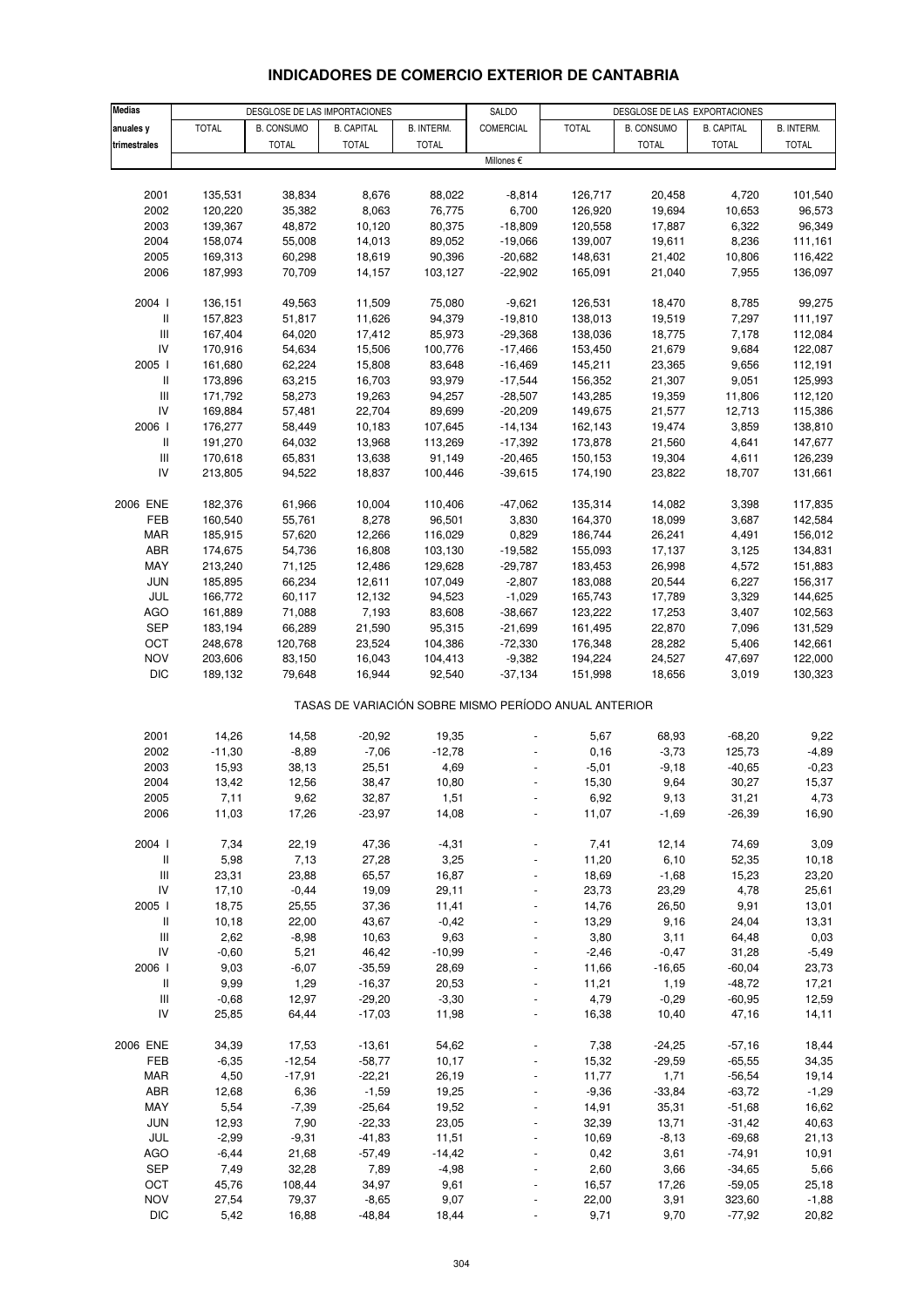# INDICADORES DE COMERCIO EXTERIOR DE CANTABRIA

| Medias anuales y trimestrales | DESGLOSE DE LAS IMPORTACIONES | | | | SALDO | DESGLOSE DE LAS EXPORTACIONES | | | |
|---|---|---|---|---|---|---|---|---|---|
| | TOTAL | B. CONSUMO TOTAL | B. CAPITAL TOTAL | B. INTERM. TOTAL | COMERCIAL | TOTAL | B. CONSUMO TOTAL | B. CAPITAL TOTAL | B. INTERM. TOTAL |
| | | | | | Millones € | | | | |
| 2001 | 135,531 | 38,834 | 8,676 | 88,022 | -8,814 | 126,717 | 20,458 | 4,720 | 101,540 |
| 2002 | 120,220 | 35,382 | 8,063 | 76,775 | 6,700 | 126,920 | 19,694 | 10,653 | 96,573 |
| 2003 | 139,367 | 48,872 | 10,120 | 80,375 | -18,809 | 120,558 | 17,887 | 6,322 | 96,349 |
| 2004 | 158,074 | 55,008 | 14,013 | 89,052 | -19,066 | 139,007 | 19,611 | 8,236 | 111,161 |
| 2005 | 169,313 | 60,298 | 18,619 | 90,396 | -20,682 | 148,631 | 21,402 | 10,806 | 116,422 |
| 2006 | 187,993 | 70,709 | 14,157 | 103,127 | -22,902 | 165,091 | 21,040 | 7,955 | 136,097 |
| 2004 I | 136,151 | 49,563 | 11,509 | 75,080 | -9,621 | 126,531 | 18,470 | 8,785 | 99,275 |
| II | 157,823 | 51,817 | 11,626 | 94,379 | -19,810 | 138,013 | 19,519 | 7,297 | 111,197 |
| III | 167,404 | 64,020 | 17,412 | 85,973 | -29,368 | 138,036 | 18,775 | 7,178 | 112,084 |
| IV | 170,916 | 54,634 | 15,506 | 100,776 | -17,466 | 153,450 | 21,679 | 9,684 | 122,087 |
| 2005 I | 161,680 | 62,224 | 15,808 | 83,648 | -16,469 | 145,211 | 23,365 | 9,656 | 112,191 |
| II | 173,896 | 63,215 | 16,703 | 93,979 | -17,544 | 156,352 | 21,307 | 9,051 | 125,993 |
| III | 171,792 | 58,273 | 19,263 | 94,257 | -28,507 | 143,285 | 19,359 | 11,806 | 112,120 |
| IV | 169,884 | 57,481 | 22,704 | 89,699 | -20,209 | 149,675 | 21,577 | 12,713 | 115,386 |
| 2006 I | 176,277 | 58,449 | 10,183 | 107,645 | -14,134 | 162,143 | 19,474 | 3,859 | 138,810 |
| II | 191,270 | 64,032 | 13,968 | 113,269 | -17,392 | 173,878 | 21,560 | 4,641 | 147,677 |
| III | 170,618 | 65,831 | 13,638 | 91,149 | -20,465 | 150,153 | 19,304 | 4,611 | 126,239 |
| IV | 213,805 | 94,522 | 18,837 | 100,446 | -39,615 | 174,190 | 23,822 | 18,707 | 131,661 |
| 2006 ENE | 182,376 | 61,966 | 10,004 | 110,406 | -47,062 | 135,314 | 14,082 | 3,398 | 117,835 |
| FEB | 160,540 | 55,761 | 8,278 | 96,501 | 3,830 | 164,370 | 18,099 | 3,687 | 142,584 |
| MAR | 185,915 | 57,620 | 12,266 | 116,029 | 0,829 | 186,744 | 26,241 | 4,491 | 156,012 |
| ABR | 174,675 | 54,736 | 16,808 | 103,130 | -19,582 | 155,093 | 17,137 | 3,125 | 134,831 |
| MAY | 213,240 | 71,125 | 12,486 | 129,628 | -29,787 | 183,453 | 26,998 | 4,572 | 151,883 |
| JUN | 185,895 | 66,234 | 12,611 | 107,049 | -2,807 | 183,088 | 20,544 | 6,227 | 156,317 |
| JUL | 166,772 | 60,117 | 12,132 | 94,523 | -1,029 | 165,743 | 17,789 | 3,329 | 144,625 |
| AGO | 161,889 | 71,088 | 7,193 | 83,608 | -38,667 | 123,222 | 17,253 | 3,407 | 102,563 |
| SEP | 183,194 | 66,289 | 21,590 | 95,315 | -21,699 | 161,495 | 22,870 | 7,096 | 131,529 |
| OCT | 248,678 | 120,768 | 23,524 | 104,386 | -72,330 | 176,348 | 28,282 | 5,406 | 142,661 |
| NOV | 203,606 | 83,150 | 16,043 | 104,413 | -9,382 | 194,224 | 24,527 | 47,697 | 122,000 |
| DIC | 189,132 | 79,648 | 16,944 | 92,540 | -37,134 | 151,998 | 18,656 | 3,019 | 130,323 |
| | | | | TASAS DE VARIACIÓN SOBRE MISMO PERÍODO ANUAL ANTERIOR | | | | | |
| 2001 | 14,26 | 14,58 | -20,92 | 19,35 | - | 5,67 | 68,93 | -68,20 | 9,22 |
| 2002 | -11,30 | -8,89 | -7,06 | -12,78 | - | 0,16 | -3,73 | 125,73 | -4,89 |
| 2003 | 15,93 | 38,13 | 25,51 | 4,69 | - | -5,01 | -9,18 | -40,65 | -0,23 |
| 2004 | 13,42 | 12,56 | 38,47 | 10,80 | - | 15,30 | 9,64 | 30,27 | 15,37 |
| 2005 | 7,11 | 9,62 | 32,87 | 1,51 | - | 6,92 | 9,13 | 31,21 | 4,73 |
| 2006 | 11,03 | 17,26 | -23,97 | 14,08 | - | 11,07 | -1,69 | -26,39 | 16,90 |
| 2004 I | 7,34 | 22,19 | 47,36 | -4,31 | - | 7,41 | 12,14 | 74,69 | 3,09 |
| II | 5,98 | 7,13 | 27,28 | 3,25 | - | 11,20 | 6,10 | 52,35 | 10,18 |
| III | 23,31 | 23,88 | 65,57 | 16,87 | - | 18,69 | -1,68 | 15,23 | 23,20 |
| IV | 17,10 | -0,44 | 19,09 | 29,11 | - | 23,73 | 23,29 | 4,78 | 25,61 |
| 2005 I | 18,75 | 25,55 | 37,36 | 11,41 | - | 14,76 | 26,50 | 9,91 | 13,01 |
| II | 10,18 | 22,00 | 43,67 | -0,42 | - | 13,29 | 9,16 | 24,04 | 13,31 |
| III | 2,62 | -8,98 | 10,63 | 9,63 | - | 3,80 | 3,11 | 64,48 | 0,03 |
| IV | -0,60 | 5,21 | 46,42 | -10,99 | - | -2,46 | -0,47 | 31,28 | -5,49 |
| 2006 I | 9,03 | -6,07 | -35,59 | 28,69 | - | 11,66 | -16,65 | -60,04 | 23,73 |
| II | 9,99 | 1,29 | -16,37 | 20,53 | - | 11,21 | 1,19 | -48,72 | 17,21 |
| III | -0,68 | 12,97 | -29,20 | -3,30 | - | 4,79 | -0,29 | -60,95 | 12,59 |
| IV | 25,85 | 64,44 | -17,03 | 11,98 | - | 16,38 | 10,40 | 47,16 | 14,11 |
| 2006 ENE | 34,39 | 17,53 | -13,61 | 54,62 | - | 7,38 | -24,25 | -57,16 | 18,44 |
| FEB | -6,35 | -12,54 | -58,77 | 10,17 | - | 15,32 | -29,59 | -65,55 | 34,35 |
| MAR | 4,50 | -17,91 | -22,21 | 26,19 | - | 11,77 | 1,71 | -56,54 | 19,14 |
| ABR | 12,68 | 6,36 | -1,59 | 19,25 | - | -9,36 | -33,84 | -63,72 | -1,29 |
| MAY | 5,54 | -7,39 | -25,64 | 19,52 | - | 14,91 | 35,31 | -51,68 | 16,62 |
| JUN | 12,93 | 7,90 | -22,33 | 23,05 | - | 32,39 | 13,71 | -31,42 | 40,63 |
| JUL | -2,99 | -9,31 | -41,83 | 11,51 | - | 10,69 | -8,13 | -69,68 | 21,13 |
| AGO | -6,44 | 21,68 | -57,49 | -14,42 | - | 0,42 | 3,61 | -74,91 | 10,91 |
| SEP | 7,49 | 32,28 | 7,89 | -4,98 | - | 2,60 | 3,66 | -34,65 | 5,66 |
| OCT | 45,76 | 108,44 | 34,97 | 9,61 | - | 16,57 | 17,26 | -59,05 | 25,18 |
| NOV | 27,54 | 79,37 | -8,65 | 9,07 | - | 22,00 | 3,91 | 323,60 | -1,88 |
| DIC | 5,42 | 16,88 | -48,84 | 18,44 | - | 9,71 | 9,70 | -77,92 | 20,82 |